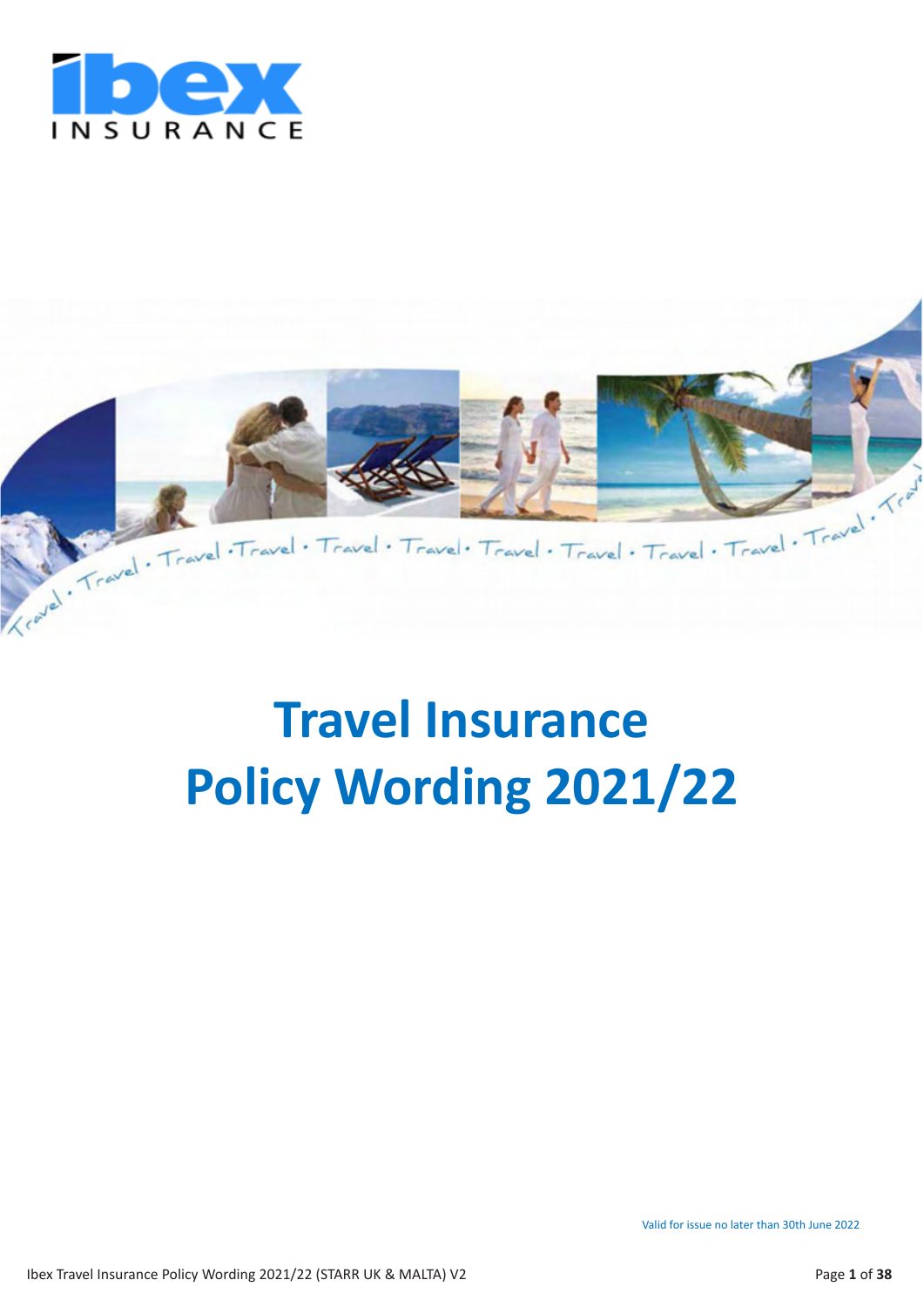ibex INSURANCE

# Travel Insurance Policy Wording 2021/22

Valid for issue no later than 30th June 2022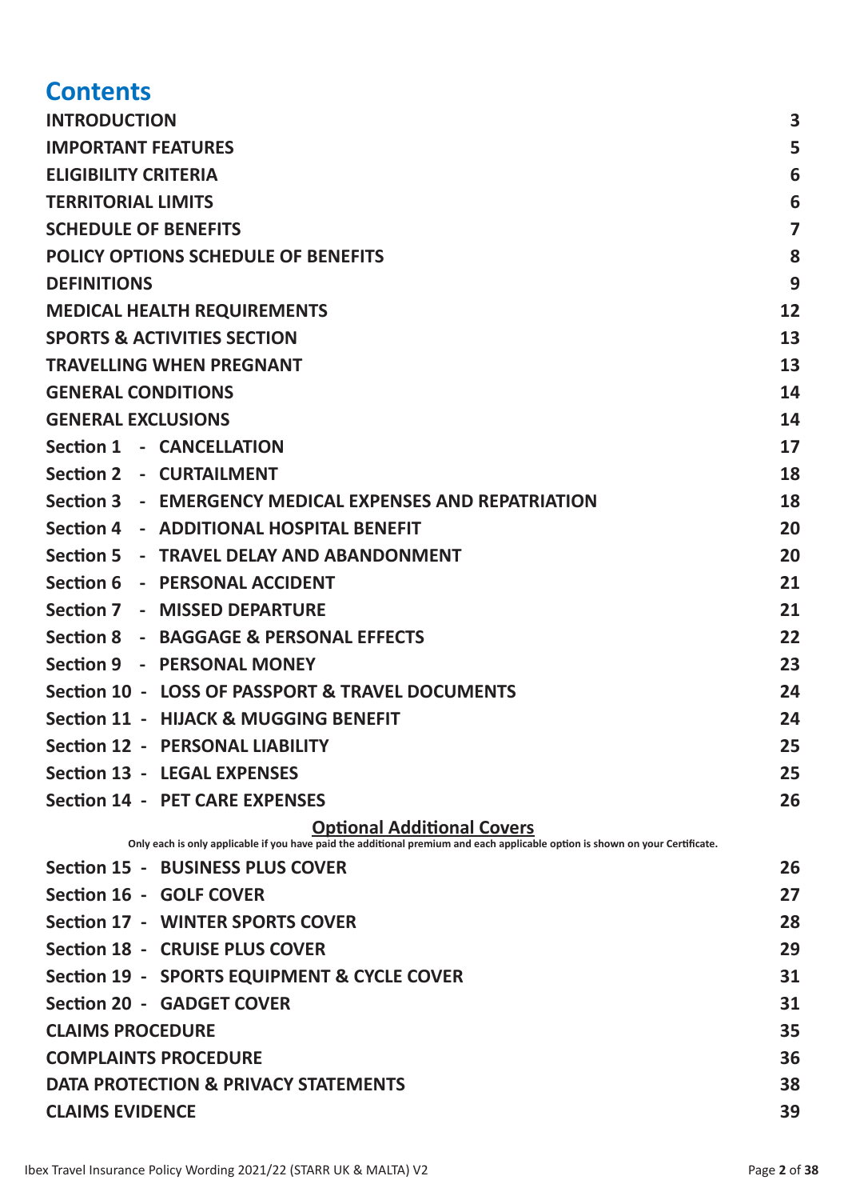# Contents

| | |
|---|---|
| **INTRODUCTION** | **3** |
| **IMPORTANT FEATURES** | **5** |
| **ELIGIBILITY CRITERIA** | **6** |
| **TERRITORIAL LIMITS** | **6** |
| **SCHEDULE OF BENEFITS** | **7** |
| **POLICY OPTIONS SCHEDULE OF BENEFITS** | **8** |
| **DEFINITIONS** | **9** |
| **MEDICAL HEALTH REQUIREMENTS** | **12** |
| **SPORTS & ACTIVITIES SECTION** | **13** |
| **TRAVELLING WHEN PREGNANT** | **13** |
| **GENERAL CONDITIONS** | **14** |
| **GENERAL EXCLUSIONS** | **14** |
| **Section 1 - CANCELLATION** | **17** |
| **Section 2 - CURTAILMENT** | **18** |
| **Section 3 - EMERGENCY MEDICAL EXPENSES AND REPATRIATION** | **18** |
| **Section 4 - ADDITIONAL HOSPITAL BENEFIT** | **20** |
| **Section 5 - TRAVEL DELAY AND ABANDONMENT** | **20** |
| **Section 6 - PERSONAL ACCIDENT** | **21** |
| **Section 7 - MISSED DEPARTURE** | **21** |
| **Section 8 - BAGGAGE & PERSONAL EFFECTS** | **22** |
| **Section 9 - PERSONAL MONEY** | **23** |
| **Section 10 - LOSS OF PASSPORT & TRAVEL DOCUMENTS** | **24** |
| **Section 11 - HIJACK & MUGGING BENEFIT** | **24** |
| **Section 12 - PERSONAL LIABILITY** | **25** |
| **Section 13 - LEGAL EXPENSES** | **25** |
| **Section 14 - PET CARE EXPENSES** | **26** |

**Optional Additional Covers**

**Only each is only applicable if you have paid the additional premium and each applicable option is shown on your Certificate.**

| | |
|---|---|
| **Section 15 - BUSINESS PLUS COVER** | **26** |
| **Section 16 - GOLF COVER** | **27** |
| **Section 17 - WINTER SPORTS COVER** | **28** |
| **Section 18 - CRUISE PLUS COVER** | **29** |
| **Section 19 - SPORTS EQUIPMENT & CYCLE COVER** | **31** |
| **Section 20 - GADGET COVER** | **31** |
| **CLAIMS PROCEDURE** | **35** |
| **COMPLAINTS PROCEDURE** | **36** |
| **DATA PROTECTION & PRIVACY STATEMENTS** | **38** |
| **CLAIMS EVIDENCE** | **39** |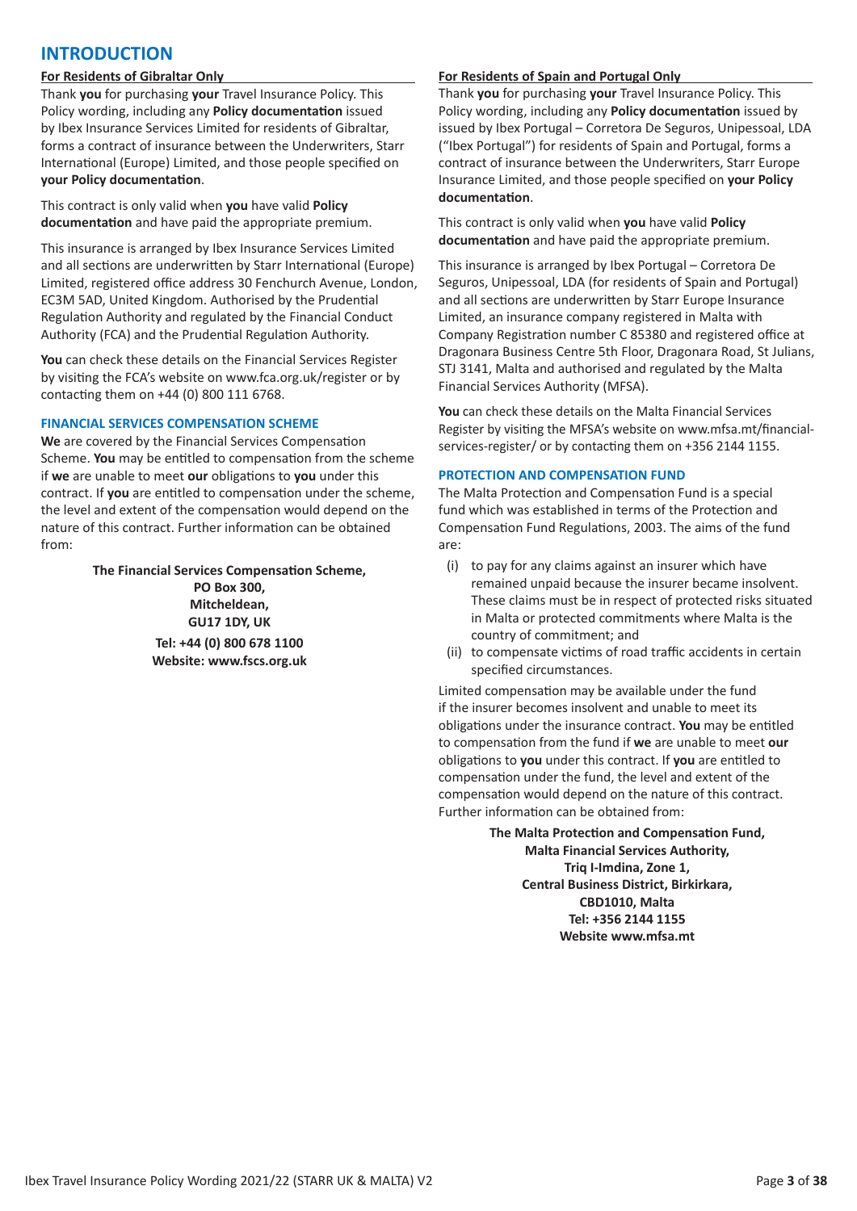# INTRODUCTION

**For Residents of Gibraltar Only**

Thank **you** for purchasing **your** Travel Insurance Policy. This Policy wording, including any **Policy documentation** issued by Ibex Insurance Services Limited for residents of Gibraltar, forms a contract of insurance between the Underwriters, Starr International (Europe) Limited, and those people specified on **your Policy documentation**.

This contract is only valid when **you** have valid **Policy documentation** and have paid the appropriate premium.

This insurance is arranged by Ibex Insurance Services Limited and all sections are underwritten by Starr International (Europe) Limited, registered office address 30 Fenchurch Avenue, London, EC3M 5AD, United Kingdom. Authorised by the Prudential Regulation Authority and regulated by the Financial Conduct Authority (FCA) and the Prudential Regulation Authority.

**You** can check these details on the Financial Services Register by visiting the FCA's website on www.fca.org.uk/register or by contacting them on +44 (0) 800 111 6768.

## FINANCIAL SERVICES COMPENSATION SCHEME

**We** are covered by the Financial Services Compensation Scheme. **You** may be entitled to compensation from the scheme if **we** are unable to meet **our** obligations to **you** under this contract. If **you** are entitled to compensation under the scheme, the level and extent of the compensation would depend on the nature of this contract. Further information can be obtained from:

**The Financial Services Compensation Scheme,**
**PO Box 300,**
**Mitcheldean,**
**GU17 1DY, UK**
**Tel: +44 (0) 800 678 1100**
**Website: www.fscs.org.uk**

**For Residents of Spain and Portugal Only**

Thank **you** for purchasing **your** Travel Insurance Policy. This Policy wording, including any **Policy documentation** issued by issued by Ibex Portugal – Corretora De Seguros, Unipessoal, LDA ("Ibex Portugal") for residents of Spain and Portugal, forms a contract of insurance between the Underwriters, Starr Europe Insurance Limited, and those people specified on **your Policy documentation**.

This contract is only valid when **you** have valid **Policy documentation** and have paid the appropriate premium.

This insurance is arranged by Ibex Portugal – Corretora De Seguros, Unipessoal, LDA (for residents of Spain and Portugal) and all sections are underwritten by Starr Europe Insurance Limited, an insurance company registered in Malta with Company Registration number C 85380 and registered office at Dragonara Business Centre 5th Floor, Dragonara Road, St Julians, STJ 3141, Malta and authorised and regulated by the Malta Financial Services Authority (MFSA).

**You** can check these details on the Malta Financial Services Register by visiting the MFSA's website on www.mfsa.mt/financial-services-register/ or by contacting them on +356 2144 1155.

## PROTECTION AND COMPENSATION FUND

The Malta Protection and Compensation Fund is a special fund which was established in terms of the Protection and Compensation Fund Regulations, 2003. The aims of the fund are:

(i) to pay for any claims against an insurer which have remained unpaid because the insurer became insolvent. These claims must be in respect of protected risks situated in Malta or protected commitments where Malta is the country of commitment; and

(ii) to compensate victims of road traffic accidents in certain specified circumstances.

Limited compensation may be available under the fund if the insurer becomes insolvent and unable to meet its obligations under the insurance contract. **You** may be entitled to compensation from the fund if **we** are unable to meet **our** obligations to **you** under this contract. If **you** are entitled to compensation under the fund, the level and extent of the compensation would depend on the nature of this contract. Further information can be obtained from:

**The Malta Protection and Compensation Fund,**
**Malta Financial Services Authority,**
**Triq l-Imdina, Zone 1,**
**Central Business District, Birkirkara,**
**CBD1010, Malta**
**Tel: +356 2144 1155**
**Website www.mfsa.mt**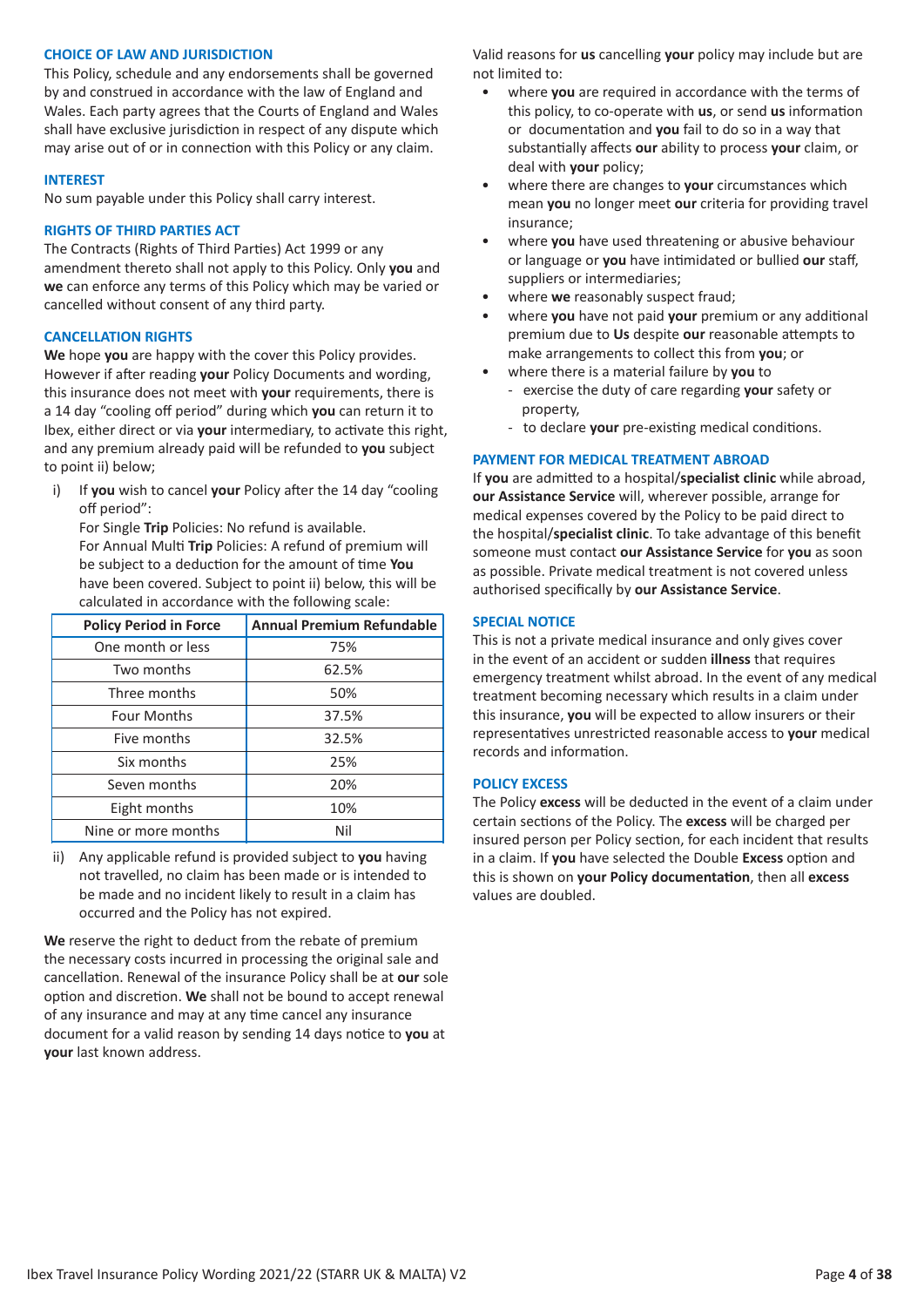## CHOICE OF LAW AND JURISDICTION

This Policy, schedule and any endorsements shall be governed by and construed in accordance with the law of England and Wales. Each party agrees that the Courts of England and Wales shall have exclusive jurisdiction in respect of any dispute which may arise out of or in connection with this Policy or any claim.

## INTEREST

No sum payable under this Policy shall carry interest.

## RIGHTS OF THIRD PARTIES ACT

The Contracts (Rights of Third Parties) Act 1999 or any amendment thereto shall not apply to this Policy. Only **you** and **we** can enforce any terms of this Policy which may be varied or cancelled without consent of any third party.

## CANCELLATION RIGHTS

**We** hope **you** are happy with the cover this Policy provides. However if after reading **your** Policy Documents and wording, this insurance does not meet with **your** requirements, there is a 14 day "cooling off period" during which **you** can return it to Ibex, either direct or via **your** intermediary, to activate this right, and any premium already paid will be refunded to **you** subject to point ii) below;

i) If **you** wish to cancel **your** Policy after the 14 day "cooling off period":
For Single **Trip** Policies: No refund is available.
For Annual Multi **Trip** Policies: A refund of premium will be subject to a deduction for the amount of time **You** have been covered. Subject to point ii) below, this will be calculated in accordance with the following scale:

| Policy Period in Force | Annual Premium Refundable |
|---|---|
| One month or less | 75% |
| Two months | 62.5% |
| Three months | 50% |
| Four Months | 37.5% |
| Five months | 32.5% |
| Six months | 25% |
| Seven months | 20% |
| Eight months | 10% |
| Nine or more months | Nil |

ii) Any applicable refund is provided subject to **you** having not travelled, no claim has been made or is intended to be made and no incident likely to result in a claim has occurred and the Policy has not expired.

**We** reserve the right to deduct from the rebate of premium the necessary costs incurred in processing the original sale and cancellation. Renewal of the insurance Policy shall be at **our** sole option and discretion. **We** shall not be bound to accept renewal of any insurance and may at any time cancel any insurance document for a valid reason by sending 14 days notice to **you** at **your** last known address.

Valid reasons for **us** cancelling **your** policy may include but are not limited to:

- where **you** are required in accordance with the terms of this policy, to co-operate with **us**, or send **us** information or documentation and **you** fail to do so in a way that substantially affects **our** ability to process **your** claim, or deal with **your** policy;
- where there are changes to **your** circumstances which mean **you** no longer meet **our** criteria for providing travel insurance;
- where **you** have used threatening or abusive behaviour or language or **you** have intimidated or bullied **our** staff, suppliers or intermediaries;
- where **we** reasonably suspect fraud;
- where **you** have not paid **your** premium or any additional premium due to **Us** despite **our** reasonable attempts to make arrangements to collect this from **you**; or
- where there is a material failure by **you** to
  - exercise the duty of care regarding **your** safety or property,
  - to declare **your** pre-existing medical conditions.

## PAYMENT FOR MEDICAL TREATMENT ABROAD

If **you** are admitted to a hospital/**specialist clinic** while abroad, **our Assistance Service** will, wherever possible, arrange for medical expenses covered by the Policy to be paid direct to the hospital/**specialist clinic**. To take advantage of this benefit someone must contact **our Assistance Service** for **you** as soon as possible. Private medical treatment is not covered unless authorised specifically by **our Assistance Service**.

## SPECIAL NOTICE

This is not a private medical insurance and only gives cover in the event of an accident or sudden **illness** that requires emergency treatment whilst abroad. In the event of any medical treatment becoming necessary which results in a claim under this insurance, **you** will be expected to allow insurers or their representatives unrestricted reasonable access to **your** medical records and information.

## POLICY EXCESS

The Policy **excess** will be deducted in the event of a claim under certain sections of the Policy. The **excess** will be charged per insured person per Policy section, for each incident that results in a claim. If **you** have selected the Double **Excess** option and this is shown on **your Policy documentation**, then all **excess** values are doubled.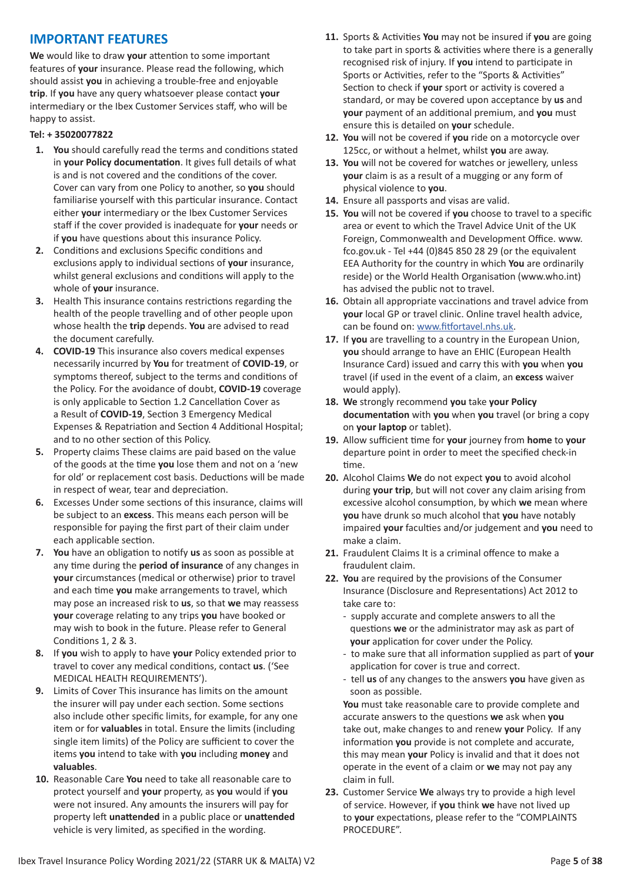## IMPORTANT FEATURES

**We** would like to draw **your** attention to some important features of **your** insurance. Please read the following, which should assist **you** in achieving a trouble-free and enjoyable **trip**. If **you** have any query whatsoever please contact **your** intermediary or the Ibex Customer Services staff, who will be happy to assist.

**Tel: + 35020077822**

1. **You** should carefully read the terms and conditions stated in **your Policy documentation**. It gives full details of what is and is not covered and the conditions of the cover. Cover can vary from one Policy to another, so **you** should familiarise yourself with this particular insurance. Contact either **your** intermediary or the Ibex Customer Services staff if the cover provided is inadequate for **your** needs or if **you** have questions about this insurance Policy.
2. Conditions and exclusions Specific conditions and exclusions apply to individual sections of **your** insurance, whilst general exclusions and conditions will apply to the whole of **your** insurance.
3. Health This insurance contains restrictions regarding the health of the people travelling and of other people upon whose health the **trip** depends. **You** are advised to read the document carefully.
4. **COVID-19** This insurance also covers medical expenses necessarily incurred by **You** for treatment of **COVID-19**, or symptoms thereof, subject to the terms and conditions of the Policy. For the avoidance of doubt, **COVID-19** coverage is only applicable to Section 1.2 Cancellation Cover as a Result of **COVID-19**, Section 3 Emergency Medical Expenses & Repatriation and Section 4 Additional Hospital; and to no other section of this Policy.
5. Property claims These claims are paid based on the value of the goods at the time **you** lose them and not on a 'new for old' or replacement cost basis. Deductions will be made in respect of wear, tear and depreciation.
6. Excesses Under some sections of this insurance, claims will be subject to an **excess**. This means each person will be responsible for paying the first part of their claim under each applicable section.
7. **You** have an obligation to notify **us** as soon as possible at any time during the **period of insurance** of any changes in **your** circumstances (medical or otherwise) prior to travel and each time **you** make arrangements to travel, which may pose an increased risk to **us**, so that **we** may reassess **your** coverage relating to any trips **you** have booked or may wish to book in the future. Please refer to General Conditions 1, 2 & 3.
8. If **you** wish to apply to have **your** Policy extended prior to travel to cover any medical conditions, contact **us**. ('See MEDICAL HEALTH REQUIREMENTS').
9. Limits of Cover This insurance has limits on the amount the insurer will pay under each section. Some sections also include other specific limits, for example, for any one item or for **valuables** in total. Ensure the limits (including single item limits) of the Policy are sufficient to cover the items **you** intend to take with **you** including **money** and **valuables**.
10. Reasonable Care **You** need to take all reasonable care to protect yourself and **your** property, as **you** would if **you** were not insured. Any amounts the insurers will pay for property left **unattended** in a public place or **unattended** vehicle is very limited, as specified in the wording.
11. Sports & Activities **You** may not be insured if **you** are going to take part in sports & activities where there is a generally recognised risk of injury. If **you** intend to participate in Sports or Activities, refer to the "Sports & Activities" Section to check if **your** sport or activity is covered a standard, or may be covered upon acceptance by **us** and **your** payment of an additional premium, and **you** must ensure this is detailed on **your** schedule.
12. **You** will not be covered if **you** ride on a motorcycle over 125cc, or without a helmet, whilst **you** are away.
13. **You** will not be covered for watches or jewellery, unless **your** claim is as a result of a mugging or any form of physical violence to **you**.
14. Ensure all passports and visas are valid.
15. **You** will not be covered if **you** choose to travel to a specific area or event to which the Travel Advice Unit of the UK Foreign, Commonwealth and Development Office. www.fco.gov.uk - Tel +44 (0)845 850 28 29 (or the equivalent EEA Authority for the country in which **You** are ordinarily reside) or the World Health Organisation (www.who.int) has advised the public not to travel.
16. Obtain all appropriate vaccinations and travel advice from **your** local GP or travel clinic. Online travel health advice, can be found on: www.fitfortavel.nhs.uk.
17. If **you** are travelling to a country in the European Union, **you** should arrange to have an EHIC (European Health Insurance Card) issued and carry this with **you** when **you** travel (if used in the event of a claim, an **excess** waiver would apply).
18. **We** strongly recommend **you** take **your Policy documentation** with **you** when **you** travel (or bring a copy on **your laptop** or tablet).
19. Allow sufficient time for **your** journey from **home** to **your** departure point in order to meet the specified check-in time.
20. Alcohol Claims **We** do not expect **you** to avoid alcohol during **your trip**, but will not cover any claim arising from excessive alcohol consumption, by which **we** mean where **you** have drunk so much alcohol that **you** have notably impaired **your** faculties and/or judgement and **you** need to make a claim.
21. Fraudulent Claims It is a criminal offence to make a fraudulent claim.
22. **You** are required by the provisions of the Consumer Insurance (Disclosure and Representations) Act 2012 to take care to:
    - supply accurate and complete answers to all the questions **we** or the administrator may ask as part of **your** application for cover under the Policy.
    - to make sure that all information supplied as part of **your** application for cover is true and correct.
    - tell **us** of any changes to the answers **you** have given as soon as possible.

    **You** must take reasonable care to provide complete and accurate answers to the questions **we** ask when **you** take out, make changes to and renew **your** Policy. If any information **you** provide is not complete and accurate, this may mean **your** Policy is invalid and that it does not operate in the event of a claim or **we** may not pay any claim in full.
23. Customer Service **We** always try to provide a high level of service. However, if **you** think **we** have not lived up to **your** expectations, please refer to the "COMPLAINTS PROCEDURE".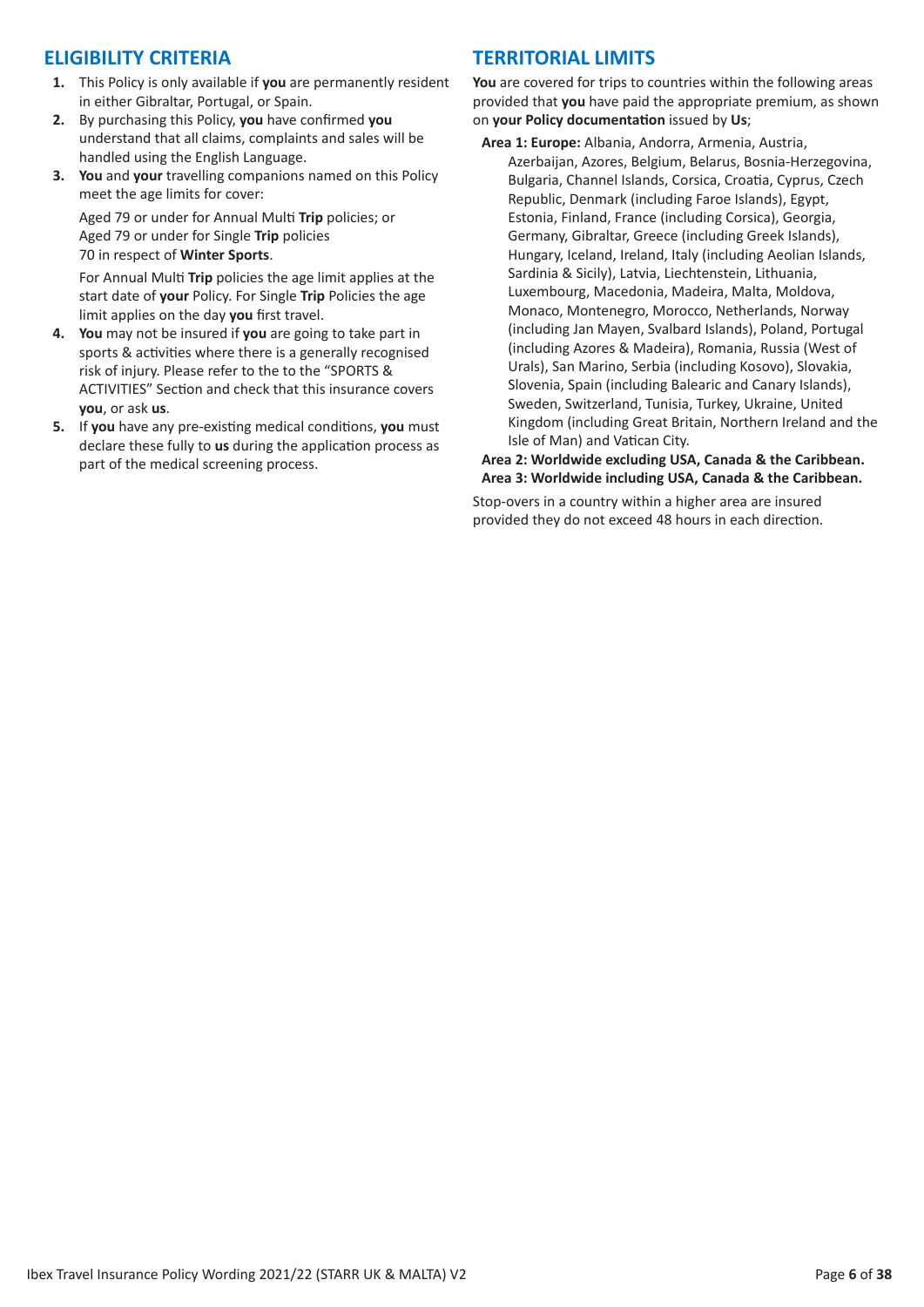## ELIGIBILITY CRITERIA

1. This Policy is only available if **you** are permanently resident in either Gibraltar, Portugal, or Spain.
2. By purchasing this Policy, **you** have confirmed **you** understand that all claims, complaints and sales will be handled using the English Language.
3. **You** and **your** travelling companions named on this Policy meet the age limits for cover:

   Aged 79 or under for Annual Multi **Trip** policies; or
   Aged 79 or under for Single **Trip** policies
   70 in respect of **Winter Sports**.

   For Annual Multi **Trip** policies the age limit applies at the start date of **your** Policy. For Single **Trip** Policies the age limit applies on the day **you** first travel.
4. **You** may not be insured if **you** are going to take part in sports & activities where there is a generally recognised risk of injury. Please refer to the to the "SPORTS & ACTIVITIES" Section and check that this insurance covers **you**, or ask **us**.
5. If **you** have any pre-existing medical conditions, **you** must declare these fully to **us** during the application process as part of the medical screening process.

## TERRITORIAL LIMITS

**You** are covered for trips to countries within the following areas provided that **you** have paid the appropriate premium, as shown on **your Policy documentation** issued by **Us**;

**Area 1: Europe:** Albania, Andorra, Armenia, Austria, Azerbaijan, Azores, Belgium, Belarus, Bosnia-Herzegovina, Bulgaria, Channel Islands, Corsica, Croatia, Cyprus, Czech Republic, Denmark (including Faroe Islands), Egypt, Estonia, Finland, France (including Corsica), Georgia, Germany, Gibraltar, Greece (including Greek Islands), Hungary, Iceland, Ireland, Italy (including Aeolian Islands, Sardinia & Sicily), Latvia, Liechtenstein, Lithuania, Luxembourg, Macedonia, Madeira, Malta, Moldova, Monaco, Montenegro, Morocco, Netherlands, Norway (including Jan Mayen, Svalbard Islands), Poland, Portugal (including Azores & Madeira), Romania, Russia (West of Urals), San Marino, Serbia (including Kosovo), Slovakia, Slovenia, Spain (including Balearic and Canary Islands), Sweden, Switzerland, Tunisia, Turkey, Ukraine, United Kingdom (including Great Britain, Northern Ireland and the Isle of Man) and Vatican City.

**Area 2: Worldwide excluding USA, Canada & the Caribbean.**
**Area 3: Worldwide including USA, Canada & the Caribbean.**

Stop-overs in a country within a higher area are insured provided they do not exceed 48 hours in each direction.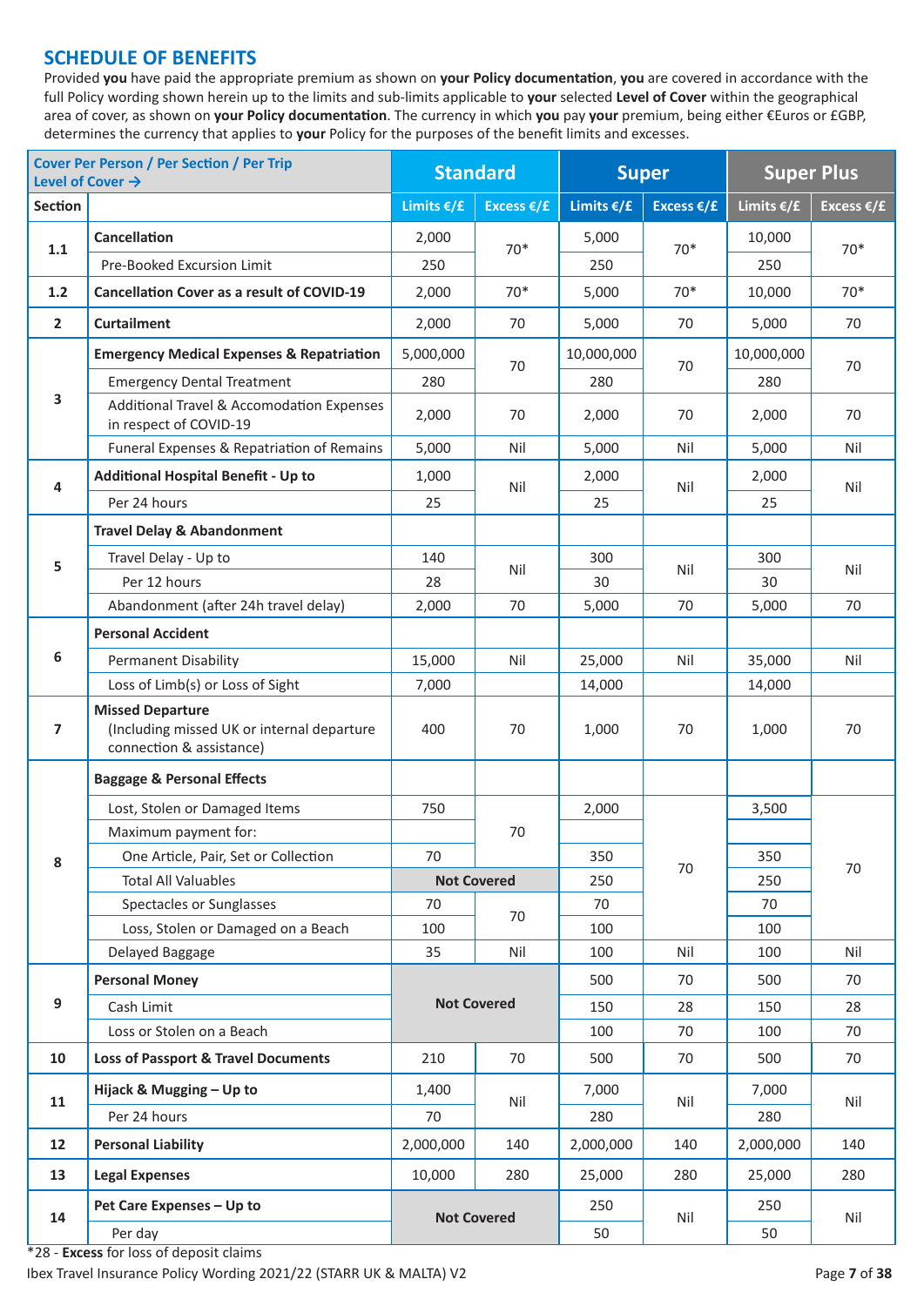## SCHEDULE OF BENEFITS

Provided **you** have paid the appropriate premium as shown on **your Policy documentation**, **you** are covered in accordance with the full Policy wording shown herein up to the limits and sub-limits applicable to **your** selected **Level of Cover** within the geographical area of cover, as shown on **your Policy documentation**. The currency in which **you** pay **your** premium, being either €Euros or £GBP, determines the currency that applies to **your** Policy for the purposes of the benefit limits and excesses.

| Cover Per Person / Per Section / Per Trip<br>Level of Cover → | | Standard | | Super | | Super Plus | |
|---|---|---|---|---|---|---|---|
| **Section** | | **Limits €/£** | **Excess €/£** | **Limits €/£** | **Excess €/£** | **Limits €/£** | **Excess €/£** |
| **1.1** | **Cancellation** | 2,000 | 70* | 5,000 | 70* | 10,000 | 70* |
| | Pre-Booked Excursion Limit | 250 | | 250 | | 250 | |
| **1.2** | **Cancellation Cover as a result of COVID-19** | 2,000 | 70* | 5,000 | 70* | 10,000 | 70* |
| **2** | **Curtailment** | 2,000 | 70 | 5,000 | 70 | 5,000 | 70 |
| **3** | **Emergency Medical Expenses & Repatriation** | 5,000,000 | 70 | 10,000,000 | 70 | 10,000,000 | 70 |
| | Emergency Dental Treatment | 280 | | 280 | | 280 | |
| | Additional Travel & Accomodation Expenses in respect of COVID-19 | 2,000 | 70 | 2,000 | 70 | 2,000 | 70 |
| | Funeral Expenses & Repatriation of Remains | 5,000 | Nil | 5,000 | Nil | 5,000 | Nil |
| **4** | **Additional Hospital Benefit - Up to** | 1,000 | Nil | 2,000 | Nil | 2,000 | Nil |
| | Per 24 hours | 25 | | 25 | | 25 | |
| **5** | **Travel Delay & Abandonment** | | | | | | |
| | Travel Delay - Up to | 140 | Nil | 300 | Nil | 300 | Nil |
| | Per 12 hours | 28 | | 30 | | 30 | |
| | Abandonment (after 24h travel delay) | 2,000 | 70 | 5,000 | 70 | 5,000 | 70 |
| **6** | **Personal Accident** | | | | | | |
| | Permanent Disability | 15,000 | Nil | 25,000 | Nil | 35,000 | Nil |
| | Loss of Limb(s) or Loss of Sight | 7,000 | | 14,000 | | 14,000 | |
| **7** | **Missed Departure**<br>(Including missed UK or internal departure connection & assistance) | 400 | 70 | 1,000 | 70 | 1,000 | 70 |
| **8** | **Baggage & Personal Effects** | | | | | | |
| | Lost, Stolen or Damaged Items | 750 | 70 | 2,000 | 70 | 3,500 | 70 |
| | Maximum payment for: | | | | | | |
| | One Article, Pair, Set or Collection | 70 | | 350 | | 350 | |
| | Total All Valuables | **Not Covered** | | 250 | | 250 | |
| | Spectacles or Sunglasses | 70 | 70 | 70 | | 70 | |
| | Loss, Stolen or Damaged on a Beach | 100 | | 100 | | 100 | |
| | Delayed Baggage | 35 | Nil | 100 | Nil | 100 | Nil |
| **9** | **Personal Money** | **Not Covered** | | 500 | 70 | 500 | 70 |
| | Cash Limit | | | 150 | 28 | 150 | 28 |
| | Loss or Stolen on a Beach | | | 100 | 70 | 100 | 70 |
| **10** | **Loss of Passport & Travel Documents** | 210 | 70 | 500 | 70 | 500 | 70 |
| **11** | **Hijack & Mugging – Up to** | 1,400 | Nil | 7,000 | Nil | 7,000 | Nil |
| | Per 24 hours | 70 | | 280 | | 280 | |
| **12** | **Personal Liability** | 2,000,000 | 140 | 2,000,000 | 140 | 2,000,000 | 140 |
| **13** | **Legal Expenses** | 10,000 | 280 | 25,000 | 280 | 25,000 | 280 |
| **14** | **Pet Care Expenses – Up to** | **Not Covered** | | 250 | Nil | 250 | Nil |
| | Per day | | | 50 | | 50 | |

*28 - **Excess** for loss of deposit claims

Ibex Travel Insurance Policy Wording 2021/22 (STARR UK & MALTA) V2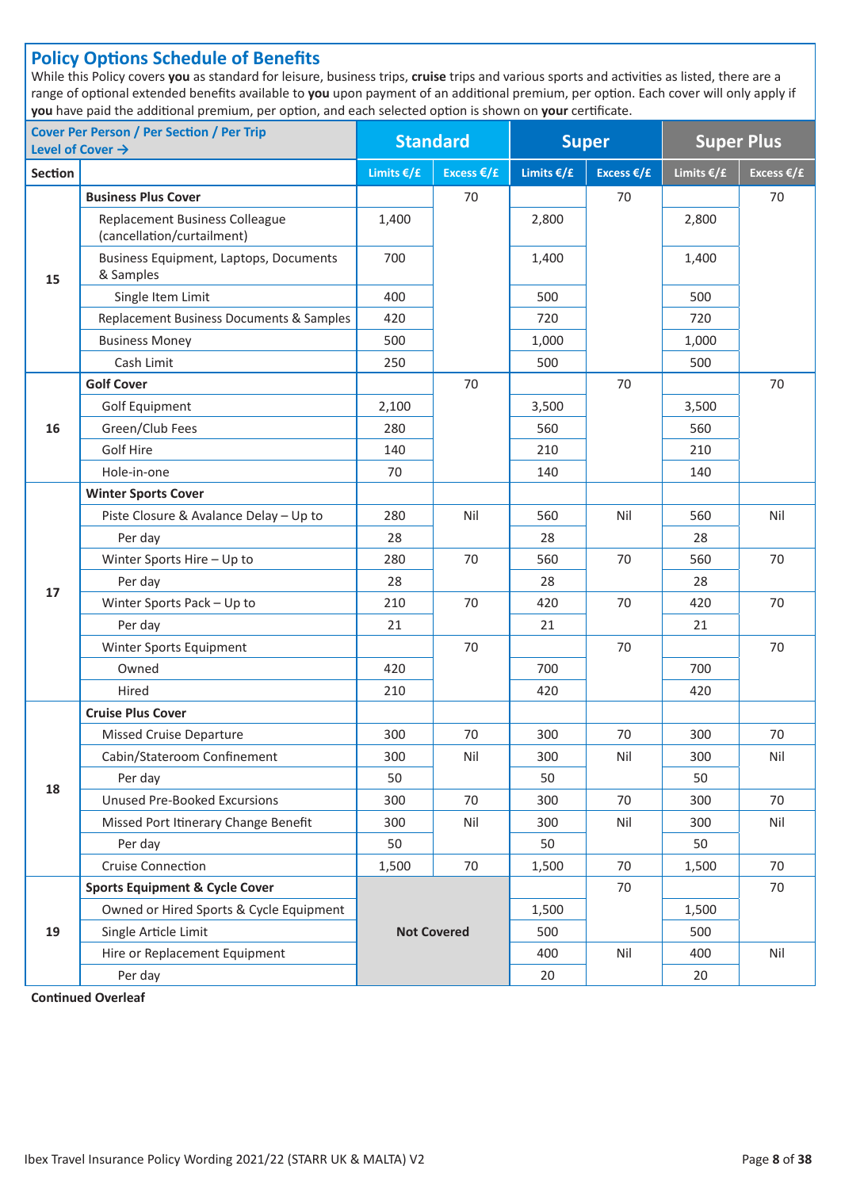## Policy Options Schedule of Benefits

While this Policy covers **you** as standard for leisure, business trips, **cruise** trips and various sports and activities as listed, there are a range of optional extended benefits available to **you** upon payment of an additional premium, per option. Each cover will only apply if **you** have paid the additional premium, per option, and each selected option is shown on **your** certificate.

| Cover Per Person / Per Section / Per Trip Level of Cover → | | Standard | | Super | | Super Plus | |
|---|---|---|---|---|---|---|---|
| **Section** | | **Limits €/£** | **Excess €/£** | **Limits €/£** | **Excess €/£** | **Limits €/£** | **Excess €/£** |
| 15 | **Business Plus Cover** | | 70 | | 70 | | 70 |
| | Replacement Business Colleague (cancellation/curtailment) | 1,400 | | 2,800 | | 2,800 | |
| | Business Equipment, Laptops, Documents & Samples | 700 | | 1,400 | | 1,400 | |
| | Single Item Limit | 400 | | 500 | | 500 | |
| | Replacement Business Documents & Samples | 420 | | 720 | | 720 | |
| | Business Money | 500 | | 1,000 | | 1,000 | |
| | Cash Limit | 250 | | 500 | | 500 | |
| 16 | **Golf Cover** | | 70 | | 70 | | 70 |
| | Golf Equipment | 2,100 | | 3,500 | | 3,500 | |
| | Green/Club Fees | 280 | | 560 | | 560 | |
| | Golf Hire | 140 | | 210 | | 210 | |
| | Hole-in-one | 70 | | 140 | | 140 | |
| 17 | **Winter Sports Cover** | | | | | | |
| | Piste Closure & Avalance Delay – Up to | 280 | Nil | 560 | Nil | 560 | Nil |
| | Per day | 28 | | 28 | | 28 | |
| | Winter Sports Hire – Up to | 280 | 70 | 560 | 70 | 560 | 70 |
| | Per day | 28 | | 28 | | 28 | |
| | Winter Sports Pack – Up to | 210 | 70 | 420 | 70 | 420 | 70 |
| | Per day | 21 | | 21 | | 21 | |
| | Winter Sports Equipment | | 70 | | 70 | | 70 |
| | Owned | 420 | | 700 | | 700 | |
| | Hired | 210 | | 420 | | 420 | |
| 18 | **Cruise Plus Cover** | | | | | | |
| | Missed Cruise Departure | 300 | 70 | 300 | 70 | 300 | 70 |
| | Cabin/Stateroom Confinement | 300 | Nil | 300 | Nil | 300 | Nil |
| | Per day | 50 | | 50 | | 50 | |
| | Unused Pre-Booked Excursions | 300 | 70 | 300 | 70 | 300 | 70 |
| | Missed Port Itinerary Change Benefit | 300 | Nil | 300 | Nil | 300 | Nil |
| | Per day | 50 | | 50 | | 50 | |
| | Cruise Connection | 1,500 | 70 | 1,500 | 70 | 1,500 | 70 |
| 19 | **Sports Equipment & Cycle Cover** | **Not Covered** | | | 70 | | 70 |
| | Owned or Hired Sports & Cycle Equipment | | | 1,500 | | 1,500 | |
| | Single Article Limit | | | 500 | | 500 | |
| | Hire or Replacement Equipment | | | 400 | Nil | 400 | Nil |
| | Per day | | | 20 | | 20 | |

**Continued Overleaf**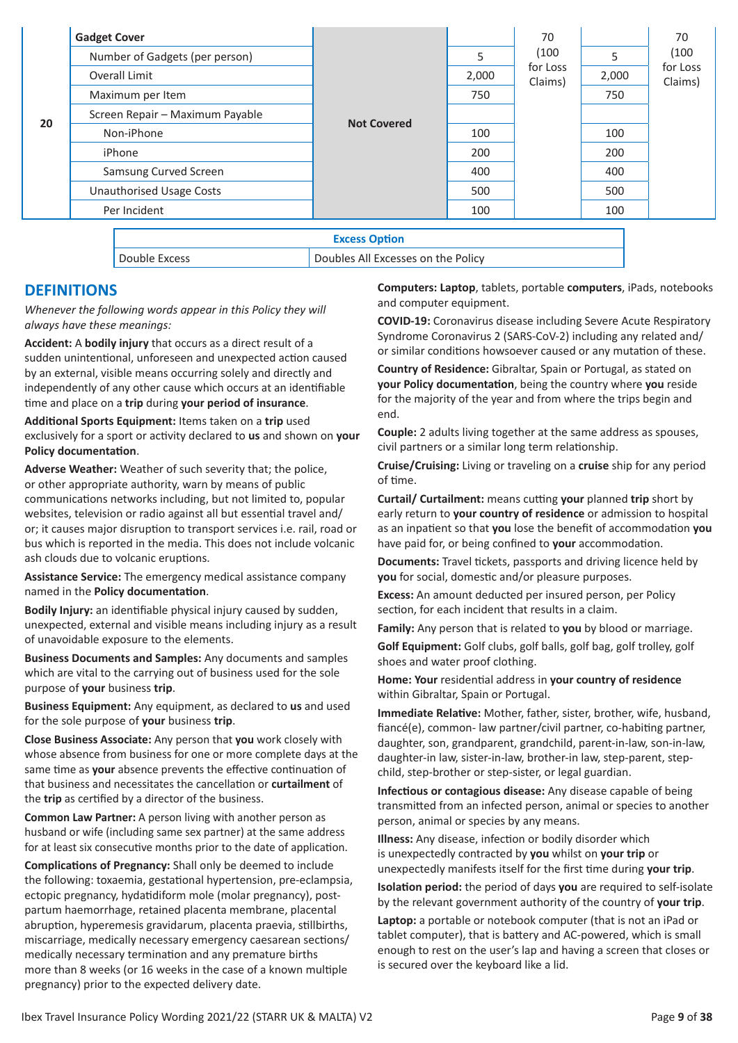| 20 | Gadget Cover | Not Covered | | 70 (100 for Loss Claims) | | 70 (100 for Loss Claims) |
|---|---|---|---|---|---|---|
| | Number of Gadgets (per person) | | 5 | | 5 | |
| | Overall Limit | | 2,000 | | 2,000 | |
| | Maximum per Item | | 750 | | 750 | |
| | Screen Repair – Maximum Payable | | | | | |
| | Non-iPhone | | 100 | | 100 | |
| | iPhone | | 200 | | 200 | |
| | Samsung Curved Screen | | 400 | | 400 | |
| | Unauthorised Usage Costs | | 500 | | 500 | |
| | Per Incident | | 100 | | 100 | |

| Excess Option | |
|---|---|
| Double Excess | Doubles All Excesses on the Policy |

## DEFINITIONS

*Whenever the following words appear in this Policy they will always have these meanings:*

**Accident:** A **bodily injury** that occurs as a direct result of a sudden unintentional, unforeseen and unexpected action caused by an external, visible means occurring solely and directly and independently of any other cause which occurs at an identifiable time and place on a **trip** during **your period of insurance**.

**Additional Sports Equipment:** Items taken on a **trip** used exclusively for a sport or activity declared to **us** and shown on **your Policy documentation**.

**Adverse Weather:** Weather of such severity that; the police, or other appropriate authority, warn by means of public communications networks including, but not limited to, popular websites, television or radio against all but essential travel and/or; it causes major disruption to transport services i.e. rail, road or bus which is reported in the media. This does not include volcanic ash clouds due to volcanic eruptions.

**Assistance Service:** The emergency medical assistance company named in the **Policy documentation**.

**Bodily Injury:** an identifiable physical injury caused by sudden, unexpected, external and visible means including injury as a result of unavoidable exposure to the elements.

**Business Documents and Samples:** Any documents and samples which are vital to the carrying out of business used for the sole purpose of **your** business **trip**.

**Business Equipment:** Any equipment, as declared to **us** and used for the sole purpose of **your** business **trip**.

**Close Business Associate:** Any person that **you** work closely with whose absence from business for one or more complete days at the same time as **your** absence prevents the effective continuation of that business and necessitates the cancellation or **curtailment** of the **trip** as certified by a director of the business.

**Common Law Partner:** A person living with another person as husband or wife (including same sex partner) at the same address for at least six consecutive months prior to the date of application.

**Complications of Pregnancy:** Shall only be deemed to include the following: toxaemia, gestational hypertension, pre-eclampsia, ectopic pregnancy, hydatidiform mole (molar pregnancy), post-partum haemorrhage, retained placenta membrane, placental abruption, hyperemesis gravidarum, placenta praevia, stillbirths, miscarriage, medically necessary emergency caesarean sections/medically necessary termination and any premature births more than 8 weeks (or 16 weeks in the case of a known multiple pregnancy) prior to the expected delivery date.

**Computers: Laptop**, tablets, portable **computers**, iPads, notebooks and computer equipment.

**COVID-19:** Coronavirus disease including Severe Acute Respiratory Syndrome Coronavirus 2 (SARS-CoV-2) including any related and/or similar conditions howsoever caused or any mutation of these.

**Country of Residence:** Gibraltar, Spain or Portugal, as stated on **your Policy documentation**, being the country where **you** reside for the majority of the year and from where the trips begin and end.

**Couple:** 2 adults living together at the same address as spouses, civil partners or a similar long term relationship.

**Cruise/Cruising:** Living or traveling on a **cruise** ship for any period of time.

**Curtail/ Curtailment:** means cutting **your** planned **trip** short by early return to **your country of residence** or admission to hospital as an inpatient so that **you** lose the benefit of accommodation **you** have paid for, or being confined to **your** accommodation.

**Documents:** Travel tickets, passports and driving licence held by **you** for social, domestic and/or pleasure purposes.

**Excess:** An amount deducted per insured person, per Policy section, for each incident that results in a claim.

**Family:** Any person that is related to **you** by blood or marriage.

**Golf Equipment:** Golf clubs, golf balls, golf bag, golf trolley, golf shoes and water proof clothing.

**Home: Your** residential address in **your country of residence** within Gibraltar, Spain or Portugal.

**Immediate Relative:** Mother, father, sister, brother, wife, husband, fiancé(e), common- law partner/civil partner, co-habiting partner, daughter, son, grandparent, grandchild, parent-in-law, son-in-law, daughter-in law, sister-in-law, brother-in law, step-parent, step-child, step-brother or step-sister, or legal guardian.

**Infectious or contagious disease:** Any disease capable of being transmitted from an infected person, animal or species to another person, animal or species by any means.

**Illness:** Any disease, infection or bodily disorder which is unexpectedly contracted by **you** whilst on **your trip** or unexpectedly manifests itself for the first time during **your trip**.

**Isolation period:** the period of days **you** are required to self-isolate by the relevant government authority of the country of **your trip**.

**Laptop:** a portable or notebook computer (that is not an iPad or tablet computer), that is battery and AC-powered, which is small enough to rest on the user's lap and having a screen that closes or is secured over the keyboard like a lid.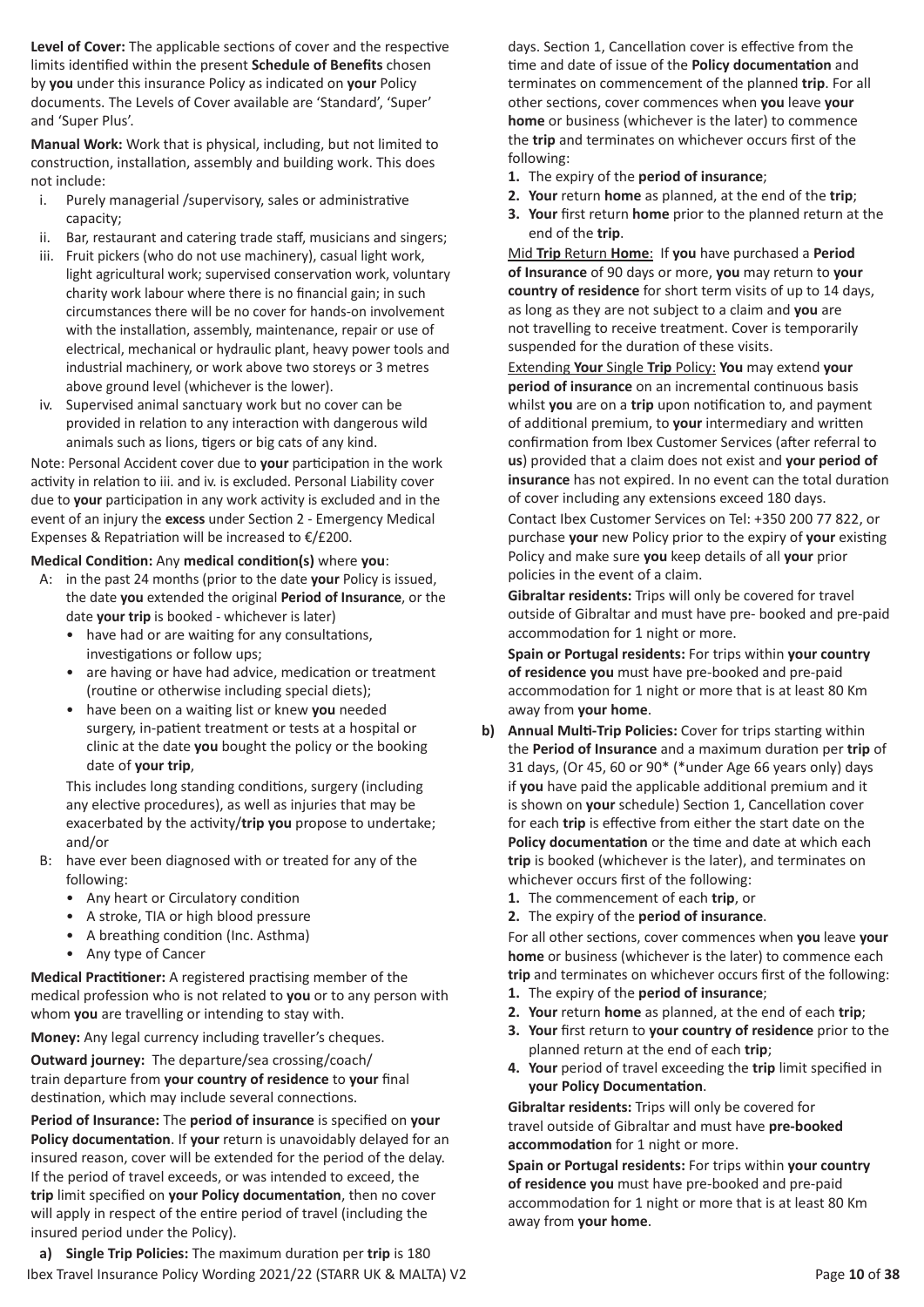**Level of Cover:** The applicable sections of cover and the respective limits identified within the present **Schedule of Benefits** chosen by **you** under this insurance Policy as indicated on **your** Policy documents. The Levels of Cover available are 'Standard', 'Super' and 'Super Plus'.

**Manual Work:** Work that is physical, including, but not limited to construction, installation, assembly and building work. This does not include:

i. Purely managerial /supervisory, sales or administrative capacity;
ii. Bar, restaurant and catering trade staff, musicians and singers;
iii. Fruit pickers (who do not use machinery), casual light work, light agricultural work; supervised conservation work, voluntary charity work labour where there is no financial gain; in such circumstances there will be no cover for hands-on involvement with the installation, assembly, maintenance, repair or use of electrical, mechanical or hydraulic plant, heavy power tools and industrial machinery, or work above two storeys or 3 metres above ground level (whichever is the lower).
iv. Supervised animal sanctuary work but no cover can be provided in relation to any interaction with dangerous wild animals such as lions, tigers or big cats of any kind.

Note: Personal Accident cover due to **your** participation in the work activity in relation to iii. and iv. is excluded. Personal Liability cover due to **your** participation in any work activity is excluded and in the event of an injury the **excess** under Section 2 - Emergency Medical Expenses & Repatriation will be increased to €/£200.

**Medical Condition:** Any **medical condition(s)** where **you**:

A: in the past 24 months (prior to the date **your** Policy is issued, the date **you** extended the original **Period of Insurance**, or the date **your trip** is booked - whichever is later)

- have had or are waiting for any consultations, investigations or follow ups;
- are having or have had advice, medication or treatment (routine or otherwise including special diets);
- have been on a waiting list or knew **you** needed surgery, in-patient treatment or tests at a hospital or clinic at the date **you** bought the policy or the booking date of **your trip**,

This includes long standing conditions, surgery (including any elective procedures), as well as injuries that may be exacerbated by the activity/**trip you** propose to undertake; and/or

B: have ever been diagnosed with or treated for any of the following:

- Any heart or Circulatory condition
- A stroke, TIA or high blood pressure
- A breathing condition (Inc. Asthma)
- Any type of Cancer

**Medical Practitioner:** A registered practising member of the medical profession who is not related to **you** or to any person with whom **you** are travelling or intending to stay with.

**Money:** Any legal currency including traveller's cheques.

**Outward journey:** The departure/sea crossing/coach/ train departure from **your country of residence** to **your** final destination, which may include several connections.

**Period of Insurance:** The **period of insurance** is specified on **your Policy documentation**. If **your** return is unavoidably delayed for an insured reason, cover will be extended for the period of the delay. If the period of travel exceeds, or was intended to exceed, the **trip** limit specified on **your Policy documentation**, then no cover will apply in respect of the entire period of travel (including the insured period under the Policy).

**a) Single Trip Policies:** The maximum duration per **trip** is 180 days. Section 1, Cancellation cover is effective from the time and date of issue of the **Policy documentation** and terminates on commencement of the planned **trip**. For all other sections, cover commences when **you** leave **your home** or business (whichever is the later) to commence the **trip** and terminates on whichever occurs first of the following:

1. The expiry of the **period of insurance**;
2. **Your** return **home** as planned, at the end of the **trip**;
3. **Your** first return **home** prior to the planned return at the end of the **trip**.

Mid **Trip** Return **Home**: If **you** have purchased a **Period of Insurance** of 90 days or more, **you** may return to **your country of residence** for short term visits of up to 14 days, as long as they are not subject to a claim and **you** are not travelling to receive treatment. Cover is temporarily suspended for the duration of these visits.

Extending **Your** Single **Trip** Policy: **You** may extend **your period of insurance** on an incremental continuous basis whilst **you** are on a **trip** upon notification to, and payment of additional premium, to **your** intermediary and written confirmation from Ibex Customer Services (after referral to **us**) provided that a claim does not exist and **your period of insurance** has not expired. In no event can the total duration of cover including any extensions exceed 180 days.

Contact Ibex Customer Services on Tel: +350 200 77 822, or purchase **your** new Policy prior to the expiry of **your** existing Policy and make sure **you** keep details of all **your** prior policies in the event of a claim.

**Gibraltar residents:** Trips will only be covered for travel outside of Gibraltar and must have pre- booked and pre-paid accommodation for 1 night or more.

**Spain or Portugal residents:** For trips within **your country of residence you** must have pre-booked and pre-paid accommodation for 1 night or more that is at least 80 Km away from **your home**.

**b) Annual Multi-Trip Policies:** Cover for trips starting within the **Period of Insurance** and a maximum duration per **trip** of 31 days, (Or 45, 60 or 90* (*under Age 66 years only) days if **you** have paid the applicable additional premium and it is shown on **your** schedule) Section 1, Cancellation cover for each **trip** is effective from either the start date on the **Policy documentation** or the time and date at which each **trip** is booked (whichever is the later), and terminates on whichever occurs first of the following:

1. The commencement of each **trip**, or
2. The expiry of the **period of insurance**.

For all other sections, cover commences when **you** leave **your home** or business (whichever is the later) to commence each **trip** and terminates on whichever occurs first of the following:

1. The expiry of the **period of insurance**;
2. **Your** return **home** as planned, at the end of each **trip**;
3. **Your** first return to **your country of residence** prior to the planned return at the end of each **trip**;
4. **Your** period of travel exceeding the **trip** limit specified in **your Policy Documentation**.

**Gibraltar residents:** Trips will only be covered for travel outside of Gibraltar and must have **pre-booked accommodation** for 1 night or more.

**Spain or Portugal residents:** For trips within **your country of residence you** must have pre-booked and pre-paid accommodation for 1 night or more that is at least 80 Km away from **your home**.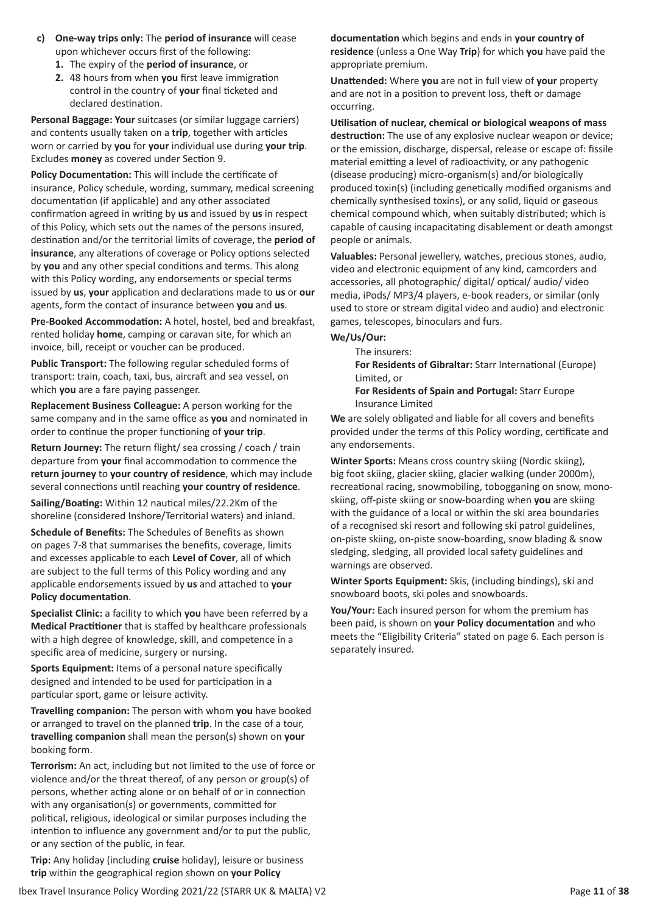- **c) One-way trips only:** The **period of insurance** will cease upon whichever occurs first of the following:
  1. The expiry of the **period of insurance**, or
  2. 48 hours from when **you** first leave immigration control in the country of **your** final ticketed and declared destination.

**Personal Baggage: Your** suitcases (or similar luggage carriers) and contents usually taken on a **trip**, together with articles worn or carried by **you** for **your** individual use during **your trip**. Excludes **money** as covered under Section 9.

**Policy Documentation:** This will include the certificate of insurance, Policy schedule, wording, summary, medical screening documentation (if applicable) and any other associated confirmation agreed in writing by **us** and issued by **us** in respect of this Policy, which sets out the names of the persons insured, destination and/or the territorial limits of coverage, the **period of insurance**, any alterations of coverage or Policy options selected by **you** and any other special conditions and terms. This along with this Policy wording, any endorsements or special terms issued by **us**, **your** application and declarations made to **us** or **our** agents, form the contact of insurance between **you** and **us**.

**Pre-Booked Accommodation:** A hotel, hostel, bed and breakfast, rented holiday **home**, camping or caravan site, for which an invoice, bill, receipt or voucher can be produced.

**Public Transport:** The following regular scheduled forms of transport: train, coach, taxi, bus, aircraft and sea vessel, on which **you** are a fare paying passenger.

**Replacement Business Colleague:** A person working for the same company and in the same office as **you** and nominated in order to continue the proper functioning of **your trip**.

**Return Journey:** The return flight/ sea crossing / coach / train departure from **your** final accommodation to commence the **return journey** to **your country of residence**, which may include several connections until reaching **your country of residence**.

**Sailing/Boating:** Within 12 nautical miles/22.2Km of the shoreline (considered Inshore/Territorial waters) and inland.

**Schedule of Benefits:** The Schedules of Benefits as shown on pages 7-8 that summarises the benefits, coverage, limits and excesses applicable to each **Level of Cover**, all of which are subject to the full terms of this Policy wording and any applicable endorsements issued by **us** and attached to **your Policy documentation**.

**Specialist Clinic:** a facility to which **you** have been referred by a **Medical Practitioner** that is staffed by healthcare professionals with a high degree of knowledge, skill, and competence in a specific area of medicine, surgery or nursing.

**Sports Equipment:** Items of a personal nature specifically designed and intended to be used for participation in a particular sport, game or leisure activity.

**Travelling companion:** The person with whom **you** have booked or arranged to travel on the planned **trip**. In the case of a tour, **travelling companion** shall mean the person(s) shown on **your** booking form.

**Terrorism:** An act, including but not limited to the use of force or violence and/or the threat thereof, of any person or group(s) of persons, whether acting alone or on behalf of or in connection with any organisation(s) or governments, committed for political, religious, ideological or similar purposes including the intention to influence any government and/or to put the public, or any section of the public, in fear.

**Trip:** Any holiday (including **cruise** holiday), leisure or business **trip** within the geographical region shown on **your Policy documentation** which begins and ends in **your country of residence** (unless a One Way **Trip**) for which **you** have paid the appropriate premium.

**Unattended:** Where **you** are not in full view of **your** property and are not in a position to prevent loss, theft or damage occurring.

**Utilisation of nuclear, chemical or biological weapons of mass destruction:** The use of any explosive nuclear weapon or device; or the emission, discharge, dispersal, release or escape of: fissile material emitting a level of radioactivity, or any pathogenic (disease producing) micro-organism(s) and/or biologically produced toxin(s) (including genetically modified organisms and chemically synthesised toxins), or any solid, liquid or gaseous chemical compound which, when suitably distributed; which is capable of causing incapacitating disablement or death amongst people or animals.

**Valuables:** Personal jewellery, watches, precious stones, audio, video and electronic equipment of any kind, camcorders and accessories, all photographic/ digital/ optical/ audio/ video media, iPods/ MP3/4 players, e-book readers, or similar (only used to store or stream digital video and audio) and electronic games, telescopes, binoculars and furs.

**We/Us/Our:**

The insurers:
**For Residents of Gibraltar:** Starr International (Europe) Limited, or
**For Residents of Spain and Portugal:** Starr Europe Insurance Limited

**We** are solely obligated and liable for all covers and benefits provided under the terms of this Policy wording, certificate and any endorsements.

**Winter Sports:** Means cross country skiing (Nordic skiing), big foot skiing, glacier skiing, glacier walking (under 2000m), recreational racing, snowmobiling, tobogganing on snow, mono-skiing, off-piste skiing or snow-boarding when **you** are skiing with the guidance of a local or within the ski area boundaries of a recognised ski resort and following ski patrol guidelines, on-piste skiing, on-piste snow-boarding, snow blading & snow sledging, sledging, all provided local safety guidelines and warnings are observed.

**Winter Sports Equipment:** Skis, (including bindings), ski and snowboard boots, ski poles and snowboards.

**You/Your:** Each insured person for whom the premium has been paid, is shown on **your Policy documentation** and who meets the "Eligibility Criteria" stated on page 6. Each person is separately insured.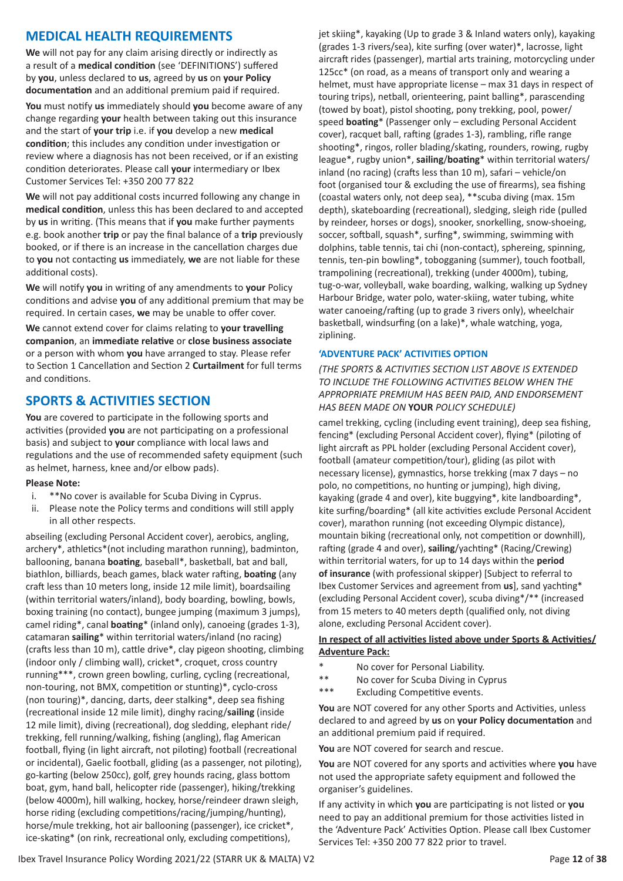## MEDICAL HEALTH REQUIREMENTS

**We** will not pay for any claim arising directly or indirectly as a result of a **medical condition** (see 'DEFINITIONS') suffered by **you**, unless declared to **us**, agreed by **us** on **your Policy documentation** and an additional premium paid if required.

**You** must notify **us** immediately should **you** become aware of any change regarding **your** health between taking out this insurance and the start of **your trip** i.e. if **you** develop a new **medical condition**; this includes any condition under investigation or review where a diagnosis has not been received, or if an existing condition deteriorates. Please call **your** intermediary or Ibex Customer Services Tel: +350 200 77 822

**We** will not pay additional costs incurred following any change in **medical condition**, unless this has been declared to and accepted by **us** in writing. (This means that if **you** make further payments e.g. book another **trip** or pay the final balance of a **trip** previously booked, or if there is an increase in the cancellation charges due to **you** not contacting **us** immediately, **we** are not liable for these additional costs).

**We** will notify **you** in writing of any amendments to **your** Policy conditions and advise **you** of any additional premium that may be required. In certain cases, **we** may be unable to offer cover.

**We** cannot extend cover for claims relating to **your travelling companion**, an **immediate relative** or **close business associate** or a person with whom **you** have arranged to stay. Please refer to Section 1 Cancellation and Section 2 **Curtailment** for full terms and conditions.

## SPORTS & ACTIVITIES SECTION

**You** are covered to participate in the following sports and activities (provided **you** are not participating on a professional basis) and subject to **your** compliance with local laws and regulations and the use of recommended safety equipment (such as helmet, harness, knee and/or elbow pads).

**Please Note:**

i. **No cover is available for Scuba Diving in Cyprus.
ii. Please note the Policy terms and conditions will still apply in all other respects.

abseiling (excluding Personal Accident cover), aerobics, angling, archery*, athletics*(not including marathon running), badminton, ballooning, banana **boating**, baseball*, basketball, bat and ball, biathlon, billiards, beach games, black water rafting, **boating** (any craft less than 10 meters long, inside 12 mile limit), boardsailing (within territorial waters/inland), body boarding, bowling, bowls, boxing training (no contact), bungee jumping (maximum 3 jumps), camel riding*, canal **boating*** (inland only), canoeing (grades 1-3), catamaran **sailing*** within territorial waters/inland (no racing) (crafts less than 10 m), cattle drive*, clay pigeon shooting, climbing (indoor only / climbing wall), cricket*, croquet, cross country running***, crown green bowling, curling, cycling (recreational, non-touring, not BMX, competition or stunting)*, cyclo-cross (non touring)*, dancing, darts, deer stalking*, deep sea fishing (recreational inside 12 mile limit), dinghy racing/**sailing** (inside 12 mile limit), diving (recreational), dog sledding, elephant ride/ trekking, fell running/walking, fishing (angling), flag American football, flying (in light aircraft, not piloting) football (recreational or incidental), Gaelic football, gliding (as a passenger, not piloting), go-karting (below 250cc), golf, grey hounds racing, glass bottom boat, gym, hand ball, helicopter ride (passenger), hiking/trekking (below 4000m), hill walking, hockey, horse/reindeer drawn sleigh, horse riding (excluding competitions/racing/jumping/hunting), horse/mule trekking, hot air ballooning (passenger), ice cricket*, ice-skating* (on rink, recreational only, excluding competitions), jet skiing*, kayaking (Up to grade 3 & Inland waters only), kayaking (grades 1-3 rivers/sea), kite surfing (over water)*, lacrosse, light aircraft rides (passenger), martial arts training, motorcycling under 125cc* (on road, as a means of transport only and wearing a helmet, must have appropriate license – max 31 days in respect of touring trips), netball, orienteering, paint balling*, parascending (towed by boat), pistol shooting, pony trekking, pool, power/ speed **boating*** (Passenger only – excluding Personal Accident cover), racquet ball, rafting (grades 1-3), rambling, rifle range shooting*, ringos, roller blading/skating, rounders, rowing, rugby league*, rugby union*, **sailing/boating*** within territorial waters/ inland (no racing) (crafts less than 10 m), safari – vehicle/on foot (organised tour & excluding the use of firearms), sea fishing (coastal waters only, not deep sea), **scuba diving (max. 15m depth), skateboarding (recreational), sledging, sleigh ride (pulled by reindeer, horses or dogs), snooker, snorkelling, snow-shoeing, soccer, softball, squash*, surfing*, swimming, swimming with dolphins, table tennis, tai chi (non-contact), sphereing, spinning, tennis, ten-pin bowling*, tobogganing (summer), touch football, trampolining (recreational), trekking (under 4000m), tubing, tug-o-war, volleyball, wake boarding, walking, walking up Sydney Harbour Bridge, water polo, water-skiing, water tubing, white water canoeing/rafting (up to grade 3 rivers only), wheelchair basketball, windsurfing (on a lake)*, whale watching, yoga, ziplining.

### 'ADVENTURE PACK' ACTIVITIES OPTION

*(THE SPORTS & ACTIVITIES SECTION LIST ABOVE IS EXTENDED TO INCLUDE THE FOLLOWING ACTIVITIES BELOW WHEN THE APPROPRIATE PREMIUM HAS BEEN PAID, AND ENDORSEMENT HAS BEEN MADE ON* ***YOUR*** *POLICY SCHEDULE)*

camel trekking, cycling (including event training), deep sea fishing, fencing* (excluding Personal Accident cover), flying* (piloting of light aircraft as PPL holder (excluding Personal Accident cover), football (amateur competition/tour), gliding (as pilot with necessary license), gymnastics, horse trekking (max 7 days – no polo, no competitions, no hunting or jumping), high diving, kayaking (grade 4 and over), kite buggying*, kite landboarding*, kite surfing/boarding* (all kite activities exclude Personal Accident cover), marathon running (not exceeding Olympic distance), mountain biking (recreational only, not competition or downhill), rafting (grade 4 and over), **sailing**/yachting* (Racing/Crewing) within territorial waters, for up to 14 days within the **period of insurance** (with professional skipper) [Subject to referral to Ibex Customer Services and agreement from **us**], sand yachting* (excluding Personal Accident cover), scuba diving*/** (increased from 15 meters to 40 meters depth (qualified only, not diving alone, excluding Personal Accident cover).

**<u>In respect of all activities listed above under Sports & Activities/ Adventure Pack:</u>**

- \* No cover for Personal Liability.
- \*\* No cover for Scuba Diving in Cyprus
- \*\*\* Excluding Competitive events.

**You** are NOT covered for any other Sports and Activities, unless declared to and agreed by **us** on **your Policy documentation** and an additional premium paid if required.

**You** are NOT covered for search and rescue.

**You** are NOT covered for any sports and activities where **you** have not used the appropriate safety equipment and followed the organiser's guidelines.

If any activity in which **you** are participating is not listed or **you** need to pay an additional premium for those activities listed in the 'Adventure Pack' Activities Option. Please call Ibex Customer Services Tel: +350 200 77 822 prior to travel.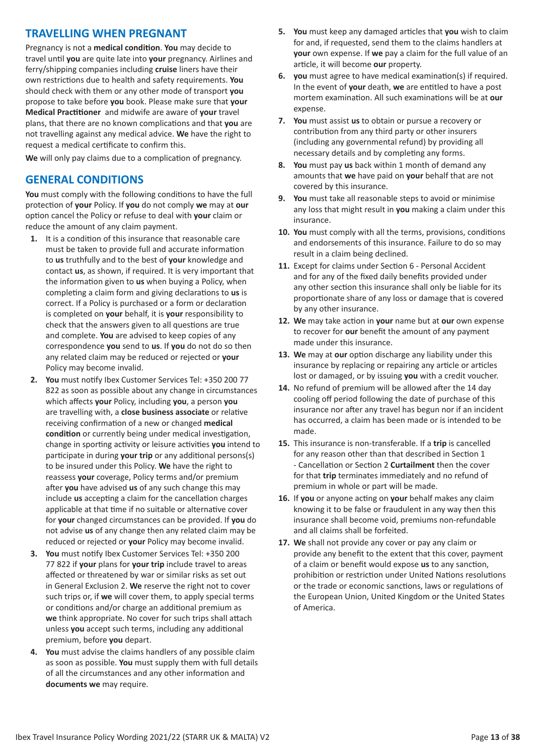## TRAVELLING WHEN PREGNANT

Pregnancy is not a **medical condition**. **You** may decide to travel until **you** are quite late into **your** pregnancy. Airlines and ferry/shipping companies including **cruise** liners have their own restrictions due to health and safety requirements. **You** should check with them or any other mode of transport **you** propose to take before **you** book. Please make sure that **your Medical Practitioner** and midwife are aware of **your** travel plans, that there are no known complications and that **you** are not travelling against any medical advice. **We** have the right to request a medical certificate to confirm this.

**We** will only pay claims due to a complication of pregnancy.

## GENERAL CONDITIONS

**You** must comply with the following conditions to have the full protection of **your** Policy. If **you** do not comply **we** may at **our** option cancel the Policy or refuse to deal with **your** claim or reduce the amount of any claim payment.

1. It is a condition of this insurance that reasonable care must be taken to provide full and accurate information to **us** truthfully and to the best of **your** knowledge and contact **us**, as shown, if required. It is very important that the information given to **us** when buying a Policy, when completing a claim form and giving declarations to **us** is correct. If a Policy is purchased or a form or declaration is completed on **your** behalf, it is **your** responsibility to check that the answers given to all questions are true and complete. **You** are advised to keep copies of any correspondence **you** send to **us**. If **you** do not do so then any related claim may be reduced or rejected or **your** Policy may become invalid.
2. **You** must notify Ibex Customer Services Tel: +350 200 77 822 as soon as possible about any change in circumstances which affects **your** Policy, including **you**, a person **you** are travelling with, a **close business associate** or relative receiving confirmation of a new or changed **medical condition** or currently being under medical investigation, change in sporting activity or leisure activities **you** intend to participate in during **your trip** or any additional persons(s) to be insured under this Policy. **We** have the right to reassess **your** coverage, Policy terms and/or premium after **you** have advised **us** of any such change this may include **us** accepting a claim for the cancellation charges applicable at that time if no suitable or alternative cover for **your** changed circumstances can be provided. If **you** do not advise **us** of any change then any related claim may be reduced or rejected or **your** Policy may become invalid.
3. **You** must notify Ibex Customer Services Tel: +350 200 77 822 if **your** plans for **your trip** include travel to areas affected or threatened by war or similar risks as set out in General Exclusion 2. **We** reserve the right not to cover such trips or, if **we** will cover them, to apply special terms or conditions and/or charge an additional premium as **we** think appropriate. No cover for such trips shall attach unless **you** accept such terms, including any additional premium, before **you** depart.
4. **You** must advise the claims handlers of any possible claim as soon as possible. **You** must supply them with full details of all the circumstances and any other information and **documents we** may require.
5. **You** must keep any damaged articles that **you** wish to claim for and, if requested, send them to the claims handlers at **your** own expense. If **we** pay a claim for the full value of an article, it will become **our** property.
6. **you** must agree to have medical examination(s) if required. In the event of **your** death, **we** are entitled to have a post mortem examination. All such examinations will be at **our** expense.
7. **You** must assist **us** to obtain or pursue a recovery or contribution from any third party or other insurers (including any governmental refund) by providing all necessary details and by completing any forms.
8. **You** must pay **us** back within 1 month of demand any amounts that **we** have paid on **your** behalf that are not covered by this insurance.
9. **You** must take all reasonable steps to avoid or minimise any loss that might result in **you** making a claim under this insurance.
10. **You** must comply with all the terms, provisions, conditions and endorsements of this insurance. Failure to do so may result in a claim being declined.
11. Except for claims under Section 6 - Personal Accident and for any of the fixed daily benefits provided under any other section this insurance shall only be liable for its proportionate share of any loss or damage that is covered by any other insurance.
12. **We** may take action in **your** name but at **our** own expense to recover for **our** benefit the amount of any payment made under this insurance.
13. **We** may at **our** option discharge any liability under this insurance by replacing or repairing any article or articles lost or damaged, or by issuing **you** with a credit voucher.
14. No refund of premium will be allowed after the 14 day cooling off period following the date of purchase of this insurance nor after any travel has begun nor if an incident has occurred, a claim has been made or is intended to be made.
15. This insurance is non-transferable. If a **trip** is cancelled for any reason other than that described in Section 1 - Cancellation or Section 2 **Curtailment** then the cover for that **trip** terminates immediately and no refund of premium in whole or part will be made.
16. If **you** or anyone acting on **your** behalf makes any claim knowing it to be false or fraudulent in any way then this insurance shall become void, premiums non-refundable and all claims shall be forfeited.
17. **We** shall not provide any cover or pay any claim or provide any benefit to the extent that this cover, payment of a claim or benefit would expose **us** to any sanction, prohibition or restriction under United Nations resolutions or the trade or economic sanctions, laws or regulations of the European Union, United Kingdom or the United States of America.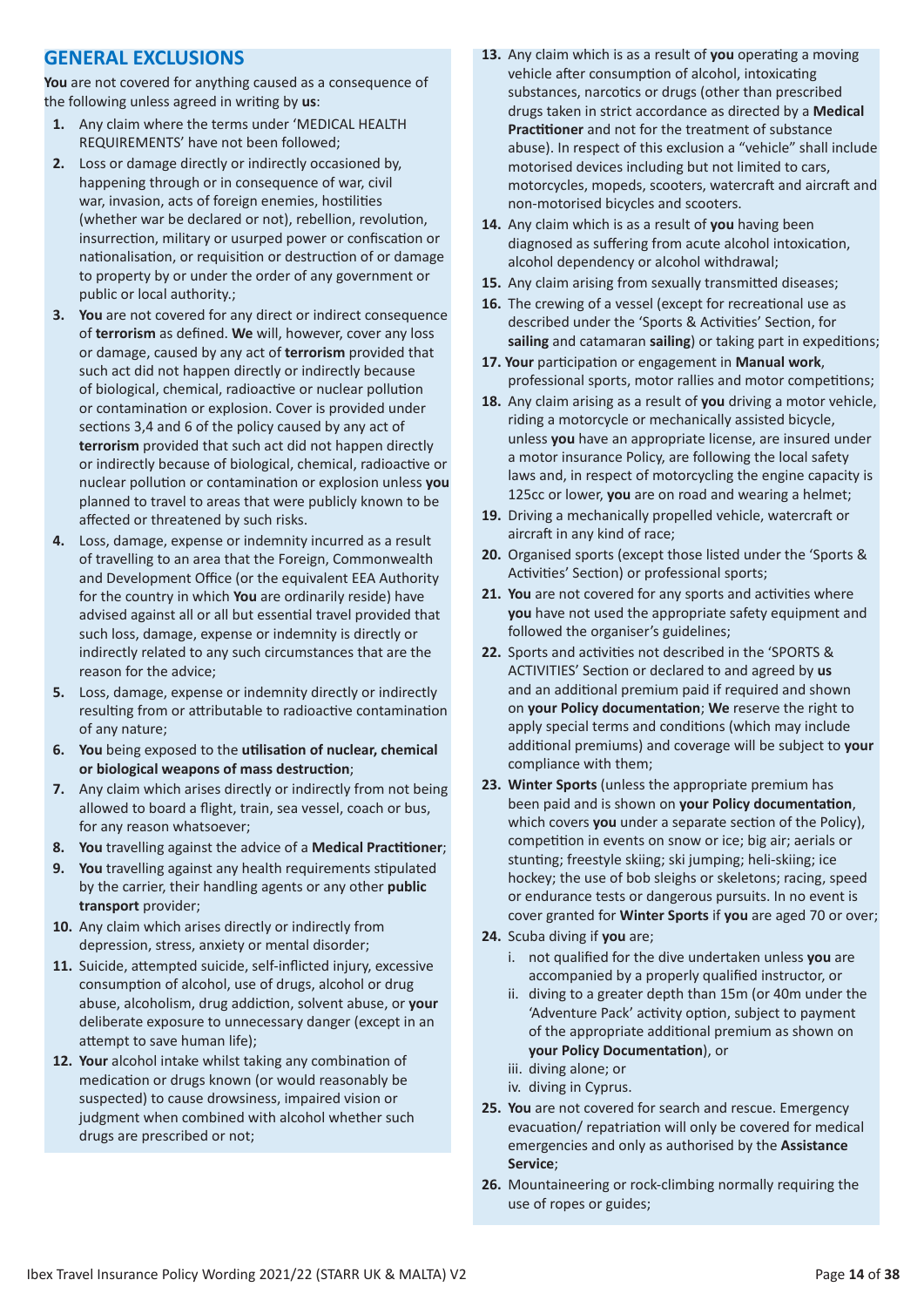## GENERAL EXCLUSIONS

**You** are not covered for anything caused as a consequence of the following unless agreed in writing by **us**:

1. Any claim where the terms under 'MEDICAL HEALTH REQUIREMENTS' have not been followed;
2. Loss or damage directly or indirectly occasioned by, happening through or in consequence of war, civil war, invasion, acts of foreign enemies, hostilities (whether war be declared or not), rebellion, revolution, insurrection, military or usurped power or confiscation or nationalisation, or requisition or destruction of or damage to property by or under the order of any government or public or local authority.;
3. **You** are not covered for any direct or indirect consequence of **terrorism** as defined. **We** will, however, cover any loss or damage, caused by any act of **terrorism** provided that such act did not happen directly or indirectly because of biological, chemical, radioactive or nuclear pollution or contamination or explosion. Cover is provided under sections 3,4 and 6 of the policy caused by any act of **terrorism** provided that such act did not happen directly or indirectly because of biological, chemical, radioactive or nuclear pollution or contamination or explosion unless **you** planned to travel to areas that were publicly known to be affected or threatened by such risks.
4. Loss, damage, expense or indemnity incurred as a result of travelling to an area that the Foreign, Commonwealth and Development Office (or the equivalent EEA Authority for the country in which **You** are ordinarily reside) have advised against all or all but essential travel provided that such loss, damage, expense or indemnity is directly or indirectly related to any such circumstances that are the reason for the advice;
5. Loss, damage, expense or indemnity directly or indirectly resulting from or attributable to radioactive contamination of any nature;
6. **You** being exposed to the **utilisation of nuclear, chemical or biological weapons of mass destruction**;
7. Any claim which arises directly or indirectly from not being allowed to board a flight, train, sea vessel, coach or bus, for any reason whatsoever;
8. **You** travelling against the advice of a **Medical Practitioner**;
9. **You** travelling against any health requirements stipulated by the carrier, their handling agents or any other **public transport** provider;
10. Any claim which arises directly or indirectly from depression, stress, anxiety or mental disorder;
11. Suicide, attempted suicide, self-inflicted injury, excessive consumption of alcohol, use of drugs, alcohol or drug abuse, alcoholism, drug addiction, solvent abuse, or **your** deliberate exposure to unnecessary danger (except in an attempt to save human life);
12. **Your** alcohol intake whilst taking any combination of medication or drugs known (or would reasonably be suspected) to cause drowsiness, impaired vision or judgment when combined with alcohol whether such drugs are prescribed or not;
13. Any claim which is as a result of **you** operating a moving vehicle after consumption of alcohol, intoxicating substances, narcotics or drugs (other than prescribed drugs taken in strict accordance as directed by a **Medical Practitioner** and not for the treatment of substance abuse). In respect of this exclusion a "vehicle" shall include motorised devices including but not limited to cars, motorcycles, mopeds, scooters, watercraft and aircraft and non-motorised bicycles and scooters.
14. Any claim which is as a result of **you** having been diagnosed as suffering from acute alcohol intoxication, alcohol dependency or alcohol withdrawal;
15. Any claim arising from sexually transmitted diseases;
16. The crewing of a vessel (except for recreational use as described under the 'Sports & Activities' Section, for **sailing** and catamaran **sailing**) or taking part in expeditions;
17. **Your** participation or engagement in **Manual work**, professional sports, motor rallies and motor competitions;
18. Any claim arising as a result of **you** driving a motor vehicle, riding a motorcycle or mechanically assisted bicycle, unless **you** have an appropriate license, are insured under a motor insurance Policy, are following the local safety laws and, in respect of motorcycling the engine capacity is 125cc or lower, **you** are on road and wearing a helmet;
19. Driving a mechanically propelled vehicle, watercraft or aircraft in any kind of race;
20. Organised sports (except those listed under the 'Sports & Activities' Section) or professional sports;
21. **You** are not covered for any sports and activities where **you** have not used the appropriate safety equipment and followed the organiser's guidelines;
22. Sports and activities not described in the 'SPORTS & ACTIVITIES' Section or declared to and agreed by **us** and an additional premium paid if required and shown on **your Policy documentation**; **We** reserve the right to apply special terms and conditions (which may include additional premiums) and coverage will be subject to **your** compliance with them;
23. **Winter Sports** (unless the appropriate premium has been paid and is shown on **your Policy documentation**, which covers **you** under a separate section of the Policy), competition in events on snow or ice; big air; aerials or stunting; freestyle skiing; ski jumping; heli-skiing; ice hockey; the use of bob sleighs or skeletons; racing, speed or endurance tests or dangerous pursuits. In no event is cover granted for **Winter Sports** if **you** are aged 70 or over;
24. Scuba diving if **you** are;
    1. not qualified for the dive undertaken unless **you** are accompanied by a properly qualified instructor, or
    2. diving to a greater depth than 15m (or 40m under the 'Adventure Pack' activity option, subject to payment of the appropriate additional premium as shown on **your Policy Documentation**), or
    3. diving alone; or
    4. diving in Cyprus.
25. **You** are not covered for search and rescue. Emergency evacuation/ repatriation will only be covered for medical emergencies and only as authorised by the **Assistance Service**;
26. Mountaineering or rock-climbing normally requiring the use of ropes or guides;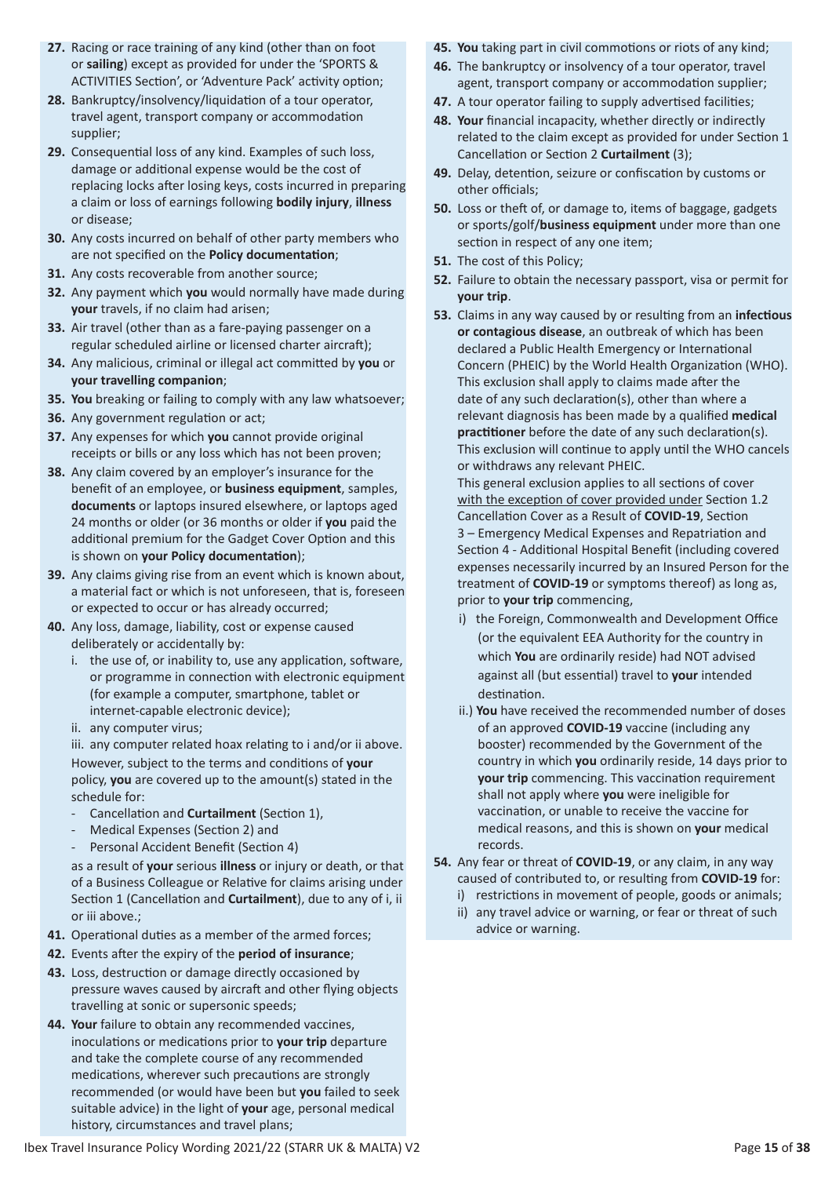27. Racing or race training of any kind (other than on foot or **sailing**) except as provided for under the 'SPORTS & ACTIVITIES Section', or 'Adventure Pack' activity option;
28. Bankruptcy/insolvency/liquidation of a tour operator, travel agent, transport company or accommodation supplier;
29. Consequential loss of any kind. Examples of such loss, damage or additional expense would be the cost of replacing locks after losing keys, costs incurred in preparing a claim or loss of earnings following **bodily injury**, **illness** or disease;
30. Any costs incurred on behalf of other party members who are not specified on the **Policy documentation**;
31. Any costs recoverable from another source;
32. Any payment which **you** would normally have made during **your** travels, if no claim had arisen;
33. Air travel (other than as a fare-paying passenger on a regular scheduled airline or licensed charter aircraft);
34. Any malicious, criminal or illegal act committed by **you** or **your travelling companion**;
35. **You** breaking or failing to comply with any law whatsoever;
36. Any government regulation or act;
37. Any expenses for which **you** cannot provide original receipts or bills or any loss which has not been proven;
38. Any claim covered by an employer's insurance for the benefit of an employee, or **business equipment**, samples, **documents** or laptops insured elsewhere, or laptops aged 24 months or older (or 36 months or older if **you** paid the additional premium for the Gadget Cover Option and this is shown on **your Policy documentation**);
39. Any claims giving rise from an event which is known about, a material fact or which is not unforeseen, that is, foreseen or expected to occur or has already occurred;
40. Any loss, damage, liability, cost or expense caused deliberately or accidentally by:
    i. the use of, or inability to, use any application, software, or programme in connection with electronic equipment (for example a computer, smartphone, tablet or internet-capable electronic device);
    ii. any computer virus;
    iii. any computer related hoax relating to i and/or ii above.

    However, subject to the terms and conditions of **your** policy, **you** are covered up to the amount(s) stated in the schedule for:
    - Cancellation and **Curtailment** (Section 1),
    - Medical Expenses (Section 2) and
    - Personal Accident Benefit (Section 4)

    as a result of **your** serious **illness** or injury or death, or that of a Business Colleague or Relative for claims arising under Section 1 (Cancellation and **Curtailment**), due to any of i, ii or iii above.;
41. Operational duties as a member of the armed forces;
42. Events after the expiry of the **period of insurance**;
43. Loss, destruction or damage directly occasioned by pressure waves caused by aircraft and other flying objects travelling at sonic or supersonic speeds;
44. **Your** failure to obtain any recommended vaccines, inoculations or medications prior to **your trip** departure and take the complete course of any recommended medications, wherever such precautions are strongly recommended (or would have been but **you** failed to seek suitable advice) in the light of **your** age, personal medical history, circumstances and travel plans;
45. **You** taking part in civil commotions or riots of any kind;
46. The bankruptcy or insolvency of a tour operator, travel agent, transport company or accommodation supplier;
47. A tour operator failing to supply advertised facilities;
48. **Your** financial incapacity, whether directly or indirectly related to the claim except as provided for under Section 1 Cancellation or Section 2 **Curtailment** (3);
49. Delay, detention, seizure or confiscation by customs or other officials;
50. Loss or theft of, or damage to, items of baggage, gadgets or sports/golf/**business equipment** under more than one section in respect of any one item;
51. The cost of this Policy;
52. Failure to obtain the necessary passport, visa or permit for **your trip**.
53. Claims in any way caused by or resulting from an **infectious or contagious disease**, an outbreak of which has been declared a Public Health Emergency or International Concern (PHEIC) by the World Health Organization (WHO). This exclusion shall apply to claims made after the date of any such declaration(s), other than where a relevant diagnosis has been made by a qualified **medical practitioner** before the date of any such declaration(s). This exclusion will continue to apply until the WHO cancels or withdraws any relevant PHEIC.

    This general exclusion applies to all sections of cover with the exception of cover provided under Section 1.2 Cancellation Cover as a Result of **COVID-19**, Section 3 – Emergency Medical Expenses and Repatriation and Section 4 - Additional Hospital Benefit (including covered expenses necessarily incurred by an Insured Person for the treatment of **COVID-19** or symptoms thereof) as long as, prior to **your trip** commencing,
    i) the Foreign, Commonwealth and Development Office (or the equivalent EEA Authority for the country in which **You** are ordinarily reside) had NOT advised against all (but essential) travel to **your** intended destination.
    ii.) **You** have received the recommended number of doses of an approved **COVID-19** vaccine (including any booster) recommended by the Government of the country in which **you** ordinarily reside, 14 days prior to **your trip** commencing. This vaccination requirement shall not apply where **you** were ineligible for vaccination, or unable to receive the vaccine for medical reasons, and this is shown on **your** medical records.
54. Any fear or threat of **COVID-19**, or any claim, in any way caused of contributed to, or resulting from **COVID-19** for:
    i) restrictions in movement of people, goods or animals;
    ii) any travel advice or warning, or fear or threat of such advice or warning.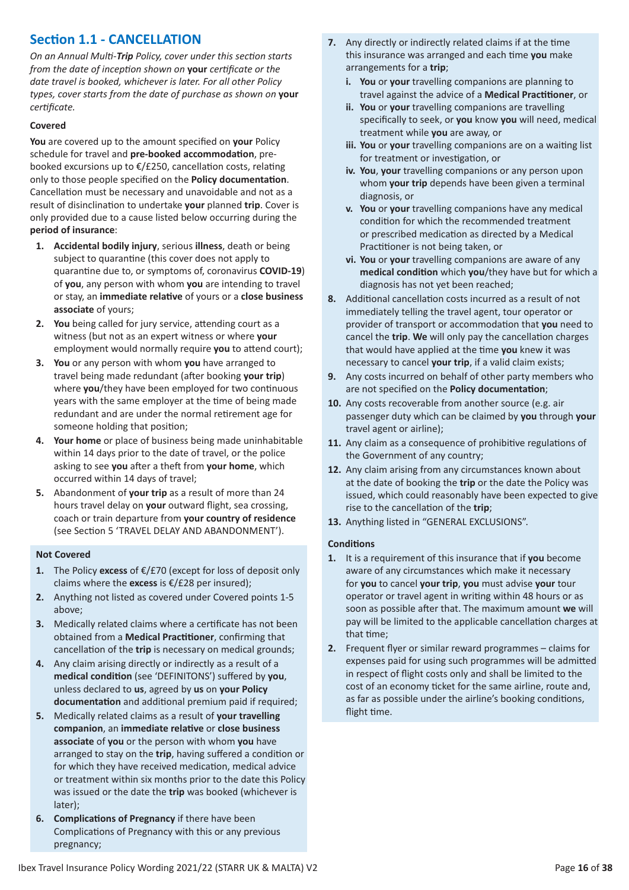## Section 1.1 - CANCELLATION

*On an Annual Multi-**Trip** Policy, cover under this section starts from the date of inception shown on **your** certificate or the date travel is booked, whichever is later. For all other Policy types, cover starts from the date of purchase as shown on **your** certificate.*

**Covered**

**You** are covered up to the amount specified on **your** Policy schedule for travel and **pre-booked accommodation**, pre-booked excursions up to €/£250, cancellation costs, relating only to those people specified on the **Policy documentation**. Cancellation must be necessary and unavoidable and not as a result of disinclination to undertake **your** planned **trip**. Cover is only provided due to a cause listed below occurring during the **period of insurance**:

1. **Accidental bodily injury**, serious **illness**, death or being subject to quarantine (this cover does not apply to quarantine due to, or symptoms of, coronavirus **COVID-19**) of **you**, any person with whom **you** are intending to travel or stay, an **immediate relative** of yours or a **close business associate** of yours;
2. **You** being called for jury service, attending court as a witness (but not as an expert witness or where **your** employment would normally require **you** to attend court);
3. **You** or any person with whom **you** have arranged to travel being made redundant (after booking **your trip**) where **you**/they have been employed for two continuous years with the same employer at the time of being made redundant and are under the normal retirement age for someone holding that position;
4. **Your home** or place of business being made uninhabitable within 14 days prior to the date of travel, or the police asking to see **you** after a theft from **your home**, which occurred within 14 days of travel;
5. Abandonment of **your trip** as a result of more than 24 hours travel delay on **your** outward flight, sea crossing, coach or train departure from **your country of residence** (see Section 5 'TRAVEL DELAY AND ABANDONMENT').

**Not Covered**

1. The Policy **excess** of €/£70 (except for loss of deposit only claims where the **excess** is €/£28 per insured);
2. Anything not listed as covered under Covered points 1-5 above;
3. Medically related claims where a certificate has not been obtained from a **Medical Practitioner**, confirming that cancellation of the **trip** is necessary on medical grounds;
4. Any claim arising directly or indirectly as a result of a **medical condition** (see 'DEFINITONS') suffered by **you**, unless declared to **us**, agreed by **us** on **your Policy documentation** and additional premium paid if required;
5. Medically related claims as a result of **your travelling companion**, an **immediate relative** or **close business associate** of **you** or the person with whom **you** have arranged to stay on the **trip**, having suffered a condition or for which they have received medication, medical advice or treatment within six months prior to the date this Policy was issued or the date the **trip** was booked (whichever is later);
6. **Complications of Pregnancy** if there have been Complications of Pregnancy with this or any previous pregnancy;
7. Any directly or indirectly related claims if at the time this insurance was arranged and each time **you** make arrangements for a **trip**;
   - i. **You** or **your** travelling companions are planning to travel against the advice of a **Medical Practitioner**, or
   - ii. **You** or **your** travelling companions are travelling specifically to seek, or **you** know **you** will need, medical treatment while **you** are away, or
   - iii. **You** or **your** travelling companions are on a waiting list for treatment or investigation, or
   - iv. **You**, **your** travelling companions or any person upon whom **your trip** depends have been given a terminal diagnosis, or
   - v. **You** or **your** travelling companions have any medical condition for which the recommended treatment or prescribed medication as directed by a Medical Practitioner is not being taken, or
   - vi. **You** or **your** travelling companions are aware of any **medical condition** which **you**/they have but for which a diagnosis has not yet been reached;
8. Additional cancellation costs incurred as a result of not immediately telling the travel agent, tour operator or provider of transport or accommodation that **you** need to cancel the **trip**. **We** will only pay the cancellation charges that would have applied at the time **you** knew it was necessary to cancel **your trip**, if a valid claim exists;
9. Any costs incurred on behalf of other party members who are not specified on the **Policy documentation**;
10. Any costs recoverable from another source (e.g. air passenger duty which can be claimed by **you** through **your** travel agent or airline);
11. Any claim as a consequence of prohibitive regulations of the Government of any country;
12. Any claim arising from any circumstances known about at the date of booking the **trip** or the date the Policy was issued, which could reasonably have been expected to give rise to the cancellation of the **trip**;
13. Anything listed in "GENERAL EXCLUSIONS".

**Conditions**

1. It is a requirement of this insurance that if **you** become aware of any circumstances which make it necessary for **you** to cancel **your trip**, **you** must advise **your** tour operator or travel agent in writing within 48 hours or as soon as possible after that. The maximum amount **we** will pay will be limited to the applicable cancellation charges at that time;
2. Frequent flyer or similar reward programmes – claims for expenses paid for using such programmes will be admitted in respect of flight costs only and shall be limited to the cost of an economy ticket for the same airline, route and, as far as possible under the airline's booking conditions, flight time.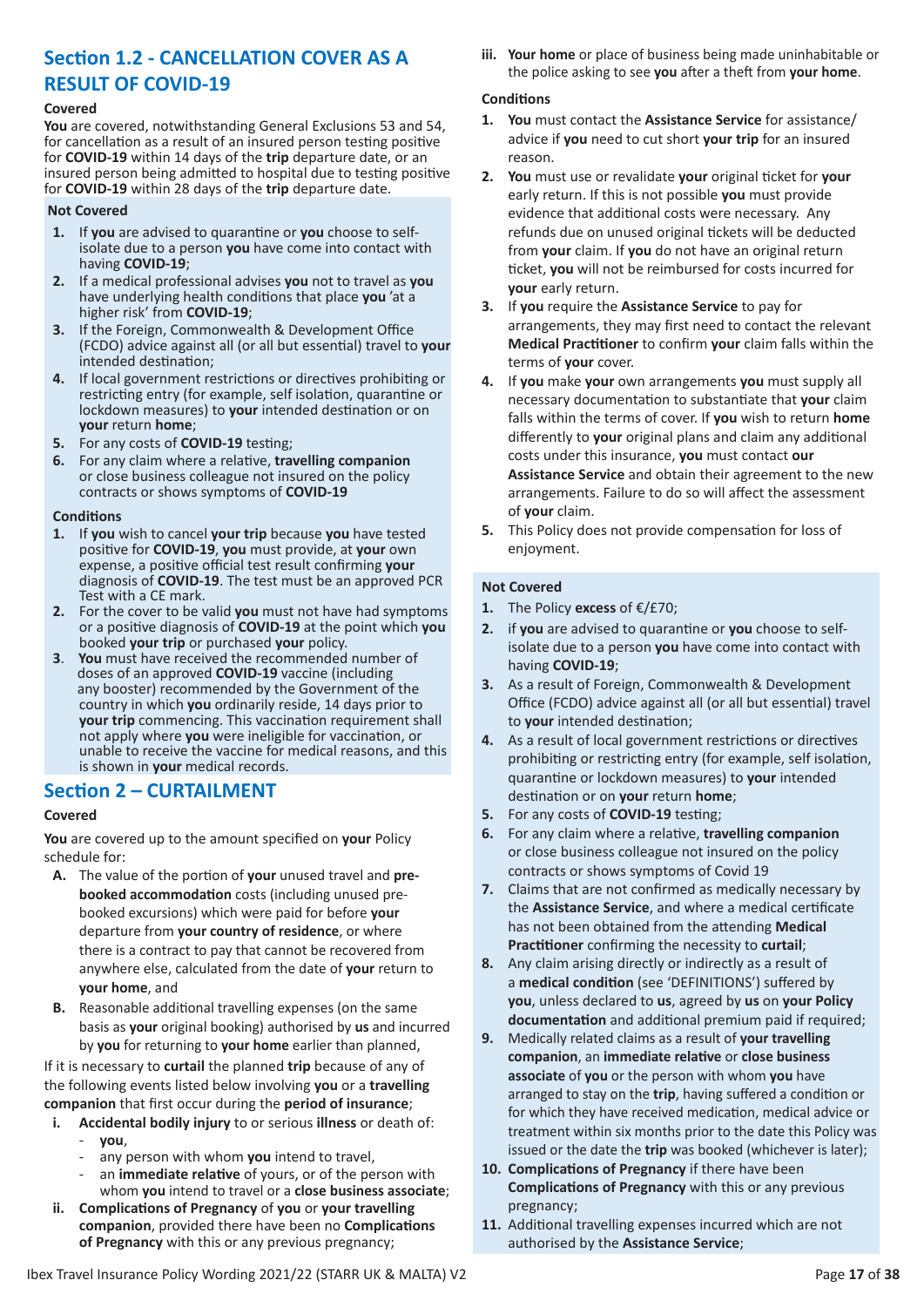## Section 1.2 - CANCELLATION COVER AS A RESULT OF COVID-19

**Covered**

**You** are covered, notwithstanding General Exclusions 53 and 54, for cancellation as a result of an insured person testing positive for **COVID-19** within 14 days of the **trip** departure date, or an insured person being admitted to hospital due to testing positive for **COVID-19** within 28 days of the **trip** departure date.

**Not Covered**

1. If **you** are advised to quarantine or **you** choose to self-isolate due to a person **you** have come into contact with having **COVID-19**;
2. If a medical professional advises **you** not to travel as **you** have underlying health conditions that place **you** 'at a higher risk' from **COVID-19**;
3. If the Foreign, Commonwealth & Development Office (FCDO) advice against all (or all but essential) travel to **your** intended destination;
4. If local government restrictions or directives prohibiting or restricting entry (for example, self isolation, quarantine or lockdown measures) to **your** intended destination or on **your** return **home**;
5. For any costs of **COVID-19** testing;
6. For any claim where a relative, **travelling companion** or close business colleague not insured on the policy contracts or shows symptoms of **COVID-19**

**Conditions**

1. If **you** wish to cancel **your trip** because **you** have tested positive for **COVID-19**, **you** must provide, at **your** own expense, a positive official test result confirming **your** diagnosis of **COVID-19**. The test must be an approved PCR Test with a CE mark.
2. For the cover to be valid **you** must not have had symptoms or a positive diagnosis of **COVID-19** at the point which **you** booked **your trip** or purchased **your** policy.
3. **You** must have received the recommended number of doses of an approved **COVID-19** vaccine (including any booster) recommended by the Government of the country in which **you** ordinarily reside, 14 days prior to **your trip** commencing. This vaccination requirement shall not apply where **you** were ineligible for vaccination, or unable to receive the vaccine for medical reasons, and this is shown in **your** medical records.

## Section 2 – CURTAILMENT

**Covered**

**You** are covered up to the amount specified on **your** Policy schedule for:

A. The value of the portion of **your** unused travel and **pre-booked accommodation** costs (including unused pre-booked excursions) which were paid for before **your** departure from **your country of residence**, or where there is a contract to pay that cannot be recovered from anywhere else, calculated from the date of **your** return to **your home**, and

B. Reasonable additional travelling expenses (on the same basis as **your** original booking) authorised by **us** and incurred by **you** for returning to **your home** earlier than planned,

If it is necessary to **curtail** the planned **trip** because of any of the following events listed below involving **you** or a **travelling companion** that first occur during the **period of insurance**;

i. **Accidental bodily injury** to or serious **illness** or death of:
   - **you**,
   - any person with whom **you** intend to travel,
   - an **immediate relative** of yours, or of the person with whom **you** intend to travel or a **close business associate**;

ii. **Complications of Pregnancy** of **you** or **your travelling companion**, provided there have been no **Complications of Pregnancy** with this or any previous pregnancy;

iii. **Your home** or place of business being made uninhabitable or the police asking to see **you** after a theft from **your home**.

**Conditions**

1. **You** must contact the **Assistance Service** for assistance/advice if **you** need to cut short **your trip** for an insured reason.
2. **You** must use or revalidate **your** original ticket for **your** early return. If this is not possible **you** must provide evidence that additional costs were necessary. Any refunds due on unused original tickets will be deducted from **your** claim. If **you** do not have an original return ticket, **you** will not be reimbursed for costs incurred for **your** early return.
3. If **you** require the **Assistance Service** to pay for arrangements, they may first need to contact the relevant **Medical Practitioner** to confirm **your** claim falls within the terms of **your** cover.
4. If **you** make **your** own arrangements **you** must supply all necessary documentation to substantiate that **your** claim falls within the terms of cover. If **you** wish to return **home** differently to **your** original plans and claim any additional costs under this insurance, **you** must contact **our Assistance Service** and obtain their agreement to the new arrangements. Failure to do so will affect the assessment of **your** claim.
5. This Policy does not provide compensation for loss of enjoyment.

**Not Covered**

1. The Policy **excess** of €/£70;
2. if **you** are advised to quarantine or **you** choose to self-isolate due to a person **you** have come into contact with having **COVID-19**;
3. As a result of Foreign, Commonwealth & Development Office (FCDO) advice against all (or all but essential) travel to **your** intended destination;
4. As a result of local government restrictions or directives prohibiting or restricting entry (for example, self isolation, quarantine or lockdown measures) to **your** intended destination or on **your** return **home**;
5. For any costs of **COVID-19** testing;
6. For any claim where a relative, **travelling companion** or close business colleague not insured on the policy contracts or shows symptoms of Covid 19
7. Claims that are not confirmed as medically necessary by the **Assistance Service**, and where a medical certificate has not been obtained from the attending **Medical Practitioner** confirming the necessity to **curtail**;
8. Any claim arising directly or indirectly as a result of a **medical condition** (see 'DEFINITIONS') suffered by **you**, unless declared to **us**, agreed by **us** on **your Policy documentation** and additional premium paid if required;
9. Medically related claims as a result of **your travelling companion**, an **immediate relative** or **close business associate** of **you** or the person with whom **you** have arranged to stay on the **trip**, having suffered a condition or for which they have received medication, medical advice or treatment within six months prior to the date this Policy was issued or the date the **trip** was booked (whichever is later);
10. **Complications of Pregnancy** if there have been **Complications of Pregnancy** with this or any previous pregnancy;
11. Additional travelling expenses incurred which are not authorised by the **Assistance Service**;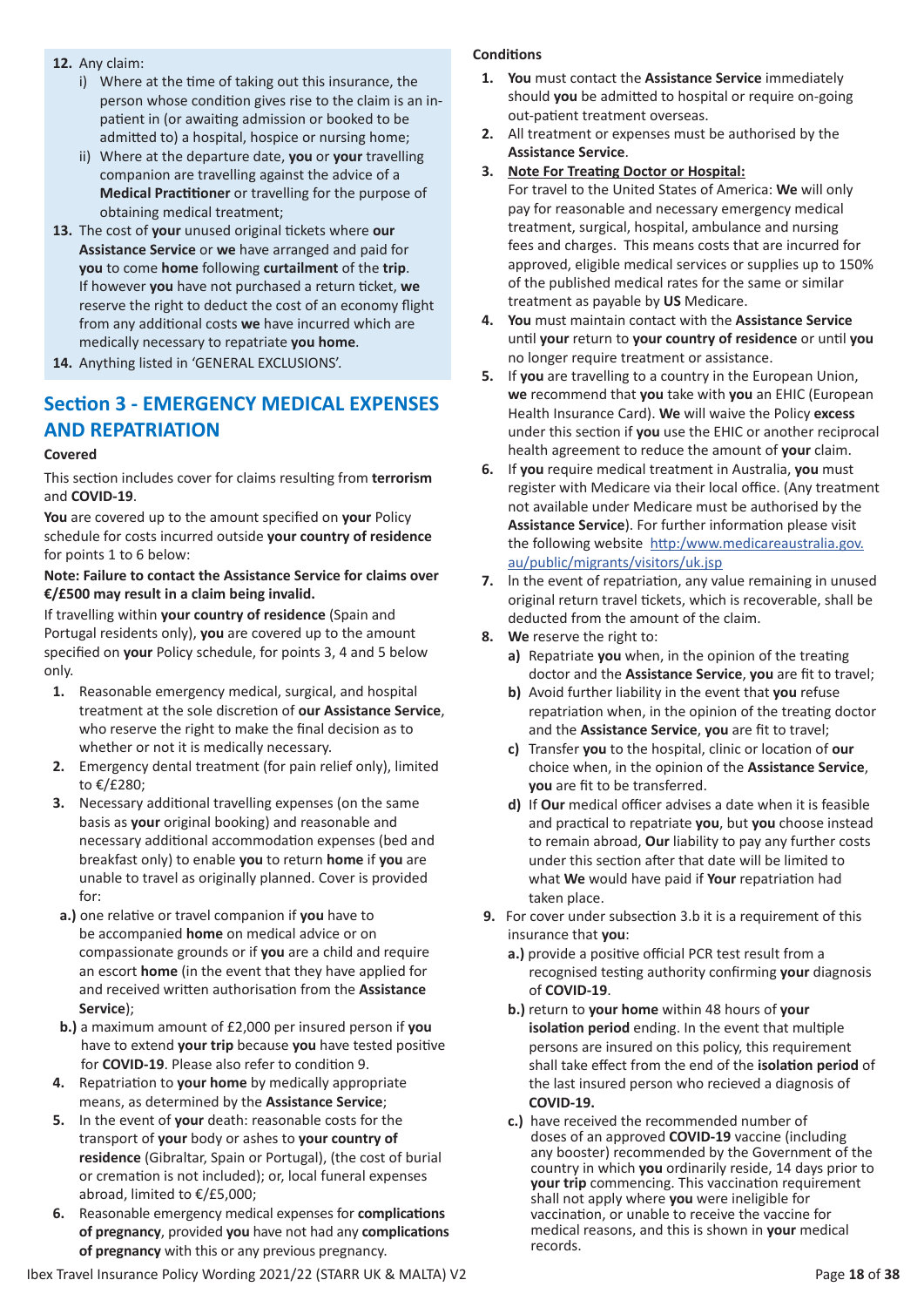12. Any claim:
    i) Where at the time of taking out this insurance, the person whose condition gives rise to the claim is an in-patient in (or awaiting admission or booked to be admitted to) a hospital, hospice or nursing home;
    ii) Where at the departure date, **you** or **your** travelling companion are travelling against the advice of a **Medical Practitioner** or travelling for the purpose of obtaining medical treatment;
13. The cost of **your** unused original tickets where **our Assistance Service** or **we** have arranged and paid for **you** to come **home** following **curtailment** of the **trip**. If however **you** have not purchased a return ticket, **we** reserve the right to deduct the cost of an economy flight from any additional costs **we** have incurred which are medically necessary to repatriate **you home**.
14. Anything listed in 'GENERAL EXCLUSIONS'.

## Section 3 - EMERGENCY MEDICAL EXPENSES AND REPATRIATION

**Covered**

This section includes cover for claims resulting from **terrorism** and **COVID-19**.

**You** are covered up to the amount specified on **your** Policy schedule for costs incurred outside **your country of residence** for points 1 to 6 below:

**Note: Failure to contact the Assistance Service for claims over €/£500 may result in a claim being invalid.**

If travelling within **your country of residence** (Spain and Portugal residents only), **you** are covered up to the amount specified on **your** Policy schedule, for points 3, 4 and 5 below only.

1. Reasonable emergency medical, surgical, and hospital treatment at the sole discretion of **our Assistance Service**, who reserve the right to make the final decision as to whether or not it is medically necessary.
2. Emergency dental treatment (for pain relief only), limited to €/£280;
3. Necessary additional travelling expenses (on the same basis as **your** original booking) and reasonable and necessary additional accommodation expenses (bed and breakfast only) to enable **you** to return **home** if **you** are unable to travel as originally planned. Cover is provided for:
   a.) one relative or travel companion if **you** have to be accompanied **home** on medical advice or on compassionate grounds or if **you** are a child and require an escort **home** (in the event that they have applied for and received written authorisation from the **Assistance Service**);
   b.) a maximum amount of £2,000 per insured person if **you** have to extend **your trip** because **you** have tested positive for **COVID-19**. Please also refer to condition 9.
4. Repatriation to **your home** by medically appropriate means, as determined by the **Assistance Service**.
5. In the event of **your** death: reasonable costs for the transport of **your** body or ashes to **your country of residence** (Gibraltar, Spain or Portugal), (the cost of burial or cremation is not included); or, local funeral expenses abroad, limited to €/£5,000;
6. Reasonable emergency medical expenses for **complications of pregnancy**, provided **you** have not had any **complications of pregnancy** with this or any previous pregnancy.

**Conditions**

1. **You** must contact the **Assistance Service** immediately should **you** be admitted to hospital or require on-going out-patient treatment overseas.
2. All treatment or expenses must be authorised by the **Assistance Service**.
3. **Note For Treating Doctor or Hospital:**
   For travel to the United States of America: **We** will only pay for reasonable and necessary emergency medical treatment, surgical, hospital, ambulance and nursing fees and charges. This means costs that are incurred for approved, eligible medical services or supplies up to 150% of the published medical rates for the same or similar treatment as payable by **US** Medicare.
4. **You** must maintain contact with the **Assistance Service** until **your** return to **your country of residence** or until **you** no longer require treatment or assistance.
5. If **you** are travelling to a country in the European Union, **we** recommend that **you** take with **you** an EHIC (European Health Insurance Card). **We** will waive the Policy **excess** under this section if **you** use the EHIC or another reciprocal health agreement to reduce the amount of **your** claim.
6. If **you** require medical treatment in Australia, **you** must register with Medicare via their local office. (Any treatment not available under Medicare must be authorised by the **Assistance Service**). For further information please visit the following website http:/www.medicareaustralia.gov.au/public/migrants/visitors/uk.jsp
7. In the event of repatriation, any value remaining in unused original return travel tickets, which is recoverable, shall be deducted from the amount of the claim.
8. **We** reserve the right to:
   a) Repatriate **you** when, in the opinion of the treating doctor and the **Assistance Service**, **you** are fit to travel;
   b) Avoid further liability in the event that **you** refuse repatriation when, in the opinion of the treating doctor and the **Assistance Service**, **you** are fit to travel;
   c) Transfer **you** to the hospital, clinic or location of **our** choice when, in the opinion of the **Assistance Service**, **you** are fit to be transferred.
   d) If **Our** medical officer advises a date when it is feasible and practical to repatriate **you**, but **you** choose instead to remain abroad, **Our** liability to pay any further costs under this section after that date will be limited to what **We** would have paid if **Your** repatriation had taken place.
9. For cover under subsection 3.b it is a requirement of this insurance that **you**:
   a.) provide a positive official PCR test result from a recognised testing authority confirming **your** diagnosis of **COVID-19**.
   b.) return to **your home** within 48 hours of **your isolation period** ending. In the event that multiple persons are insured on this policy, this requirement shall take effect from the end of the **isolation period** of the last insured person who recieved a diagnosis of **COVID-19.**
   c.) have received the recommended number of doses of an approved **COVID-19** vaccine (including any booster) recommended by the Government of the country in which **you** ordinarily reside, 14 days prior to **your trip** commencing. This vaccination requirement shall not apply where **you** were ineligible for vaccination, or unable to receive the vaccine for medical reasons, and this is shown in **your** medical records.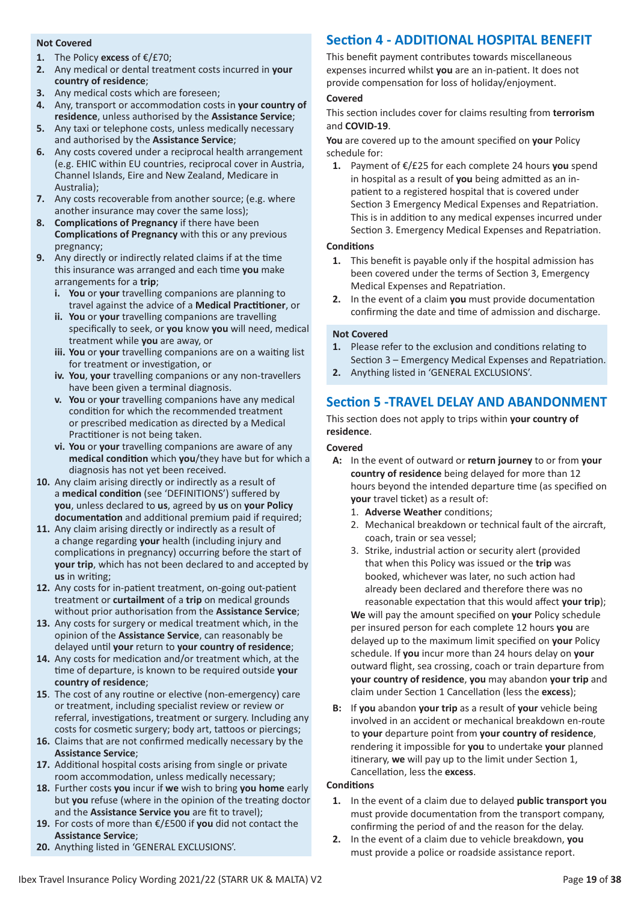**Not Covered**

1. The Policy **excess** of €/£70;
2. Any medical or dental treatment costs incurred in **your country of residence**;
3. Any medical costs which are foreseen;
4. Any, transport or accommodation costs in **your country of residence**, unless authorised by the **Assistance Service**;
5. Any taxi or telephone costs, unless medically necessary and authorised by the **Assistance Service**;
6. Any costs covered under a reciprocal health arrangement (e.g. EHIC within EU countries, reciprocal cover in Austria, Channel Islands, Eire and New Zealand, Medicare in Australia);
7. Any costs recoverable from another source; (e.g. where another insurance may cover the same loss);
8. **Complications of Pregnancy** if there have been **Complications of Pregnancy** with this or any previous pregnancy;
9. Any directly or indirectly related claims if at the time this insurance was arranged and each time **you** make arrangements for a **trip**;
   - **i. You** or **your** travelling companions are planning to travel against the advice of a **Medical Practitioner**, or
   - **ii. You** or **your** travelling companions are travelling specifically to seek, or **you** know **you** will need, medical treatment while **you** are away, or
   - **iii. You** or **your** travelling companions are on a waiting list for treatment or investigation, or
   - **iv. You**, **your** travelling companions or any non-travellers have been given a terminal diagnosis.
   - **v. You** or **your** travelling companions have any medical condition for which the recommended treatment or prescribed medication as directed by a Medical Practitioner is not being taken.
   - **vi. You** or **your** travelling companions are aware of any **medical condition** which **you**/they have but for which a diagnosis has not yet been received.
10. Any claim arising directly or indirectly as a result of a **medical condition** (see 'DEFINITIONS') suffered by **you**, unless declared to **us**, agreed by **us** on **your Policy documentation** and additional premium paid if required;
11. Any claim arising directly or indirectly as a result of a change regarding **your** health (including injury and complications in pregnancy) occurring before the start of **your trip**, which has not been declared to and accepted by **us** in writing;
12. Any costs for in-patient treatment, on-going out-patient treatment or **curtailment** of a **trip** on medical grounds without prior authorisation from the **Assistance Service**;
13. Any costs for surgery or medical treatment which, in the opinion of the **Assistance Service**, can reasonably be delayed until **your** return to **your country of residence**;
14. Any costs for medication and/or treatment which, at the time of departure, is known to be required outside **your country of residence**;
15. The cost of any routine or elective (non-emergency) care or treatment, including specialist review or review or referral, investigations, treatment or surgery. Including any costs for cosmetic surgery; body art, tattoos or piercings;
16. Claims that are not confirmed medically necessary by the **Assistance Service**;
17. Additional hospital costs arising from single or private room accommodation, unless medically necessary;
18. Further costs **you** incur if **we** wish to bring **you home** early but **you** refuse (where in the opinion of the treating doctor and the **Assistance Service you** are fit to travel);
19. For costs of more than €/£500 if **you** did not contact the **Assistance Service**;
20. Anything listed in 'GENERAL EXCLUSIONS'.

## Section 4 - ADDITIONAL HOSPITAL BENEFIT

This benefit payment contributes towards miscellaneous expenses incurred whilst **you** are an in-patient. It does not provide compensation for loss of holiday/enjoyment.

**Covered**

This section includes cover for claims resulting from **terrorism** and **COVID-19**.

**You** are covered up to the amount specified on **your** Policy schedule for:

1. Payment of €/£25 for each complete 24 hours **you** spend in hospital as a result of **you** being admitted as an in-patient to a registered hospital that is covered under Section 3 Emergency Medical Expenses and Repatriation. This is in addition to any medical expenses incurred under Section 3. Emergency Medical Expenses and Repatriation.

**Conditions**

1. This benefit is payable only if the hospital admission has been covered under the terms of Section 3, Emergency Medical Expenses and Repatriation.
2. In the event of a claim **you** must provide documentation confirming the date and time of admission and discharge.

**Not Covered**

1. Please refer to the exclusion and conditions relating to Section 3 – Emergency Medical Expenses and Repatriation.
2. Anything listed in 'GENERAL EXCLUSIONS'.

## Section 5 -TRAVEL DELAY AND ABANDONMENT

This section does not apply to trips within **your country of residence**.

**Covered**

**A:** In the event of outward or **return journey** to or from **your country of residence** being delayed for more than 12 hours beyond the intended departure time (as specified on **your** travel ticket) as a result of:

1. **Adverse Weather** conditions;
2. Mechanical breakdown or technical fault of the aircraft, coach, train or sea vessel;
3. Strike, industrial action or security alert (provided that when this Policy was issued or the **trip** was booked, whichever was later, no such action had already been declared and therefore there was no reasonable expectation that this would affect **your trip**);

**We** will pay the amount specified on **your** Policy schedule per insured person for each complete 12 hours **you** are delayed up to the maximum limit specified on **your** Policy schedule. If **you** incur more than 24 hours delay on **your** outward flight, sea crossing, coach or train departure from **your country of residence**, **you** may abandon **your trip** and claim under Section 1 Cancellation (less the **excess**);

**B:** If **you** abandon **your trip** as a result of **your** vehicle being involved in an accident or mechanical breakdown en-route to **your** departure point from **your country of residence**, rendering it impossible for **you** to undertake **your** planned itinerary, **we** will pay up to the limit under Section 1, Cancellation, less the **excess**.

**Conditions**

1. In the event of a claim due to delayed **public transport you** must provide documentation from the transport company, confirming the period of and the reason for the delay.
2. In the event of a claim due to vehicle breakdown, **you** must provide a police or roadside assistance report.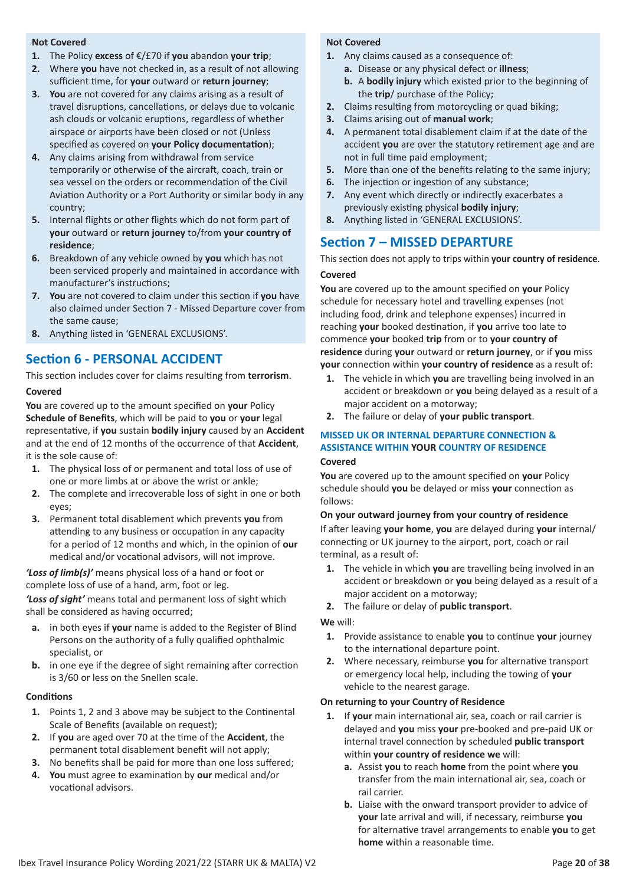**Not Covered**

1. The Policy **excess** of €/£70 if **you** abandon **your trip**;
2. Where **you** have not checked in, as a result of not allowing sufficient time, for **your** outward or **return journey**;
3. **You** are not covered for any claims arising as a result of travel disruptions, cancellations, or delays due to volcanic ash clouds or volcanic eruptions, regardless of whether airspace or airports have been closed or not (Unless specified as covered on **your Policy documentation**);
4. Any claims arising from withdrawal from service temporarily or otherwise of the aircraft, coach, train or sea vessel on the orders or recommendation of the Civil Aviation Authority or a Port Authority or similar body in any country;
5. Internal flights or other flights which do not form part of **your** outward or **return journey** to/from **your country of residence**;
6. Breakdown of any vehicle owned by **you** which has not been serviced properly and maintained in accordance with manufacturer's instructions;
7. **You** are not covered to claim under this section if **you** have also claimed under Section 7 - Missed Departure cover from the same cause;
8. Anything listed in 'GENERAL EXCLUSIONS'.

## Section 6 - PERSONAL ACCIDENT

This section includes cover for claims resulting from **terrorism**.

**Covered**

**You** are covered up to the amount specified on **your** Policy **Schedule of Benefits**, which will be paid to **you** or **your** legal representative, if **you** sustain **bodily injury** caused by an **Accident** and at the end of 12 months of the occurrence of that **Accident**, it is the sole cause of:

1. The physical loss of or permanent and total loss of use of one or more limbs at or above the wrist or ankle;
2. The complete and irrecoverable loss of sight in one or both eyes;
3. Permanent total disablement which prevents **you** from attending to any business or occupation in any capacity for a period of 12 months and which, in the opinion of **our** medical and/or vocational advisors, will not improve.

***'Loss of limb(s)'*** means physical loss of a hand or foot or complete loss of use of a hand, arm, foot or leg.

***'Loss of sight'*** means total and permanent loss of sight which shall be considered as having occurred;

a. in both eyes if **your** name is added to the Register of Blind Persons on the authority of a fully qualified ophthalmic specialist, or
b. in one eye if the degree of sight remaining after correction is 3/60 or less on the Snellen scale.

**Conditions**

1. Points 1, 2 and 3 above may be subject to the Continental Scale of Benefits (available on request);
2. If **you** are aged over 70 at the time of the **Accident**, the permanent total disablement benefit will not apply;
3. No benefits shall be paid for more than one loss suffered;
4. **You** must agree to examination by **our** medical and/or vocational advisors.

**Not Covered**

1. Any claims caused as a consequence of:
   a. Disease or any physical defect or **illness**;
   b. A **bodily injury** which existed prior to the beginning of the **trip**/ purchase of the Policy;
2. Claims resulting from motorcycling or quad biking;
3. Claims arising out of **manual work**;
4. A permanent total disablement claim if at the date of the accident **you** are over the statutory retirement age and are not in full time paid employment;
5. More than one of the benefits relating to the same injury;
6. The injection or ingestion of any substance;
7. Any event which directly or indirectly exacerbates a previously existing physical **bodily injury**;
8. Anything listed in 'GENERAL EXCLUSIONS'.

## Section 7 – MISSED DEPARTURE

This section does not apply to trips within **your country of residence**.

**Covered**

**You** are covered up to the amount specified on **your** Policy schedule for necessary hotel and travelling expenses (not including food, drink and telephone expenses) incurred in reaching **your** booked destination, if **you** arrive too late to commence **your** booked **trip** from or to **your country of residence** during **your** outward or **return journey**, or if **you** miss **your** connection within **your country of residence** as a result of:

1. The vehicle in which **you** are travelling being involved in an accident or breakdown or **you** being delayed as a result of a major accident on a motorway;
2. The failure or delay of **your public transport**.

### MISSED UK OR INTERNAL DEPARTURE CONNECTION & ASSISTANCE WITHIN YOUR COUNTRY OF RESIDENCE

**Covered**

**You** are covered up to the amount specified on **your** Policy schedule should **you** be delayed or miss **your** connection as follows:

**On your outward journey from your country of residence**

If after leaving **your home**, **you** are delayed during **your** internal/ connecting or UK journey to the airport, port, coach or rail terminal, as a result of:

1. The vehicle in which **you** are travelling being involved in an accident or breakdown or **you** being delayed as a result of a major accident on a motorway;
2. The failure or delay of **public transport**.

**We** will:

1. Provide assistance to enable **you** to continue **your** journey to the international departure point.
2. Where necessary, reimburse **you** for alternative transport or emergency local help, including the towing of **your** vehicle to the nearest garage.

**On returning to your Country of Residence**

1. If **your** main international air, sea, coach or rail carrier is delayed and **you** miss **your** pre-booked and pre-paid UK or internal travel connection by scheduled **public transport** within **your country of residence we** will:
   a. Assist **you** to reach **home** from the point where **you** transfer from the main international air, sea, coach or rail carrier.
   b. Liaise with the onward transport provider to advice of **your** late arrival and will, if necessary, reimburse **you** for alternative travel arrangements to enable **you** to get **home** within a reasonable time.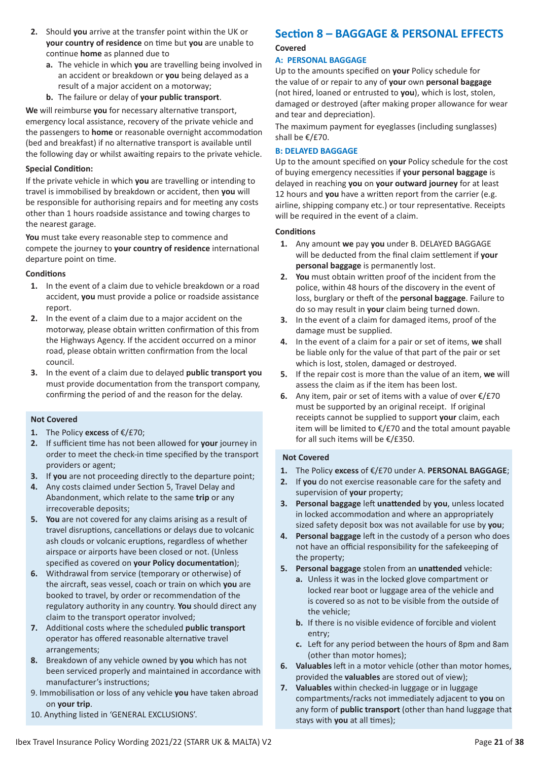2. Should **you** arrive at the transfer point within the UK or **your country of residence** on time but **you** are unable to continue **home** as planned due to
   a. The vehicle in which **you** are travelling being involved in an accident or breakdown or **you** being delayed as a result of a major accident on a motorway;
   b. The failure or delay of **your public transport**.

**We** will reimburse **you** for necessary alternative transport, emergency local assistance, recovery of the private vehicle and the passengers to **home** or reasonable overnight accommodation (bed and breakfast) if no alternative transport is available until the following day or whilst awaiting repairs to the private vehicle.

**Special Condition:**

If the private vehicle in which **you** are travelling or intending to travel is immobilised by breakdown or accident, then **you** will be responsible for authorising repairs and for meeting any costs other than 1 hours roadside assistance and towing charges to the nearest garage.

**You** must take every reasonable step to commence and compete the journey to **your country of residence** international departure point on time.

**Conditions**

1. In the event of a claim due to vehicle breakdown or a road accident, **you** must provide a police or roadside assistance report.
2. In the event of a claim due to a major accident on the motorway, please obtain written confirmation of this from the Highways Agency. If the accident occurred on a minor road, please obtain written confirmation from the local council.
3. In the event of a claim due to delayed **public transport you** must provide documentation from the transport company, confirming the period of and the reason for the delay.

**Not Covered**

1. The Policy **excess** of €/£70;
2. If sufficient time has not been allowed for **your** journey in order to meet the check-in time specified by the transport providers or agent;
3. If **you** are not proceeding directly to the departure point;
4. Any costs claimed under Section 5, Travel Delay and Abandonment, which relate to the same **trip** or any irrecoverable deposits;
5. **You** are not covered for any claims arising as a result of travel disruptions, cancellations or delays due to volcanic ash clouds or volcanic eruptions, regardless of whether airspace or airports have been closed or not. (Unless specified as covered on **your Policy documentation**);
6. Withdrawal from service (temporary or otherwise) of the aircraft, seas vessel, coach or train on which **you** are booked to travel, by order or recommendation of the regulatory authority in any country. **You** should direct any claim to the transport operator involved;
7. Additional costs where the scheduled **public transport** operator has offered reasonable alternative travel arrangements;
8. Breakdown of any vehicle owned by **you** which has not been serviced properly and maintained in accordance with manufacturer's instructions;
9. Immobilisation or loss of any vehicle **you** have taken abroad on **your trip**.
10. Anything listed in 'GENERAL EXCLUSIONS'.

## Section 8 – BAGGAGE & PERSONAL EFFECTS

**Covered**

### A: PERSONAL BAGGAGE

Up to the amounts specified on **your** Policy schedule for the value of or repair to any of **your** own **personal baggage** (not hired, loaned or entrusted to **you**), which is lost, stolen, damaged or destroyed (after making proper allowance for wear and tear and depreciation).

The maximum payment for eyeglasses (including sunglasses) shall be €/£70.

### B: DELAYED BAGGAGE

Up to the amount specified on **your** Policy schedule for the cost of buying emergency necessities if **your personal baggage** is delayed in reaching **you** on **your outward journey** for at least 12 hours and **you** have a written report from the carrier (e.g. airline, shipping company etc.) or tour representative. Receipts will be required in the event of a claim.

**Conditions**

1. Any amount **we** pay **you** under B. DELAYED BAGGAGE will be deducted from the final claim settlement if **your personal baggage** is permanently lost.
2. **You** must obtain written proof of the incident from the police, within 48 hours of the discovery in the event of loss, burglary or theft of the **personal baggage**. Failure to do so may result in **your** claim being turned down.
3. In the event of a claim for damaged items, proof of the damage must be supplied.
4. In the event of a claim for a pair or set of items, **we** shall be liable only for the value of that part of the pair or set which is lost, stolen, damaged or destroyed.
5. If the repair cost is more than the value of an item, **we** will assess the claim as if the item has been lost.
6. Any item, pair or set of items with a value of over €/£70 must be supported by an original receipt. If original receipts cannot be supplied to support **your** claim, each item will be limited to €/£70 and the total amount payable for all such items will be €/£350.

**Not Covered**

1. The Policy **excess** of €/£70 under A. **PERSONAL BAGGAGE**;
2. If **you** do not exercise reasonable care for the safety and supervision of **your** property;
3. **Personal baggage** left **unattended** by **you**, unless located in locked accommodation and where an appropriately sized safety deposit box was not available for use by **you**;
4. **Personal baggage** left in the custody of a person who does not have an official responsibility for the safekeeping of the property;
5. **Personal baggage** stolen from an **unattended** vehicle:
   a. Unless it was in the locked glove compartment or locked rear boot or luggage area of the vehicle and is covered so as not to be visible from the outside of the vehicle;
   b. If there is no visible evidence of forcible and violent entry;
   c. Left for any period between the hours of 8pm and 8am (other than motor homes);
6. **Valuables** left in a motor vehicle (other than motor homes, provided the **valuables** are stored out of view);
7. **Valuables** within checked-in luggage or in luggage compartments/racks not immediately adjacent to **you** on any form of **public transport** (other than hand luggage that stays with **you** at all times);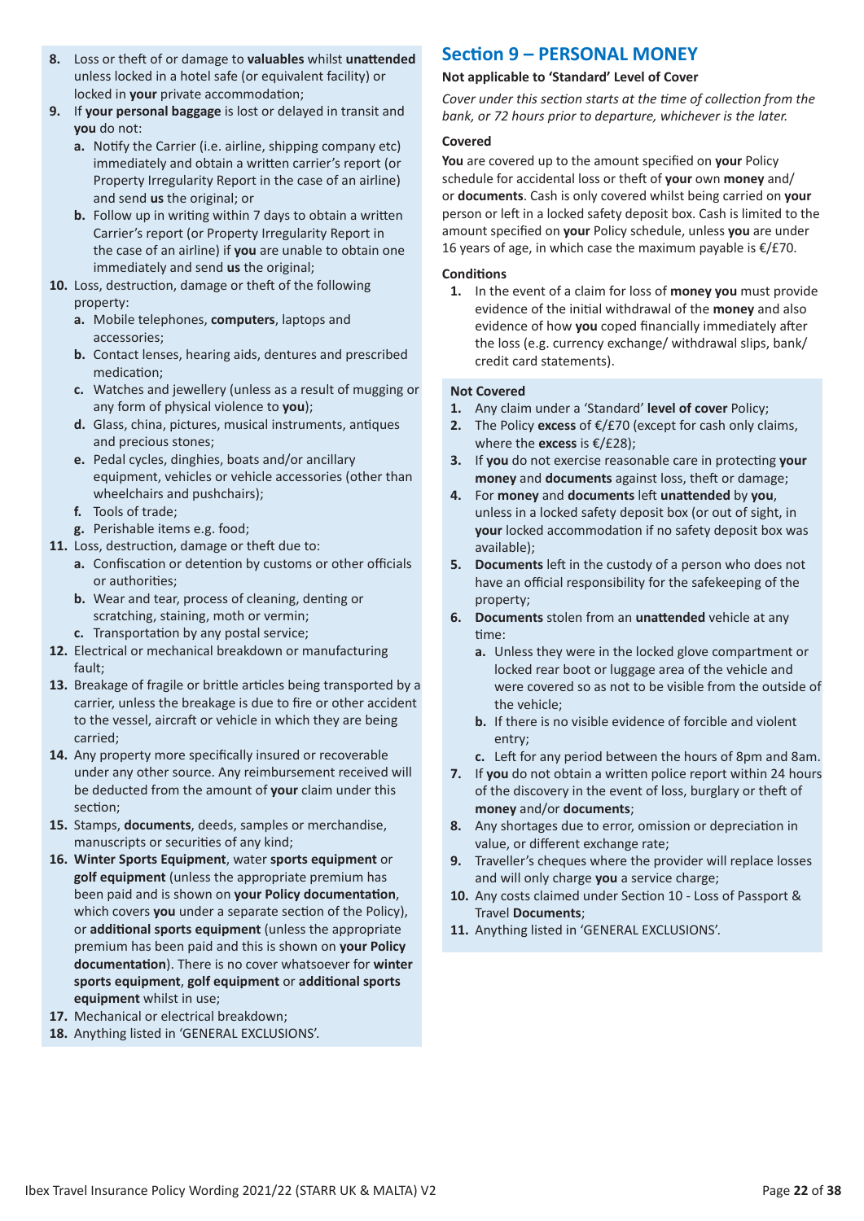8. Loss or theft of or damage to **valuables** whilst **unattended** unless locked in a hotel safe (or equivalent facility) or locked in **your** private accommodation;
9. If **your personal baggage** is lost or delayed in transit and **you** do not:
   a. Notify the Carrier (i.e. airline, shipping company etc) immediately and obtain a written carrier's report (or Property Irregularity Report in the case of an airline) and send **us** the original; or
   b. Follow up in writing within 7 days to obtain a written Carrier's report (or Property Irregularity Report in the case of an airline) if **you** are unable to obtain one immediately and send **us** the original;
10. Loss, destruction, damage or theft of the following property:
    a. Mobile telephones, **computers**, laptops and accessories;
    b. Contact lenses, hearing aids, dentures and prescribed medication;
    c. Watches and jewellery (unless as a result of mugging or any form of physical violence to **you**);
    d. Glass, china, pictures, musical instruments, antiques and precious stones;
    e. Pedal cycles, dinghies, boats and/or ancillary equipment, vehicles or vehicle accessories (other than wheelchairs and pushchairs);
    f. Tools of trade;
    g. Perishable items e.g. food;
11. Loss, destruction, damage or theft due to:
    a. Confiscation or detention by customs or other officials or authorities;
    b. Wear and tear, process of cleaning, denting or scratching, staining, moth or vermin;
    c. Transportation by any postal service;
12. Electrical or mechanical breakdown or manufacturing fault;
13. Breakage of fragile or brittle articles being transported by a carrier, unless the breakage is due to fire or other accident to the vessel, aircraft or vehicle in which they are being carried;
14. Any property more specifically insured or recoverable under any other source. Any reimbursement received will be deducted from the amount of **your** claim under this section;
15. Stamps, **documents**, deeds, samples or merchandise, manuscripts or securities of any kind;
16. **Winter Sports Equipment**, water **sports equipment** or **golf equipment** (unless the appropriate premium has been paid and is shown on **your Policy documentation**, which covers **you** under a separate section of the Policy), or **additional sports equipment** (unless the appropriate premium has been paid and this is shown on **your Policy documentation**). There is no cover whatsoever for **winter sports equipment**, **golf equipment** or **additional sports equipment** whilst in use;
17. Mechanical or electrical breakdown;
18. Anything listed in 'GENERAL EXCLUSIONS'.

## Section 9 – PERSONAL MONEY

**Not applicable to 'Standard' Level of Cover**

*Cover under this section starts at the time of collection from the bank, or 72 hours prior to departure, whichever is the later.*

**Covered**

**You** are covered up to the amount specified on **your** Policy schedule for accidental loss or theft of **your** own **money** and/ or **documents**. Cash is only covered whilst being carried on **your** person or left in a locked safety deposit box. Cash is limited to the amount specified on **your** Policy schedule, unless **you** are under 16 years of age, in which case the maximum payable is €/£70.

**Conditions**

1. In the event of a claim for loss of **money you** must provide evidence of the initial withdrawal of the **money** and also evidence of how **you** coped financially immediately after the loss (e.g. currency exchange/ withdrawal slips, bank/ credit card statements).

**Not Covered**

1. Any claim under a 'Standard' **level of cover** Policy;
2. The Policy **excess** of €/£70 (except for cash only claims, where the **excess** is €/£28);
3. If **you** do not exercise reasonable care in protecting **your money** and **documents** against loss, theft or damage;
4. For **money** and **documents** left **unattended** by **you**, unless in a locked safety deposit box (or out of sight, in **your** locked accommodation if no safety deposit box was available);
5. **Documents** left in the custody of a person who does not have an official responsibility for the safekeeping of the property;
6. **Documents** stolen from an **unattended** vehicle at any time:
   a. Unless they were in the locked glove compartment or locked rear boot or luggage area of the vehicle and were covered so as not to be visible from the outside of the vehicle;
   b. If there is no visible evidence of forcible and violent entry;
   c. Left for any period between the hours of 8pm and 8am.
7. If **you** do not obtain a written police report within 24 hours of the discovery in the event of loss, burglary or theft of **money** and/or **documents**;
8. Any shortages due to error, omission or depreciation in value, or different exchange rate;
9. Traveller's cheques where the provider will replace losses and will only charge **you** a service charge;
10. Any costs claimed under Section 10 - Loss of Passport & Travel **Documents**;
11. Anything listed in 'GENERAL EXCLUSIONS'.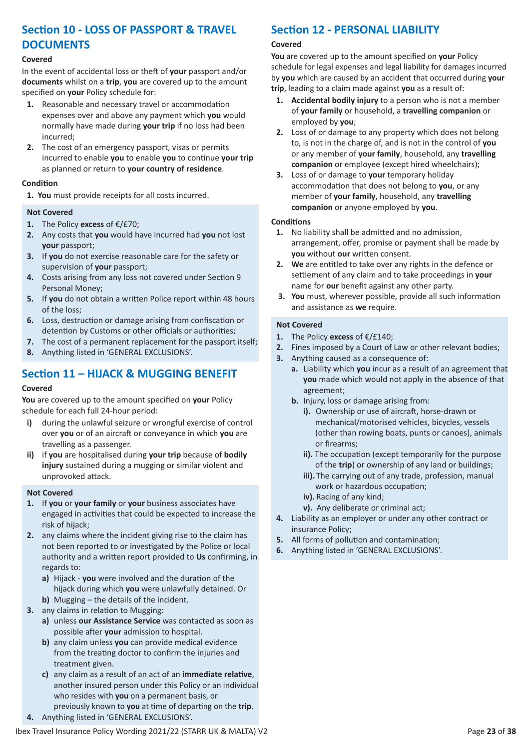## Section 10 - LOSS OF PASSPORT & TRAVEL DOCUMENTS

### Covered

In the event of accidental loss or theft of **your** passport and/or **documents** whilst on a **trip**, **you** are covered up to the amount specified on **your** Policy schedule for:

1. Reasonable and necessary travel or accommodation expenses over and above any payment which **you** would normally have made during **your trip** if no loss had been incurred;
2. The cost of an emergency passport, visas or permits incurred to enable **you** to enable **you** to continue **your trip** as planned or return to **your country of residence**.

### Condition

1. **You** must provide receipts for all costs incurred.

### Not Covered

1. The Policy **excess** of €/£70;
2. Any costs that **you** would have incurred had **you** not lost **your** passport;
3. If **you** do not exercise reasonable care for the safety or supervision of **your** passport;
4. Costs arising from any loss not covered under Section 9 Personal Money;
5. If **you** do not obtain a written Police report within 48 hours of the loss;
6. Loss, destruction or damage arising from confiscation or detention by Customs or other officials or authorities;
7. The cost of a permanent replacement for the passport itself;
8. Anything listed in 'GENERAL EXCLUSIONS'.

## Section 11 – HIJACK & MUGGING BENEFIT

### Covered

**You** are covered up to the amount specified on **your** Policy schedule for each full 24-hour period:

i) during the unlawful seizure or wrongful exercise of control over **you** or of an aircraft or conveyance in which **you** are travelling as a passenger.
ii) if **you** are hospitalised during **your trip** because of **bodily injury** sustained during a mugging or similar violent and unprovoked attack.

### Not Covered

1. If **you** or **your family** or **your** business associates have engaged in activities that could be expected to increase the risk of hijack;
2. any claims where the incident giving rise to the claim has not been reported to or investigated by the Police or local authority and a written report provided to **Us** confirming, in regards to:
   a) Hijack - **you** were involved and the duration of the hijack during which **you** were unlawfully detained. Or
   b) Mugging – the details of the incident.
3. any claims in relation to Mugging:
   a) unless **our Assistance Service** was contacted as soon as possible after **your** admission to hospital.
   b) any claim unless **you** can provide medical evidence from the treating doctor to confirm the injuries and treatment given.
   c) any claim as a result of an act of an **immediate relative**, another insured person under this Policy or an individual who resides with **you** on a permanent basis, or previously known to **you** at time of departing on the **trip**.
4. Anything listed in 'GENERAL EXCLUSIONS'.

## Section 12 - PERSONAL LIABILITY

### Covered

**You** are covered up to the amount specified on **your** Policy schedule for legal expenses and legal liability for damages incurred by **you** which are caused by an accident that occurred during **your trip**, leading to a claim made against **you** as a result of:

1. **Accidental bodily injury** to a person who is not a member of **your family** or household, a **travelling companion** or employed by **you**;
2. Loss of or damage to any property which does not belong to, is not in the charge of, and is not in the control of **you** or any member of **your family**, household, any **travelling companion** or employee (except hired wheelchairs);
3. Loss of or damage to **your** temporary holiday accommodation that does not belong to **you**, or any member of **your family**, household, any **travelling companion** or anyone employed by **you**.

### Conditions

1. No liability shall be admitted and no admission, arrangement, offer, promise or payment shall be made by **you** without **our** written consent.
2. **We** are entitled to take over any rights in the defence or settlement of any claim and to take proceedings in **your** name for **our** benefit against any other party.
3. **You** must, wherever possible, provide all such information and assistance as **we** require.

### Not Covered

1. The Policy **excess** of €/£140;
2. Fines imposed by a Court of Law or other relevant bodies;
3. Anything caused as a consequence of:
   a. Liability which **you** incur as a result of an agreement that **you** made which would not apply in the absence of that agreement;
   b. Injury, loss or damage arising from:
      i). Ownership or use of aircraft, horse-drawn or mechanical/motorised vehicles, bicycles, vessels (other than rowing boats, punts or canoes), animals or firearms;
      ii). The occupation (except temporarily for the purpose of the **trip**) or ownership of any land or buildings;
      iii). The carrying out of any trade, profession, manual work or hazardous occupation;
      iv). Racing of any kind;
      v). Any deliberate or criminal act;
4. Liability as an employer or under any other contract or insurance Policy;
5. All forms of pollution and contamination;
6. Anything listed in 'GENERAL EXCLUSIONS'.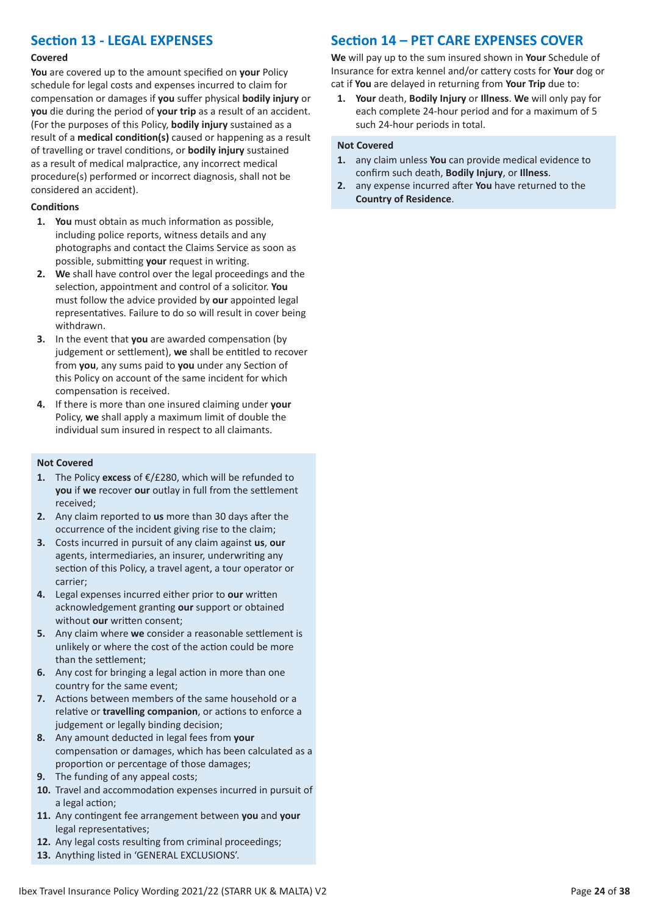## Section 13 - LEGAL EXPENSES

**Covered**

**You** are covered up to the amount specified on **your** Policy schedule for legal costs and expenses incurred to claim for compensation or damages if **you** suffer physical **bodily injury** or **you** die during the period of **your trip** as a result of an accident. (For the purposes of this Policy, **bodily injury** sustained as a result of a **medical condition(s)** caused or happening as a result of travelling or travel conditions, or **bodily injury** sustained as a result of medical malpractice, any incorrect medical procedure(s) performed or incorrect diagnosis, shall not be considered an accident).

**Conditions**

1. **You** must obtain as much information as possible, including police reports, witness details and any photographs and contact the Claims Service as soon as possible, submitting **your** request in writing.
2. **We** shall have control over the legal proceedings and the selection, appointment and control of a solicitor. **You** must follow the advice provided by **our** appointed legal representatives. Failure to do so will result in cover being withdrawn.
3. In the event that **you** are awarded compensation (by judgement or settlement), **we** shall be entitled to recover from **you**, any sums paid to **you** under any Section of this Policy on account of the same incident for which this compensation is received.
4. If there is more than one insured claiming under **your** Policy, **we** shall apply a maximum limit of double the individual sum insured in respect to all claimants.

**Not Covered**

1. The Policy **excess** of €/£280, which will be refunded to **you** if **we** recover **our** outlay in full from the settlement received;
2. Any claim reported to **us** more than 30 days after the occurrence of the incident giving rise to the claim;
3. Costs incurred in pursuit of any claim against **us**, **our** agents, intermediaries, an insurer, underwriting any section of this Policy, a travel agent, a tour operator or carrier;
4. Legal expenses incurred either prior to **our** written acknowledgement granting **our** support or obtained without **our** written consent;
5. Any claim where **we** consider a reasonable settlement is unlikely or where the cost of the action could be more than the settlement;
6. Any cost for bringing a legal action in more than one country for the same event;
7. Actions between members of the same household or a relative or **travelling companion**, or actions to enforce a judgement or legally binding decision;
8. Any amount deducted in legal fees from **your** compensation or damages, which has been calculated as a proportion or percentage of those damages;
9. The funding of any appeal costs;
10. Travel and accommodation expenses incurred in pursuit of a legal action;
11. Any contingent fee arrangement between **you** and **your** legal representatives;
12. Any legal costs resulting from criminal proceedings;
13. Anything listed in 'GENERAL EXCLUSIONS'.

## Section 14 – PET CARE EXPENSES COVER

**We** will pay up to the sum insured shown in **Your** Schedule of Insurance for extra kennel and/or cattery costs for **Your** dog or cat if **You** are delayed in returning from **Your Trip** due to:

1. **Your** death, **Bodily Injury** or **Illness**. **We** will only pay for each complete 24-hour period and for a maximum of 5 such 24-hour periods in total.

**Not Covered**

1. any claim unless **You** can provide medical evidence to confirm such death, **Bodily Injury**, or **Illness**.
2. any expense incurred after **You** have returned to the **Country of Residence**.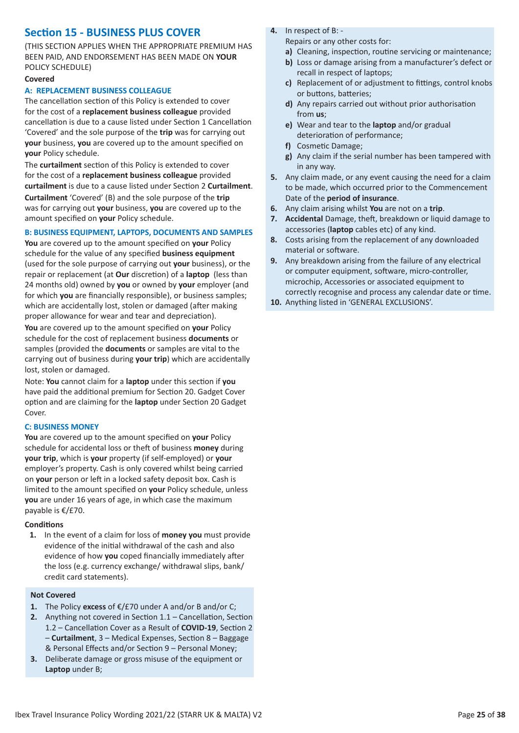## Section 15 - BUSINESS PLUS COVER

(THIS SECTION APPLIES WHEN THE APPROPRIATE PREMIUM HAS BEEN PAID, AND ENDORSEMENT HAS BEEN MADE ON **YOUR** POLICY SCHEDULE)

**Covered**

### A: REPLACEMENT BUSINESS COLLEAGUE

The cancellation section of this Policy is extended to cover for the cost of a **replacement business colleague** provided cancellation is due to a cause listed under Section 1 Cancellation 'Covered' and the sole purpose of the **trip** was for carrying out **your** business, **you** are covered up to the amount specified on **your** Policy schedule.

The **curtailment** section of this Policy is extended to cover for the cost of a **replacement business colleague** provided **curtailment** is due to a cause listed under Section 2 **Curtailment**. **Curtailment** 'Covered' (B) and the sole purpose of the **trip** was for carrying out **your** business, **you** are covered up to the amount specified on **your** Policy schedule.

### B: BUSINESS EQUIPMENT, LAPTOPS, DOCUMENTS AND SAMPLES

**You** are covered up to the amount specified on **your** Policy schedule for the value of any specified **business equipment** (used for the sole purpose of carrying out **your** business), or the repair or replacement (at **Our** discretion) of a **laptop** (less than 24 months old) owned by **you** or owned by **your** employer (and for which **you** are financially responsible), or business samples; which are accidentally lost, stolen or damaged (after making proper allowance for wear and tear and depreciation).

**You** are covered up to the amount specified on **your** Policy schedule for the cost of replacement business **documents** or samples (provided the **documents** or samples are vital to the carrying out of business during **your trip**) which are accidentally lost, stolen or damaged.

Note: **You** cannot claim for a **laptop** under this section if **you** have paid the additional premium for Section 20. Gadget Cover option and are claiming for the **laptop** under Section 20 Gadget Cover.

### C: BUSINESS MONEY

**You** are covered up to the amount specified on **your** Policy schedule for accidental loss or theft of business **money** during **your trip**, which is **your** property (if self-employed) or **your** employer's property. Cash is only covered whilst being carried on **your** person or left in a locked safety deposit box. Cash is limited to the amount specified on **your** Policy schedule, unless **you** are under 16 years of age, in which case the maximum payable is €/£70.

**Conditions**

1. In the event of a claim for loss of **money you** must provide evidence of the initial withdrawal of the cash and also evidence of how **you** coped financially immediately after the loss (e.g. currency exchange/ withdrawal slips, bank/ credit card statements).

**Not Covered**

1. The Policy **excess** of €/£70 under A and/or B and/or C;
2. Anything not covered in Section 1.1 – Cancellation, Section 1.2 – Cancellation Cover as a Result of **COVID-19**, Section 2 – **Curtailment**, 3 – Medical Expenses, Section 8 – Baggage & Personal Effects and/or Section 9 – Personal Money;
3. Deliberate damage or gross misuse of the equipment or **Laptop** under B;
4. In respect of B: -
   Repairs or any other costs for:
   a) Cleaning, inspection, routine servicing or maintenance;
   b) Loss or damage arising from a manufacturer's defect or recall in respect of laptops;
   c) Replacement of or adjustment to fittings, control knobs or buttons, batteries;
   d) Any repairs carried out without prior authorisation from **us**;
   e) Wear and tear to the **laptop** and/or gradual deterioration of performance;
   f) Cosmetic Damage;
   g) Any claim if the serial number has been tampered with in any way.
5. Any claim made, or any event causing the need for a claim to be made, which occurred prior to the Commencement Date of the **period of insurance**.
6. Any claim arising whilst **You** are not on a **trip**.
7. **Accidental** Damage, theft, breakdown or liquid damage to accessories (**laptop** cables etc) of any kind.
8. Costs arising from the replacement of any downloaded material or software.
9. Any breakdown arising from the failure of any electrical or computer equipment, software, micro-controller, microchip, Accessories or associated equipment to correctly recognise and process any calendar date or time.
10. Anything listed in 'GENERAL EXCLUSIONS'.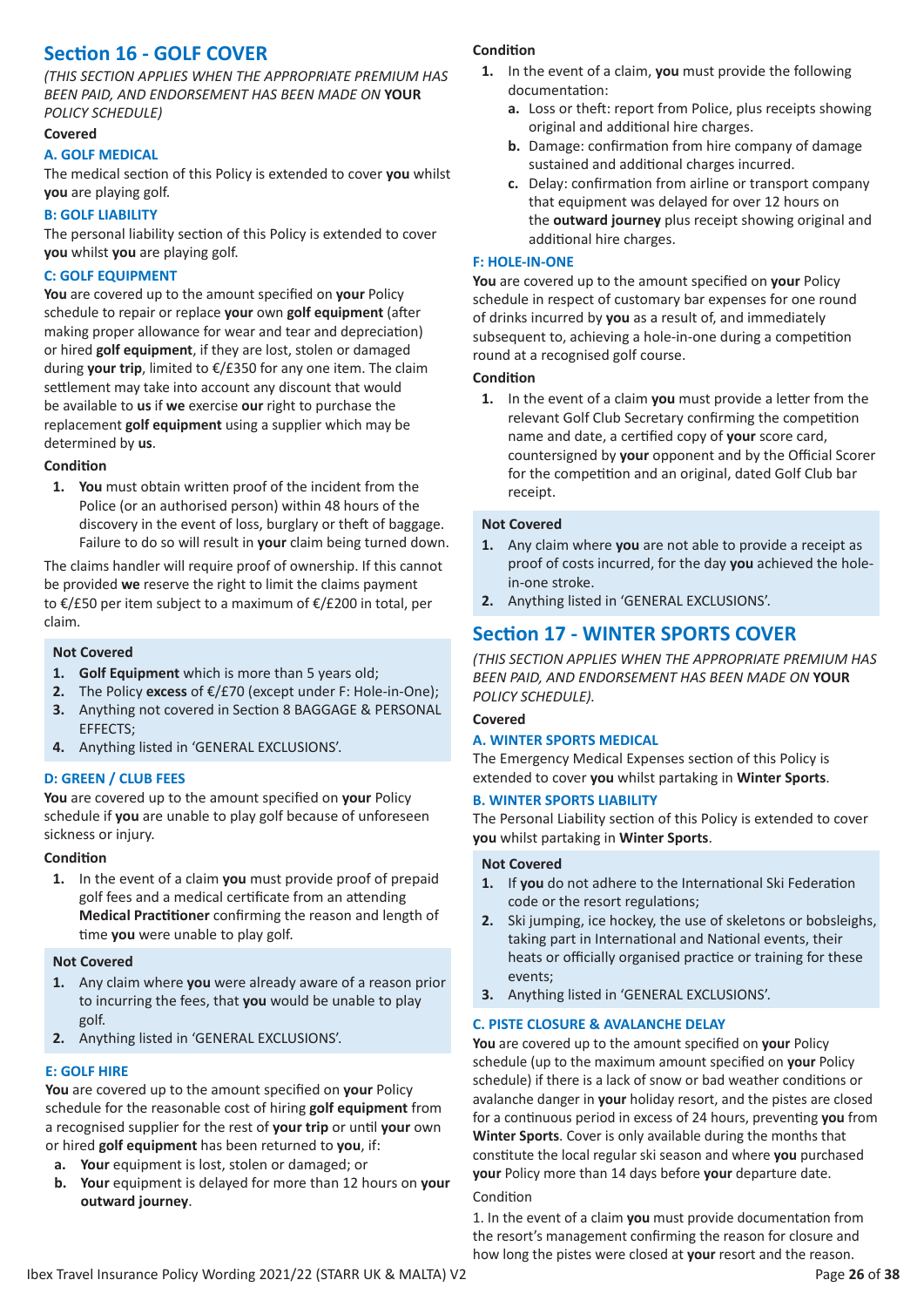## Section 16 - GOLF COVER

*(THIS SECTION APPLIES WHEN THE APPROPRIATE PREMIUM HAS BEEN PAID, AND ENDORSEMENT HAS BEEN MADE ON* ***YOUR*** *POLICY SCHEDULE)*

**Covered**

### A. GOLF MEDICAL

The medical section of this Policy is extended to cover **you** whilst **you** are playing golf.

### B: GOLF LIABILITY

The personal liability section of this Policy is extended to cover **you** whilst **you** are playing golf.

### C: GOLF EQUIPMENT

**You** are covered up to the amount specified on **your** Policy schedule to repair or replace **your** own **golf equipment** (after making proper allowance for wear and tear and depreciation) or hired **golf equipment**, if they are lost, stolen or damaged during **your trip**, limited to €/£350 for any one item. The claim settlement may take into account any discount that would be available to **us** if **we** exercise **our** right to purchase the replacement **golf equipment** using a supplier which may be determined by **us**.

**Condition**

1. **You** must obtain written proof of the incident from the Police (or an authorised person) within 48 hours of the discovery in the event of loss, burglary or theft of baggage. Failure to do so will result in **your** claim being turned down.

The claims handler will require proof of ownership. If this cannot be provided **we** reserve the right to limit the claims payment to €/£50 per item subject to a maximum of €/£200 in total, per claim.

**Not Covered**

1. **Golf Equipment** which is more than 5 years old;
2. The Policy **excess** of €/£70 (except under F: Hole-in-One);
3. Anything not covered in Section 8 BAGGAGE & PERSONAL EFFECTS;
4. Anything listed in 'GENERAL EXCLUSIONS'.

### D: GREEN / CLUB FEES

**You** are covered up to the amount specified on **your** Policy schedule if **you** are unable to play golf because of unforeseen sickness or injury.

**Condition**

1. In the event of a claim **you** must provide proof of prepaid golf fees and a medical certificate from an attending **Medical Practitioner** confirming the reason and length of time **you** were unable to play golf.

**Not Covered**

1. Any claim where **you** were already aware of a reason prior to incurring the fees, that **you** would be unable to play golf.
2. Anything listed in 'GENERAL EXCLUSIONS'.

### E: GOLF HIRE

**You** are covered up to the amount specified on **your** Policy schedule for the reasonable cost of hiring **golf equipment** from a recognised supplier for the rest of **your trip** or until **your** own or hired **golf equipment** has been returned to **you**, if:

a. **Your** equipment is lost, stolen or damaged; or
b. **Your** equipment is delayed for more than 12 hours on **your outward journey**.

**Condition**

1. In the event of a claim, **you** must provide the following documentation:
   a. Loss or theft: report from Police, plus receipts showing original and additional hire charges.
   b. Damage: confirmation from hire company of damage sustained and additional charges incurred.
   c. Delay: confirmation from airline or transport company that equipment was delayed for over 12 hours on the **outward journey** plus receipt showing original and additional hire charges.

### F: HOLE-IN-ONE

**You** are covered up to the amount specified on **your** Policy schedule in respect of customary bar expenses for one round of drinks incurred by **you** as a result of, and immediately subsequent to, achieving a hole-in-one during a competition round at a recognised golf course.

**Condition**

1. In the event of a claim **you** must provide a letter from the relevant Golf Club Secretary confirming the competition name and date, a certified copy of **your** score card, countersigned by **your** opponent and by the Official Scorer for the competition and an original, dated Golf Club bar receipt.

**Not Covered**

1. Any claim where **you** are not able to provide a receipt as proof of costs incurred, for the day **you** achieved the hole-in-one stroke.
2. Anything listed in 'GENERAL EXCLUSIONS'.

## Section 17 - WINTER SPORTS COVER

*(THIS SECTION APPLIES WHEN THE APPROPRIATE PREMIUM HAS BEEN PAID, AND ENDORSEMENT HAS BEEN MADE ON* ***YOUR*** *POLICY SCHEDULE).*

**Covered**

### A. WINTER SPORTS MEDICAL

The Emergency Medical Expenses section of this Policy is extended to cover **you** whilst partaking in **Winter Sports**.

### B. WINTER SPORTS LIABILITY

The Personal Liability section of this Policy is extended to cover **you** whilst partaking in **Winter Sports**.

**Not Covered**

1. If **you** do not adhere to the International Ski Federation code or the resort regulations;
2. Ski jumping, ice hockey, the use of skeletons or bobsleighs, taking part in International and National events, their heats or officially organised practice or training for these events;
3. Anything listed in 'GENERAL EXCLUSIONS'.

### C. PISTE CLOSURE & AVALANCHE DELAY

**You** are covered up to the amount specified on **your** Policy schedule (up to the maximum amount specified on **your** Policy schedule) if there is a lack of snow or bad weather conditions or avalanche danger in **your** holiday resort, and the pistes are closed for a continuous period in excess of 24 hours, preventing **you** from **Winter Sports**. Cover is only available during the months that constitute the local regular ski season and where **you** purchased **your** Policy more than 14 days before **your** departure date.

Condition

1. In the event of a claim **you** must provide documentation from the resort's management confirming the reason for closure and how long the pistes were closed at **your** resort and the reason.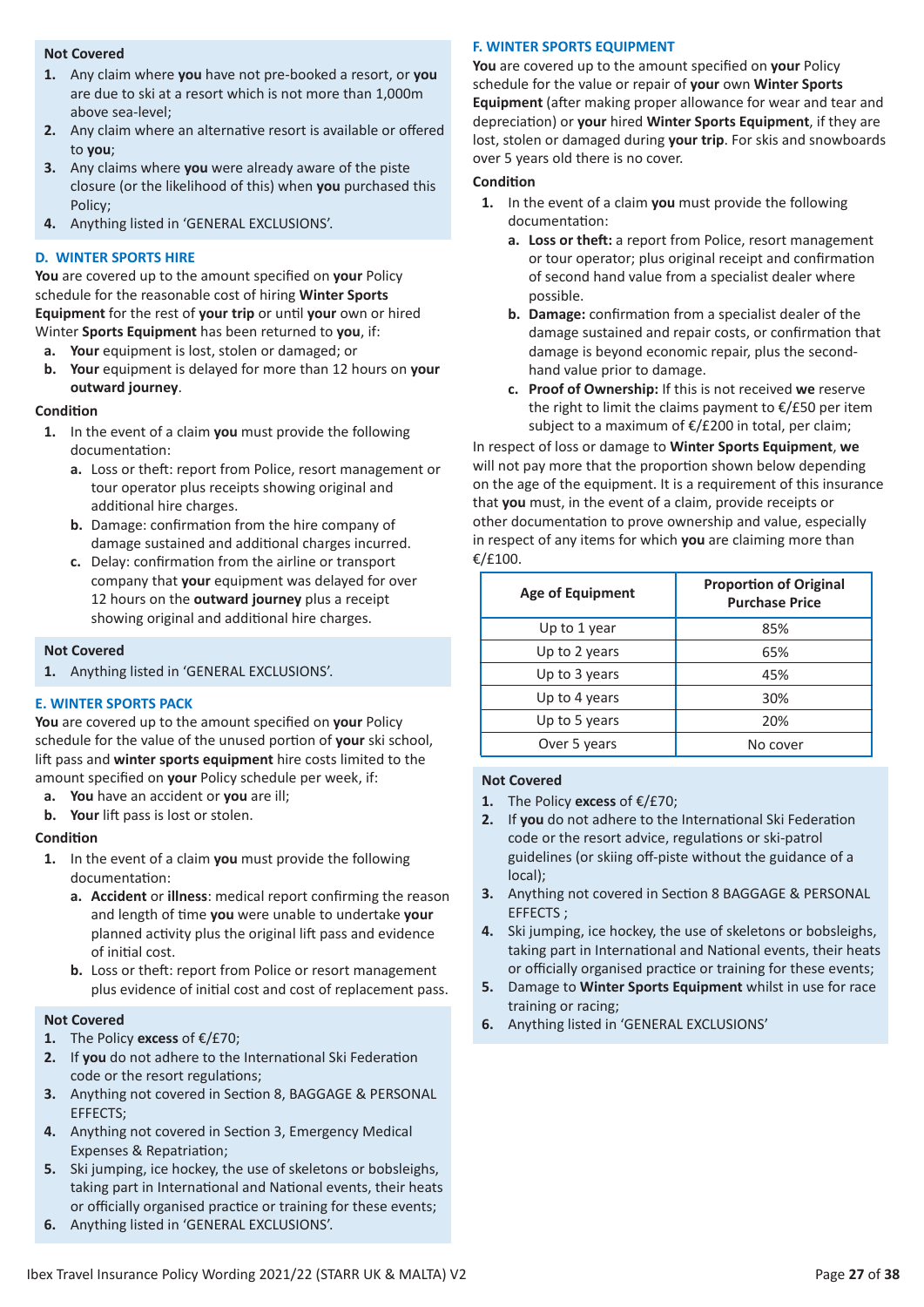**Not Covered**

1. Any claim where **you** have not pre-booked a resort, or **you** are due to ski at a resort which is not more than 1,000m above sea-level;
2. Any claim where an alternative resort is available or offered to **you**;
3. Any claims where **you** were already aware of the piste closure (or the likelihood of this) when **you** purchased this Policy;
4. Anything listed in 'GENERAL EXCLUSIONS'.

### D. WINTER SPORTS HIRE

**You** are covered up to the amount specified on **your** Policy schedule for the reasonable cost of hiring **Winter Sports Equipment** for the rest of **your trip** or until **your** own or hired Winter **Sports Equipment** has been returned to **you**, if:

a. **Your** equipment is lost, stolen or damaged; or
b. **Your** equipment is delayed for more than 12 hours on **your outward journey**.

**Condition**

1. In the event of a claim **you** must provide the following documentation:
   a. Loss or theft: report from Police, resort management or tour operator plus receipts showing original and additional hire charges.
   b. Damage: confirmation from the hire company of damage sustained and additional charges incurred.
   c. Delay: confirmation from the airline or transport company that **your** equipment was delayed for over 12 hours on the **outward journey** plus a receipt showing original and additional hire charges.

**Not Covered**

1. Anything listed in 'GENERAL EXCLUSIONS'.

### E. WINTER SPORTS PACK

**You** are covered up to the amount specified on **your** Policy schedule for the value of the unused portion of **your** ski school, lift pass and **winter sports equipment** hire costs limited to the amount specified on **your** Policy schedule per week, if:

a. **You** have an accident or **you** are ill;
b. **Your** lift pass is lost or stolen.

**Condition**

1. In the event of a claim **you** must provide the following documentation:
   a. **Accident** or **illness**: medical report confirming the reason and length of time **you** were unable to undertake **your** planned activity plus the original lift pass and evidence of initial cost.
   b. Loss or theft: report from Police or resort management plus evidence of initial cost and cost of replacement pass.

**Not Covered**

1. The Policy **excess** of €/£70;
2. If **you** do not adhere to the International Ski Federation code or the resort regulations;
3. Anything not covered in Section 8, BAGGAGE & PERSONAL EFFECTS;
4. Anything not covered in Section 3, Emergency Medical Expenses & Repatriation;
5. Ski jumping, ice hockey, the use of skeletons or bobsleighs, taking part in International and National events, their heats or officially organised practice or training for these events;
6. Anything listed in 'GENERAL EXCLUSIONS'.

### F. WINTER SPORTS EQUIPMENT

**You** are covered up to the amount specified on **your** Policy schedule for the value or repair of **your** own **Winter Sports Equipment** (after making proper allowance for wear and tear and depreciation) or **your** hired **Winter Sports Equipment**, if they are lost, stolen or damaged during **your trip**. For skis and snowboards over 5 years old there is no cover.

**Condition**

1. In the event of a claim **you** must provide the following documentation:
   a. **Loss or theft:** a report from Police, resort management or tour operator; plus original receipt and confirmation of second hand value from a specialist dealer where possible.
   b. **Damage:** confirmation from a specialist dealer of the damage sustained and repair costs, or confirmation that damage is beyond economic repair, plus the second-hand value prior to damage.
   c. **Proof of Ownership:** If this is not received **we** reserve the right to limit the claims payment to €/£50 per item subject to a maximum of €/£200 in total, per claim;

In respect of loss or damage to **Winter Sports Equipment**, **we** will not pay more that the proportion shown below depending on the age of the equipment. It is a requirement of this insurance that **you** must, in the event of a claim, provide receipts or other documentation to prove ownership and value, especially in respect of any items for which **you** are claiming more than €/£100.

| Age of Equipment | Proportion of Original Purchase Price |
|---|---|
| Up to 1 year | 85% |
| Up to 2 years | 65% |
| Up to 3 years | 45% |
| Up to 4 years | 30% |
| Up to 5 years | 20% |
| Over 5 years | No cover |

**Not Covered**

1. The Policy **excess** of €/£70;
2. If **you** do not adhere to the International Ski Federation code or the resort advice, regulations or ski-patrol guidelines (or skiing off-piste without the guidance of a local);
3. Anything not covered in Section 8 BAGGAGE & PERSONAL EFFECTS ;
4. Ski jumping, ice hockey, the use of skeletons or bobsleighs, taking part in International and National events, their heats or officially organised practice or training for these events;
5. Damage to **Winter Sports Equipment** whilst in use for race training or racing;
6. Anything listed in 'GENERAL EXCLUSIONS'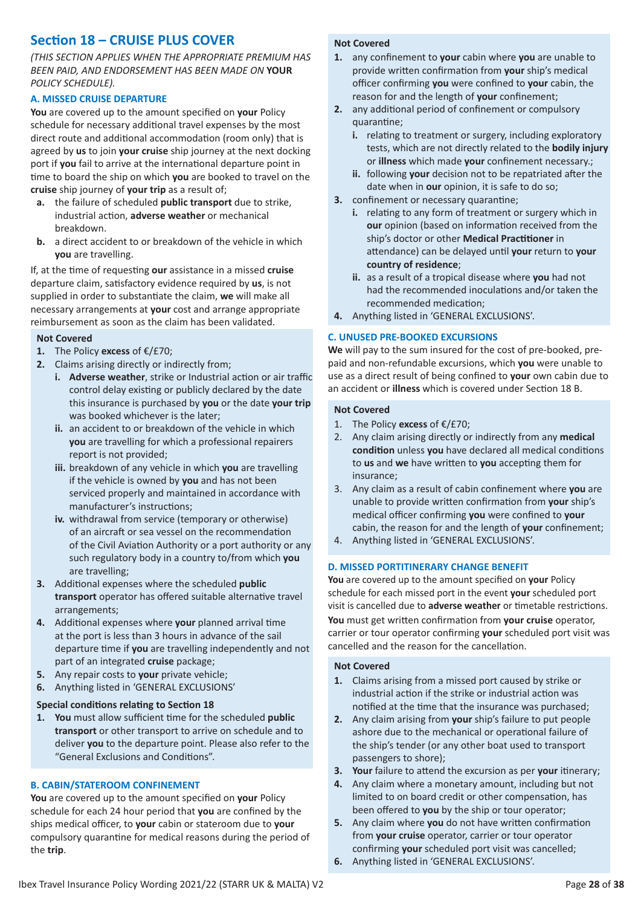## Section 18 – CRUISE PLUS COVER

*(THIS SECTION APPLIES WHEN THE APPROPRIATE PREMIUM HAS BEEN PAID, AND ENDORSEMENT HAS BEEN MADE ON* ***YOUR*** *POLICY SCHEDULE).*

### A. MISSED CRUISE DEPARTURE

**You** are covered up to the amount specified on **your** Policy schedule for necessary additional travel expenses by the most direct route and additional accommodation (room only) that is agreed by **us** to join **your cruise** ship journey at the next docking port if **you** fail to arrive at the international departure point in time to board the ship on which **you** are booked to travel on the **cruise** ship journey of **your trip** as a result of;

- **a.** the failure of scheduled **public transport** due to strike, industrial action, **adverse weather** or mechanical breakdown.
- **b.** a direct accident to or breakdown of the vehicle in which **you** are travelling.

If, at the time of requesting **our** assistance in a missed **cruise** departure claim, satisfactory evidence required by **us**, is not supplied in order to substantiate the claim, **we** will make all necessary arrangements at **your** cost and arrange appropriate reimbursement as soon as the claim has been validated.

**Not Covered**

1. The Policy **excess** of €/£70;
2. Claims arising directly or indirectly from;
   - **i.** **Adverse weather**, strike or Industrial action or air traffic control delay existing or publicly declared by the date this insurance is purchased by **you** or the date **your trip** was booked whichever is the later;
   - **ii.** an accident to or breakdown of the vehicle in which **you** are travelling for which a professional repairers report is not provided;
   - **iii.** breakdown of any vehicle in which **you** are travelling if the vehicle is owned by **you** and has not been serviced properly and maintained in accordance with manufacturer's instructions;
   - **iv.** withdrawal from service (temporary or otherwise) of an aircraft or sea vessel on the recommendation of the Civil Aviation Authority or a port authority or any such regulatory body in a country to/from which **you** are travelling;
3. Additional expenses where the scheduled **public transport** operator has offered suitable alternative travel arrangements;
4. Additional expenses where **your** planned arrival time at the port is less than 3 hours in advance of the sail departure time if **you** are travelling independently and not part of an integrated **cruise** package;
5. Any repair costs to **your** private vehicle;
6. Anything listed in 'GENERAL EXCLUSIONS'

**Special conditions relating to Section 18**

1. **You** must allow sufficient time for the scheduled **public transport** or other transport to arrive on schedule and to deliver **you** to the departure point. Please also refer to the "General Exclusions and Conditions".

### B. CABIN/STATEROOM CONFINEMENT

**You** are covered up to the amount specified on **your** Policy schedule for each 24 hour period that **you** are confined by the ships medical officer, to **your** cabin or stateroom due to **your** compulsory quarantine for medical reasons during the period of the **trip**.

**Not Covered**

1. any confinement to **your** cabin where **you** are unable to provide written confirmation from **your** ship's medical officer confirming **you** were confined to **your** cabin, the reason for and the length of **your** confinement;
2. any additional period of confinement or compulsory quarantine;
   - **i.** relating to treatment or surgery, including exploratory tests, which are not directly related to the **bodily injury** or **illness** which made **your** confinement necessary.;
   - **ii.** following **your** decision not to be repatriated after the date when in **our** opinion, it is safe to do so;
3. confinement or necessary quarantine;
   - **i.** relating to any form of treatment or surgery which in **our** opinion (based on information received from the ship's doctor or other **Medical Practitioner** in attendance) can be delayed until **your** return to **your country of residence**;
   - **ii.** as a result of a tropical disease where **you** had not had the recommended inoculations and/or taken the recommended medication;
4. Anything listed in 'GENERAL EXCLUSIONS'.

### C. UNUSED PRE-BOOKED EXCURSIONS

**We** will pay to the sum insured for the cost of pre-booked, pre-paid and non-refundable excursions, which **you** were unable to use as a direct result of being confined to **your** own cabin due to an accident or **illness** which is covered under Section 18 B.

**Not Covered**

1. The Policy **excess** of €/£70;
2. Any claim arising directly or indirectly from any **medical condition** unless **you** have declared all medical conditions to **us** and **we** have written to **you** accepting them for insurance;
3. Any claim as a result of cabin confinement where **you** are unable to provide written confirmation from **your** ship's medical officer confirming **you** were confined to **your** cabin, the reason for and the length of **your** confinement;
4. Anything listed in 'GENERAL EXCLUSIONS'.

### D. MISSED PORTITINERARY CHANGE BENEFIT

**You** are covered up to the amount specified on **your** Policy schedule for each missed port in the event **your** scheduled port visit is cancelled due to **adverse weather** or timetable restrictions.

**You** must get written confirmation from **your cruise** operator, carrier or tour operator confirming **your** scheduled port visit was cancelled and the reason for the cancellation.

**Not Covered**

1. Claims arising from a missed port caused by strike or industrial action if the strike or industrial action was notified at the time that the insurance was purchased;
2. Any claim arising from **your** ship's failure to put people ashore due to the mechanical or operational failure of the ship's tender (or any other boat used to transport passengers to shore);
3. **Your** failure to attend the excursion as per **your** itinerary;
4. Any claim where a monetary amount, including but not limited to on board credit or other compensation, has been offered to **you** by the ship or tour operator;
5. Any claim where **you** do not have written confirmation from **your cruise** operator, carrier or tour operator confirming **your** scheduled port visit was cancelled;
6. Anything listed in 'GENERAL EXCLUSIONS'.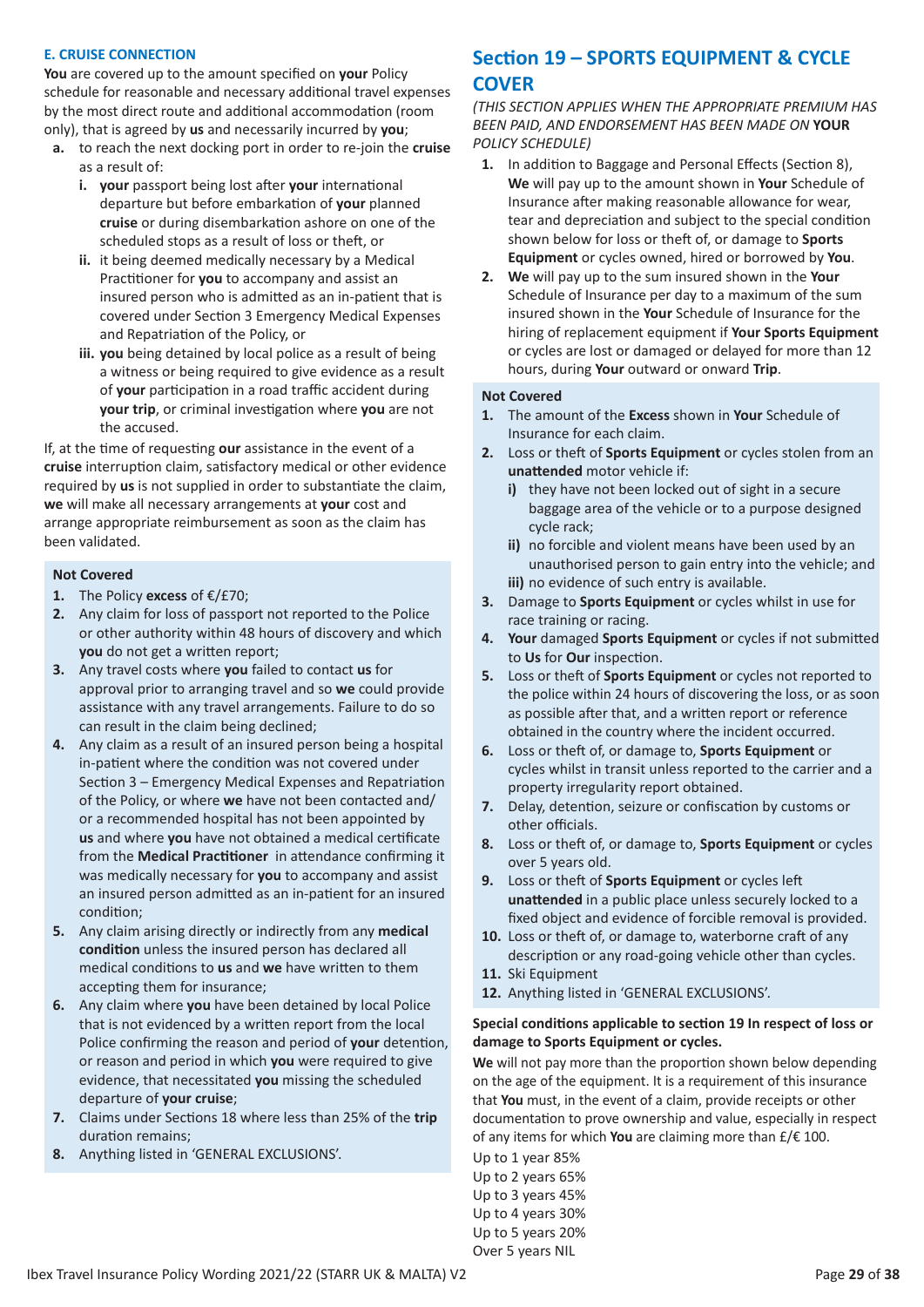### E. CRUISE CONNECTION

**You** are covered up to the amount specified on **your** Policy schedule for reasonable and necessary additional travel expenses by the most direct route and additional accommodation (room only), that is agreed by **us** and necessarily incurred by **you**;

- **a.** to reach the next docking port in order to re-join the **cruise** as a result of:
  - **i.** **your** passport being lost after **your** international departure but before embarkation of **your** planned **cruise** or during disembarkation ashore on one of the scheduled stops as a result of loss or theft, or
  - **ii.** it being deemed medically necessary by a Medical Practitioner for **you** to accompany and assist an insured person who is admitted as an in-patient that is covered under Section 3 Emergency Medical Expenses and Repatriation of the Policy, or
  - **iii.** **you** being detained by local police as a result of being a witness or being required to give evidence as a result of **your** participation in a road traffic accident during **your trip**, or criminal investigation where **you** are not the accused.

If, at the time of requesting **our** assistance in the event of a **cruise** interruption claim, satisfactory medical or other evidence required by **us** is not supplied in order to substantiate the claim, **we** will make all necessary arrangements at **your** cost and arrange appropriate reimbursement as soon as the claim has been validated.

**Not Covered**

1. The Policy **excess** of €/£70;
2. Any claim for loss of passport not reported to the Police or other authority within 48 hours of discovery and which **you** do not get a written report;
3. Any travel costs where **you** failed to contact **us** for approval prior to arranging travel and so **we** could provide assistance with any travel arrangements. Failure to do so can result in the claim being declined;
4. Any claim as a result of an insured person being a hospital in-patient where the condition was not covered under Section 3 – Emergency Medical Expenses and Repatriation of the Policy, or where **we** have not been contacted and/or a recommended hospital has not been appointed by **us** and where **you** have not obtained a medical certificate from the **Medical Practitioner** in attendance confirming it was medically necessary for **you** to accompany and assist an insured person admitted as an in-patient for an insured condition;
5. Any claim arising directly or indirectly from any **medical condition** unless the insured person has declared all medical conditions to **us** and **we** have written to them accepting them for insurance;
6. Any claim where **you** have been detained by local Police that is not evidenced by a written report from the local Police confirming the reason and period of **your** detention, or reason and period in which **you** were required to give evidence, that necessitated **you** missing the scheduled departure of **your cruise**;
7. Claims under Sections 18 where less than 25% of the **trip** duration remains;
8. Anything listed in 'GENERAL EXCLUSIONS'.

## Section 19 – SPORTS EQUIPMENT & CYCLE COVER

*(THIS SECTION APPLIES WHEN THE APPROPRIATE PREMIUM HAS BEEN PAID, AND ENDORSEMENT HAS BEEN MADE ON* ***YOUR*** *POLICY SCHEDULE)*

1. In addition to Baggage and Personal Effects (Section 8), **We** will pay up to the amount shown in **Your** Schedule of Insurance after making reasonable allowance for wear, tear and depreciation and subject to the special condition shown below for loss or theft of, or damage to **Sports Equipment** or cycles owned, hired or borrowed by **You**.
2. **We** will pay up to the sum insured shown in the **Your** Schedule of Insurance per day to a maximum of the sum insured shown in the **Your** Schedule of Insurance for the hiring of replacement equipment if **Your Sports Equipment** or cycles are lost or damaged or delayed for more than 12 hours, during **Your** outward or onward **Trip**.

**Not Covered**

1. The amount of the **Excess** shown in **Your** Schedule of Insurance for each claim.
2. Loss or theft of **Sports Equipment** or cycles stolen from an **unattended** motor vehicle if:
   - **i)** they have not been locked out of sight in a secure baggage area of the vehicle or to a purpose designed cycle rack;
   - **ii)** no forcible and violent means have been used by an unauthorised person to gain entry into the vehicle; and
   - **iii)** no evidence of such entry is available.
3. Damage to **Sports Equipment** or cycles whilst in use for race training or racing.
4. **Your** damaged **Sports Equipment** or cycles if not submitted to **Us** for **Our** inspection.
5. Loss or theft of **Sports Equipment** or cycles not reported to the police within 24 hours of discovering the loss, or as soon as possible after that, and a written report or reference obtained in the country where the incident occurred.
6. Loss or theft of, or damage to, **Sports Equipment** or cycles whilst in transit unless reported to the carrier and a property irregularity report obtained.
7. Delay, detention, seizure or confiscation by customs or other officials.
8. Loss or theft of, or damage to, **Sports Equipment** or cycles over 5 years old.
9. Loss or theft of **Sports Equipment** or cycles left **unattended** in a public place unless securely locked to a fixed object and evidence of forcible removal is provided.
10. Loss or theft of, or damage to, waterborne craft of any description or any road-going vehicle other than cycles.
11. Ski Equipment
12. Anything listed in 'GENERAL EXCLUSIONS'.

**Special conditions applicable to section 19 In respect of loss or damage to Sports Equipment or cycles.**

**We** will not pay more than the proportion shown below depending on the age of the equipment. It is a requirement of this insurance that **You** must, in the event of a claim, provide receipts or other documentation to prove ownership and value, especially in respect of any items for which **You** are claiming more than £/€ 100.

Up to 1 year 85%
Up to 2 years 65%
Up to 3 years 45%
Up to 4 years 30%
Up to 5 years 20%
Over 5 years NIL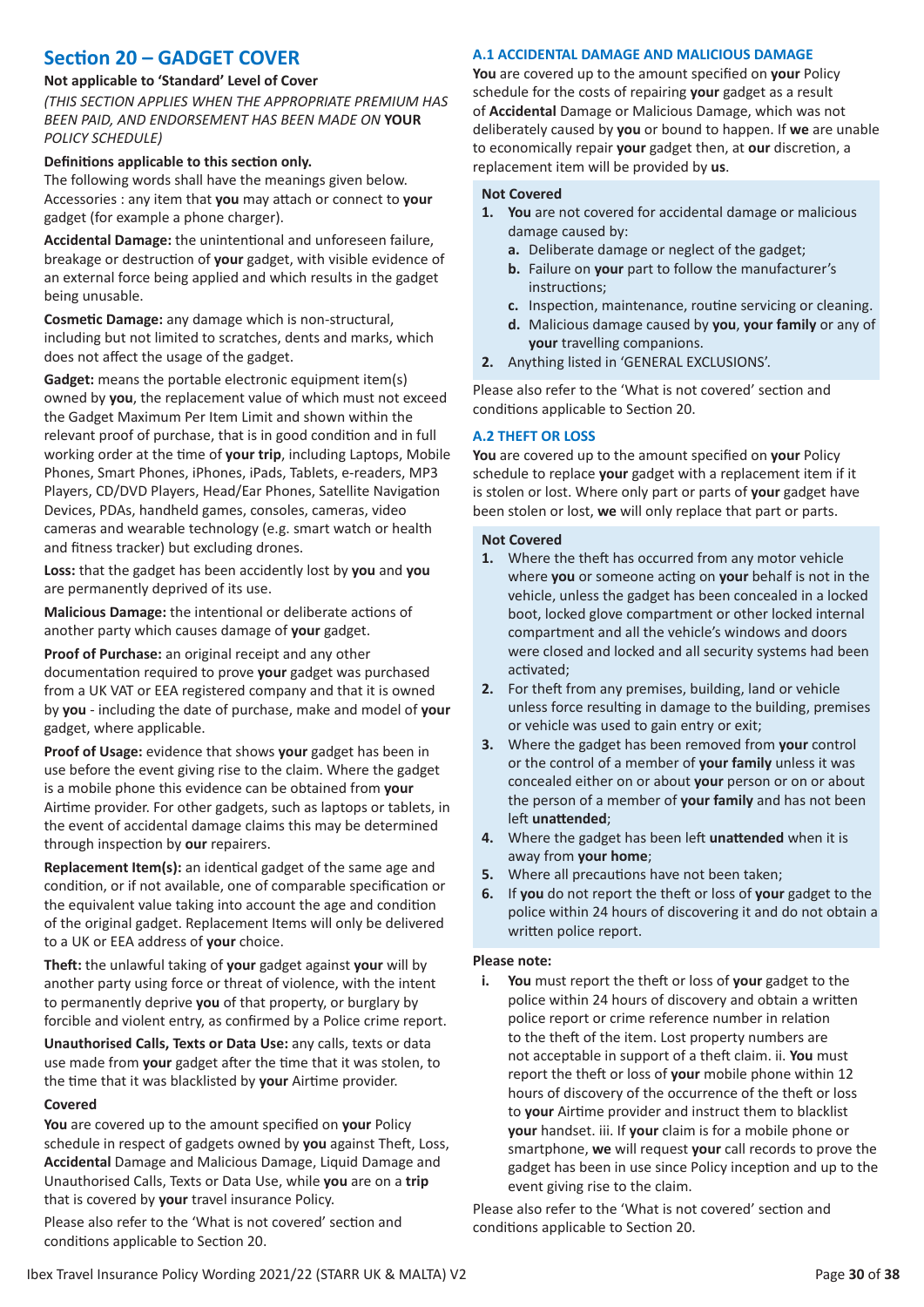## Section 20 – GADGET COVER

**Not applicable to 'Standard' Level of Cover**

*(THIS SECTION APPLIES WHEN THE APPROPRIATE PREMIUM HAS BEEN PAID, AND ENDORSEMENT HAS BEEN MADE ON* ***YOUR*** *POLICY SCHEDULE)*

**Definitions applicable to this section only.**

The following words shall have the meanings given below.

Accessories : any item that **you** may attach or connect to **your** gadget (for example a phone charger).

**Accidental Damage:** the unintentional and unforeseen failure, breakage or destruction of **your** gadget, with visible evidence of an external force being applied and which results in the gadget being unusable.

**Cosmetic Damage:** any damage which is non-structural, including but not limited to scratches, dents and marks, which does not affect the usage of the gadget.

**Gadget:** means the portable electronic equipment item(s) owned by **you**, the replacement value of which must not exceed the Gadget Maximum Per Item Limit and shown within the relevant proof of purchase, that is in good condition and in full working order at the time of **your trip**, including Laptops, Mobile Phones, Smart Phones, iPhones, iPads, Tablets, e-readers, MP3 Players, CD/DVD Players, Head/Ear Phones, Satellite Navigation Devices, PDAs, handheld games, consoles, cameras, video cameras and wearable technology (e.g. smart watch or health and fitness tracker) but excluding drones.

**Loss:** that the gadget has been accidently lost by **you** and **you** are permanently deprived of its use.

**Malicious Damage:** the intentional or deliberate actions of another party which causes damage of **your** gadget.

**Proof of Purchase:** an original receipt and any other documentation required to prove **your** gadget was purchased from a UK VAT or EEA registered company and that it is owned by **you** - including the date of purchase, make and model of **your** gadget, where applicable.

**Proof of Usage:** evidence that shows **your** gadget has been in use before the event giving rise to the claim. Where the gadget is a mobile phone this evidence can be obtained from **your** Airtime provider. For other gadgets, such as laptops or tablets, in the event of accidental damage claims this may be determined through inspection by **our** repairers.

**Replacement Item(s):** an identical gadget of the same age and condition, or if not available, one of comparable specification or the equivalent value taking into account the age and condition of the original gadget. Replacement Items will only be delivered to a UK or EEA address of **your** choice.

**Theft:** the unlawful taking of **your** gadget against **your** will by another party using force or threat of violence, with the intent to permanently deprive **you** of that property, or burglary by forcible and violent entry, as confirmed by a Police crime report.

**Unauthorised Calls, Texts or Data Use:** any calls, texts or data use made from **your** gadget after the time that it was stolen, to the time that it was blacklisted by **your** Airtime provider.

**Covered**

**You** are covered up to the amount specified on **your** Policy schedule in respect of gadgets owned by **you** against Theft, Loss, **Accidental** Damage and Malicious Damage, Liquid Damage and Unauthorised Calls, Texts or Data Use, while **you** are on a **trip** that is covered by **your** travel insurance Policy.

Please also refer to the 'What is not covered' section and conditions applicable to Section 20.

### A.1 ACCIDENTAL DAMAGE AND MALICIOUS DAMAGE

**You** are covered up to the amount specified on **your** Policy schedule for the costs of repairing **your** gadget as a result of **Accidental** Damage or Malicious Damage, which was not deliberately caused by **you** or bound to happen. If **we** are unable to economically repair **your** gadget then, at **our** discretion, a replacement item will be provided by **us**.

**Not Covered**

1. **You** are not covered for accidental damage or malicious damage caused by:
   a. Deliberate damage or neglect of the gadget;
   b. Failure on **your** part to follow the manufacturer's instructions;
   c. Inspection, maintenance, routine servicing or cleaning.
   d. Malicious damage caused by **you**, **your family** or any of **your** travelling companions.
2. Anything listed in 'GENERAL EXCLUSIONS'.

Please also refer to the 'What is not covered' section and conditions applicable to Section 20.

### A.2 THEFT OR LOSS

**You** are covered up to the amount specified on **your** Policy schedule to replace **your** gadget with a replacement item if it is stolen or lost. Where only part or parts of **your** gadget have been stolen or lost, **we** will only replace that part or parts.

**Not Covered**

1. Where the theft has occurred from any motor vehicle where **you** or someone acting on **your** behalf is not in the vehicle, unless the gadget has been concealed in a locked boot, locked glove compartment or other locked internal compartment and all the vehicle's windows and doors were closed and locked and all security systems had been activated;
2. For theft from any premises, building, land or vehicle unless force resulting in damage to the building, premises or vehicle was used to gain entry or exit;
3. Where the gadget has been removed from **your** control or the control of a member of **your family** unless it was concealed either on or about **your** person or on or about the person of a member of **your family** and has not been left **unattended**;
4. Where the gadget has been left **unattended** when it is away from **your home**;
5. Where all precautions have not been taken;
6. If **you** do not report the theft or loss of **your** gadget to the police within 24 hours of discovering it and do not obtain a written police report.

**Please note:**

i. **You** must report the theft or loss of **your** gadget to the police within 24 hours of discovery and obtain a written police report or crime reference number in relation to the theft of the item. Lost property numbers are not acceptable in support of a theft claim. ii. **You** must report the theft or loss of **your** mobile phone within 12 hours of discovery of the occurrence of the theft or loss to **your** Airtime provider and instruct them to blacklist **your** handset. iii. If **your** claim is for a mobile phone or smartphone, **we** will request **your** call records to prove the gadget has been in use since Policy inception and up to the event giving rise to the claim.

Please also refer to the 'What is not covered' section and conditions applicable to Section 20.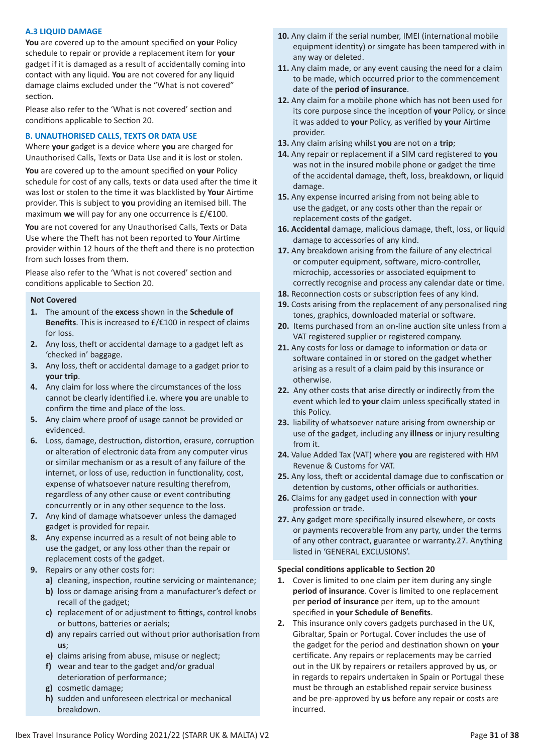### A.3 LIQUID DAMAGE

**You** are covered up to the amount specified on **your** Policy schedule to repair or provide a replacement item for **your** gadget if it is damaged as a result of accidentally coming into contact with any liquid. **You** are not covered for any liquid damage claims excluded under the "What is not covered" section.

Please also refer to the 'What is not covered' section and conditions applicable to Section 20.

### B. UNAUTHORISED CALLS, TEXTS OR DATA USE

Where **your** gadget is a device where **you** are charged for Unauthorised Calls, Texts or Data Use and it is lost or stolen.

**You** are covered up to the amount specified on **your** Policy schedule for cost of any calls, texts or data used after the time it was lost or stolen to the time it was blacklisted by **Your** Airtime provider. This is subject to **you** providing an itemised bill. The maximum **we** will pay for any one occurrence is £/€100.

**You** are not covered for any Unauthorised Calls, Texts or Data Use where the Theft has not been reported to **Your** Airtime provider within 12 hours of the theft and there is no protection from such losses from them.

Please also refer to the 'What is not covered' section and conditions applicable to Section 20.

**Not Covered**

1. The amount of the **excess** shown in the **Schedule of Benefits**. This is increased to £/€100 in respect of claims for loss.
2. Any loss, theft or accidental damage to a gadget left as 'checked in' baggage.
3. Any loss, theft or accidental damage to a gadget prior to **your trip**.
4. Any claim for loss where the circumstances of the loss cannot be clearly identified i.e. where **you** are unable to confirm the time and place of the loss.
5. Any claim where proof of usage cannot be provided or evidenced.
6. Loss, damage, destruction, distortion, erasure, corruption or alteration of electronic data from any computer virus or similar mechanism or as a result of any failure of the internet, or loss of use, reduction in functionality, cost, expense of whatsoever nature resulting therefrom, regardless of any other cause or event contributing concurrently or in any other sequence to the loss.
7. Any kind of damage whatsoever unless the damaged gadget is provided for repair.
8. Any expense incurred as a result of not being able to use the gadget, or any loss other than the repair or replacement costs of the gadget.
9. Repairs or any other costs for:
   a) cleaning, inspection, routine servicing or maintenance;
   b) loss or damage arising from a manufacturer's defect or recall of the gadget;
   c) replacement of or adjustment to fittings, control knobs or buttons, batteries or aerials;
   d) any repairs carried out without prior authorisation from **us**;
   e) claims arising from abuse, misuse or neglect;
   f) wear and tear to the gadget and/or gradual deterioration of performance;
   g) cosmetic damage;
   h) sudden and unforeseen electrical or mechanical breakdown.
10. Any claim if the serial number, IMEI (international mobile equipment identity) or simgate has been tampered with in any way or deleted.
11. Any claim made, or any event causing the need for a claim to be made, which occurred prior to the commencement date of the **period of insurance**.
12. Any claim for a mobile phone which has not been used for its core purpose since the inception of **your** Policy, or since it was added to **your** Policy, as verified by **your** Airtime provider.
13. Any claim arising whilst **you** are not on a **trip**;
14. Any repair or replacement if a SIM card registered to **you** was not in the insured mobile phone or gadget the time of the accidental damage, theft, loss, breakdown, or liquid damage.
15. Any expense incurred arising from not being able to use the gadget, or any costs other than the repair or replacement costs of the gadget.
16. **Accidental** damage, malicious damage, theft, loss, or liquid damage to accessories of any kind.
17. Any breakdown arising from the failure of any electrical or computer equipment, software, micro-controller, microchip, accessories or associated equipment to correctly recognise and process any calendar date or time.
18. Reconnection costs or subscription fees of any kind.
19. Costs arising from the replacement of any personalised ring tones, graphics, downloaded material or software.
20. Items purchased from an on-line auction site unless from a VAT registered supplier or registered company.
21. Any costs for loss or damage to information or data or software contained in or stored on the gadget whether arising as a result of a claim paid by this insurance or otherwise.
22. Any other costs that arise directly or indirectly from the event which led to **your** claim unless specifically stated in this Policy.
23. liability of whatsoever nature arising from ownership or use of the gadget, including any **illness** or injury resulting from it.
24. Value Added Tax (VAT) where **you** are registered with HM Revenue & Customs for VAT.
25. Any loss, theft or accidental damage due to confiscation or detention by customs, other officials or authorities.
26. Claims for any gadget used in connection with **your** profession or trade.
27. Any gadget more specifically insured elsewhere, or costs or payments recoverable from any party, under the terms of any other contract, guarantee or warranty.27. Anything listed in 'GENERAL EXCLUSIONS'.

**Special conditions applicable to Section 20**

1. Cover is limited to one claim per item during any single **period of insurance**. Cover is limited to one replacement per **period of insurance** per item, up to the amount specified in **your Schedule of Benefits**.
2. This insurance only covers gadgets purchased in the UK, Gibraltar, Spain or Portugal. Cover includes the use of the gadget for the period and destination shown on **your** certificate. Any repairs or replacements may be carried out in the UK by repairers or retailers approved by **us**, or in regards to repairs undertaken in Spain or Portugal these must be through an established repair service business and be pre-approved by **us** before any repair or costs are incurred.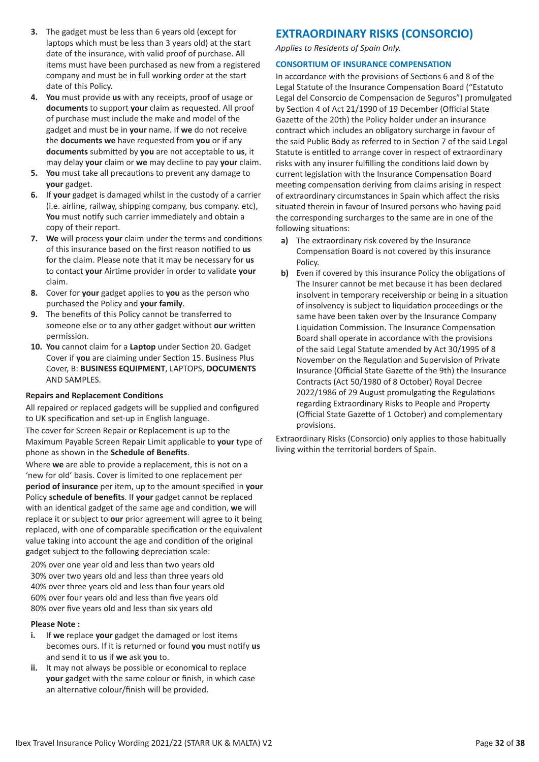3. The gadget must be less than 6 years old (except for laptops which must be less than 3 years old) at the start date of the insurance, with valid proof of purchase. All items must have been purchased as new from a registered company and must be in full working order at the start date of this Policy.
4. **You** must provide **us** with any receipts, proof of usage or **documents** to support **your** claim as requested. All proof of purchase must include the make and model of the gadget and must be in **your** name. If **we** do not receive the **documents we** have requested from **you** or if any **documents** submitted by **you** are not acceptable to **us**, it may delay **your** claim or **we** may decline to pay **your** claim.
5. **You** must take all precautions to prevent any damage to **your** gadget.
6. If **your** gadget is damaged whilst in the custody of a carrier (i.e. airline, railway, shipping company, bus company. etc), **You** must notify such carrier immediately and obtain a copy of their report.
7. **We** will process **your** claim under the terms and conditions of this insurance based on the first reason notified to **us** for the claim. Please note that it may be necessary for **us** to contact **your** Airtime provider in order to validate **your** claim.
8. Cover for **your** gadget applies to **you** as the person who purchased the Policy and **your family**.
9. The benefits of this Policy cannot be transferred to someone else or to any other gadget without **our** written permission.
10. **You** cannot claim for a **Laptop** under Section 20. Gadget Cover if **you** are claiming under Section 15. Business Plus Cover, B: **BUSINESS EQUIPMENT**, LAPTOPS, **DOCUMENTS** AND SAMPLES.

### Repairs and Replacement Conditions

All repaired or replaced gadgets will be supplied and configured to UK specification and set-up in English language.

The cover for Screen Repair or Replacement is up to the Maximum Payable Screen Repair Limit applicable to **your** type of phone as shown in the **Schedule of Benefits**.

Where **we** are able to provide a replacement, this is not on a 'new for old' basis. Cover is limited to one replacement per **period of insurance** per item, up to the amount specified in **your** Policy **schedule of benefits**. If **your** gadget cannot be replaced with an identical gadget of the same age and condition, **we** will replace it or subject to **our** prior agreement will agree to it being replaced, with one of comparable specification or the equivalent value taking into account the age and condition of the original gadget subject to the following depreciation scale:

20% over one year old and less than two years old
30% over two years old and less than three years old
40% over three years old and less than four years old
60% over four years old and less than five years old
80% over five years old and less than six years old

**Please Note :**

i. If **we** replace **your** gadget the damaged or lost items becomes ours. If it is returned or found **you** must notify **us** and send it to **us** if **we** ask **you** to.
ii. It may not always be possible or economical to replace **your** gadget with the same colour or finish, in which case an alternative colour/finish will be provided.

## EXTRAORDINARY RISKS (CONSORCIO)

*Applies to Residents of Spain Only.*

### CONSORTIUM OF INSURANCE COMPENSATION

In accordance with the provisions of Sections 6 and 8 of the Legal Statute of the Insurance Compensation Board ("Estatuto Legal del Consorcio de Compensacion de Seguros") promulgated by Section 4 of Act 21/1990 of 19 December (Official State Gazette of the 20th) the Policy holder under an insurance contract which includes an obligatory surcharge in favour of the said Public Body as referred to in Section 7 of the said Legal Statute is entitled to arrange cover in respect of extraordinary risks with any insurer fulfilling the conditions laid down by current legislation with the Insurance Compensation Board meeting compensation deriving from claims arising in respect of extraordinary circumstances in Spain which affect the risks situated therein in favour of Insured persons who having paid the corresponding surcharges to the same are in one of the following situations:

a) The extraordinary risk covered by the Insurance Compensation Board is not covered by this insurance Policy.
b) Even if covered by this insurance Policy the obligations of The Insurer cannot be met because it has been declared insolvent in temporary receivership or being in a situation of insolvency is subject to liquidation proceedings or the same have been taken over by the Insurance Company Liquidation Commission. The Insurance Compensation Board shall operate in accordance with the provisions of the said Legal Statute amended by Act 30/1995 of 8 November on the Regulation and Supervision of Private Insurance (Official State Gazette of the 9th) the Insurance Contracts (Act 50/1980 of 8 October) Royal Decree 2022/1986 of 29 August promulgating the Regulations regarding Extraordinary Risks to People and Property (Official State Gazette of 1 October) and complementary provisions.

Extraordinary Risks (Consorcio) only applies to those habitually living within the territorial borders of Spain.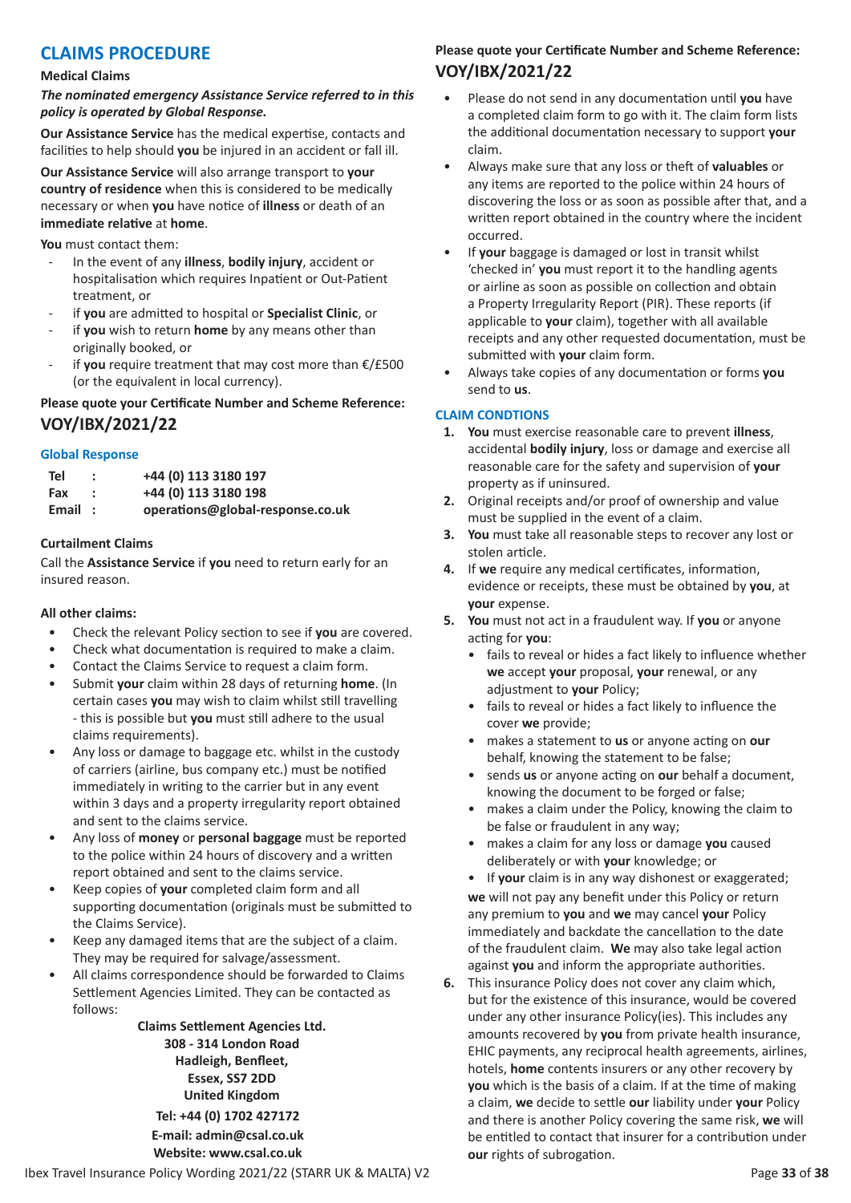## CLAIMS PROCEDURE

**Medical Claims**

***The nominated emergency Assistance Service referred to in this policy is operated by Global Response.***

**Our Assistance Service** has the medical expertise, contacts and facilities to help should **you** be injured in an accident or fall ill.

**Our Assistance Service** will also arrange transport to **your country of residence** when this is considered to be medically necessary or when **you** have notice of **illness** or death of an **immediate relative** at **home**.

**You** must contact them:

- In the event of any **illness**, **bodily injury**, accident or hospitalisation which requires Inpatient or Out-Patient treatment, or
- if **you** are admitted to hospital or **Specialist Clinic**, or
- if **you** wish to return **home** by any means other than originally booked, or
- if **you** require treatment that may cost more than €/£500 (or the equivalent in local currency).

**Please quote your Certificate Number and Scheme Reference:**
**VOY/IBX/2021/22**

### Global Response

| | | |
|---|---|---|
| **Tel** | **:** | **+44 (0) 113 3180 197** |
| **Fax** | **:** | **+44 (0) 113 3180 198** |
| **Email** | **:** | **operations@global-response.co.uk** |

**Curtailment Claims**

Call the **Assistance Service** if **you** need to return early for an insured reason.

**All other claims:**

- Check the relevant Policy section to see if **you** are covered.
- Check what documentation is required to make a claim.
- Contact the Claims Service to request a claim form.
- Submit **your** claim within 28 days of returning **home**. (In certain cases **you** may wish to claim whilst still travelling - this is possible but **you** must still adhere to the usual claims requirements).
- Any loss or damage to baggage etc. whilst in the custody of carriers (airline, bus company etc.) must be notified immediately in writing to the carrier but in any event within 3 days and a property irregularity report obtained and sent to the claims service.
- Any loss of **money** or **personal baggage** must be reported to the police within 24 hours of discovery and a written report obtained and sent to the claims service.
- Keep copies of **your** completed claim form and all supporting documentation (originals must be submitted to the Claims Service).
- Keep any damaged items that are the subject of a claim. They may be required for salvage/assessment.
- All claims correspondence should be forwarded to Claims Settlement Agencies Limited. They can be contacted as follows:

**Claims Settlement Agencies Ltd.**
**308 - 314 London Road**
**Hadleigh, Benfleet,**
**Essex, SS7 2DD**
**United Kingdom**
**Tel: +44 (0) 1702 427172**
**E-mail: admin@csal.co.uk**
**Website: www.csal.co.uk**

**Please quote your Certificate Number and Scheme Reference:**
**VOY/IBX/2021/22**

- Please do not send in any documentation until **you** have a completed claim form to go with it. The claim form lists the additional documentation necessary to support **your** claim.
- Always make sure that any loss or theft of **valuables** or any items are reported to the police within 24 hours of discovering the loss or as soon as possible after that, and a written report obtained in the country where the incident occurred.
- If **your** baggage is damaged or lost in transit whilst 'checked in' **you** must report it to the handling agents or airline as soon as possible on collection and obtain a Property Irregularity Report (PIR). These reports (if applicable to **your** claim), together with all available receipts and any other requested documentation, must be submitted with **your** claim form.
- Always take copies of any documentation or forms **you** send to **us**.

### CLAIM CONDTIONS

1. **You** must exercise reasonable care to prevent **illness**, accidental **bodily injury**, loss or damage and exercise all reasonable care for the safety and supervision of **your** property as if uninsured.
2. Original receipts and/or proof of ownership and value must be supplied in the event of a claim.
3. **You** must take all reasonable steps to recover any lost or stolen article.
4. If **we** require any medical certificates, information, evidence or receipts, these must be obtained by **you**, at **your** expense.
5. **You** must not act in a fraudulent way. If **you** or anyone acting for **you**:
   - fails to reveal or hides a fact likely to influence whether **we** accept **your** proposal, **your** renewal, or any adjustment to **your** Policy;
   - fails to reveal or hides a fact likely to influence the cover **we** provide;
   - makes a statement to **us** or anyone acting on **our** behalf, knowing the statement to be false;
   - sends **us** or anyone acting on **our** behalf a document, knowing the document to be forged or false;
   - makes a claim under the Policy, knowing the claim to be false or fraudulent in any way;
   - makes a claim for any loss or damage **you** caused deliberately or with **your** knowledge; or
   - If **your** claim is in any way dishonest or exaggerated;

   **we** will not pay any benefit under this Policy or return any premium to **you** and **we** may cancel **your** Policy immediately and backdate the cancellation to the date of the fraudulent claim. **We** may also take legal action against **you** and inform the appropriate authorities.
6. This insurance Policy does not cover any claim which, but for the existence of this insurance, would be covered under any other insurance Policy(ies). This includes any amounts recovered by **you** from private health insurance, EHIC payments, any reciprocal health agreements, airlines, hotels, **home** contents insurers or any other recovery by **you** which is the basis of a claim. If at the time of making a claim, **we** decide to settle **our** liability under **your** Policy and there is another Policy covering the same risk, **we** will be entitled to contact that insurer for a contribution under **our** rights of subrogation.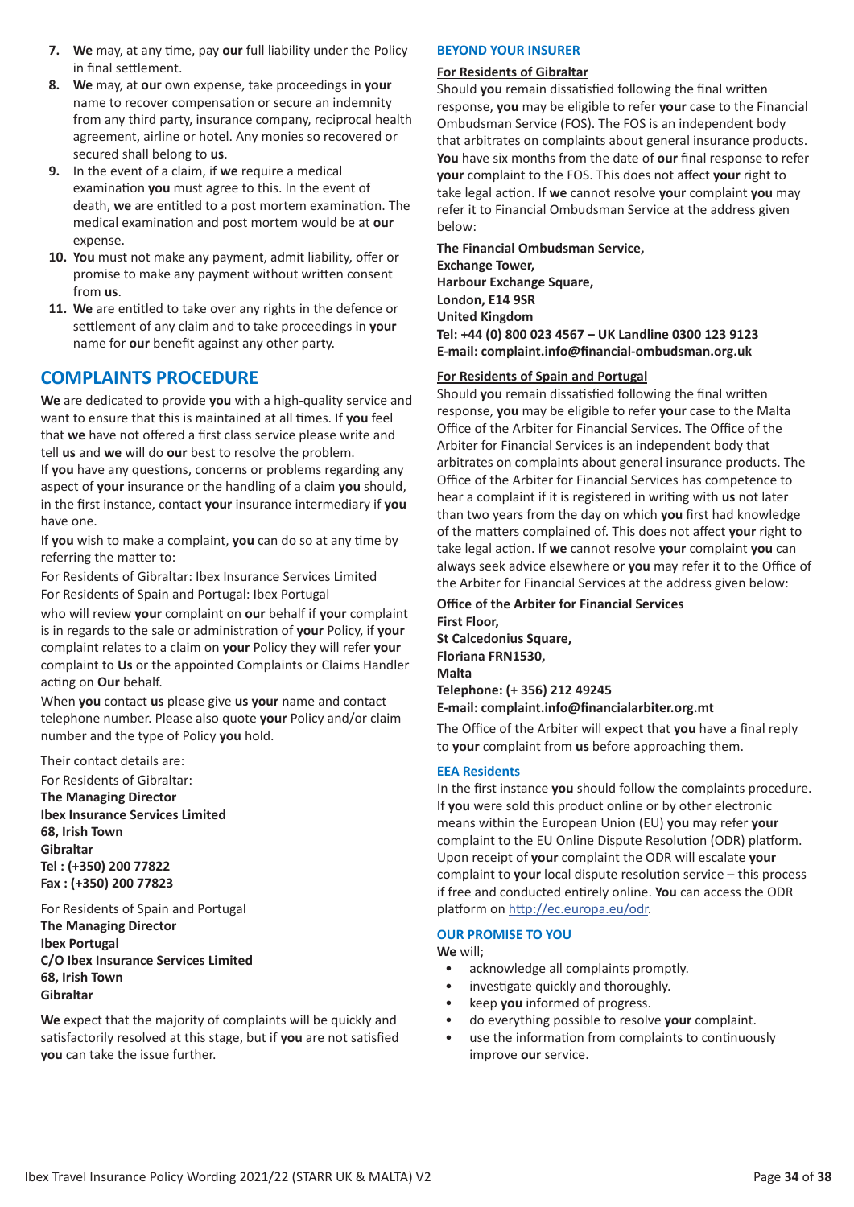7. **We** may, at any time, pay **our** full liability under the Policy in final settlement.
8. **We** may, at **our** own expense, take proceedings in **your** name to recover compensation or secure an indemnity from any third party, insurance company, reciprocal health agreement, airline or hotel. Any monies so recovered or secured shall belong to **us**.
9. In the event of a claim, if **we** require a medical examination **you** must agree to this. In the event of death, **we** are entitled to a post mortem examination. The medical examination and post mortem would be at **our** expense.
10. **You** must not make any payment, admit liability, offer or promise to make any payment without written consent from **us**.
11. **We** are entitled to take over any rights in the defence or settlement of any claim and to take proceedings in **your** name for **our** benefit against any other party.

## COMPLAINTS PROCEDURE

**We** are dedicated to provide **you** with a high-quality service and want to ensure that this is maintained at all times. If **you** feel that **we** have not offered a first class service please write and tell **us** and **we** will do **our** best to resolve the problem.

If **you** have any questions, concerns or problems regarding any aspect of **your** insurance or the handling of a claim **you** should, in the first instance, contact **your** insurance intermediary if **you** have one.

If **you** wish to make a complaint, **you** can do so at any time by referring the matter to:

For Residents of Gibraltar: Ibex Insurance Services Limited
For Residents of Spain and Portugal: Ibex Portugal

who will review **your** complaint on **our** behalf if **your** complaint is in regards to the sale or administration of **your** Policy, if **your** complaint relates to a claim on **your** Policy they will refer **your** complaint to **Us** or the appointed Complaints or Claims Handler acting on **Our** behalf.

When **you** contact **us** please give **us your** name and contact telephone number. Please also quote **your** Policy and/or claim number and the type of Policy **you** hold.

Their contact details are:

For Residents of Gibraltar:
**The Managing Director**
**Ibex Insurance Services Limited**
**68, Irish Town**
**Gibraltar**
**Tel : (+350) 200 77822**
**Fax : (+350) 200 77823**

For Residents of Spain and Portugal
**The Managing Director**
**Ibex Portugal**
**C/O Ibex Insurance Services Limited**
**68, Irish Town**
**Gibraltar**

**We** expect that the majority of complaints will be quickly and satisfactorily resolved at this stage, but if **you** are not satisfied **you** can take the issue further.

### BEYOND YOUR INSURER

**For Residents of Gibraltar**

Should **you** remain dissatisfied following the final written response, **you** may be eligible to refer **your** case to the Financial Ombudsman Service (FOS). The FOS is an independent body that arbitrates on complaints about general insurance products. **You** have six months from the date of **our** final response to refer **your** complaint to the FOS. This does not affect **your** right to take legal action. If **we** cannot resolve **your** complaint **you** may refer it to Financial Ombudsman Service at the address given below:

**The Financial Ombudsman Service,**
**Exchange Tower,**
**Harbour Exchange Square,**
**London, E14 9SR**
**United Kingdom**
**Tel: +44 (0) 800 023 4567 – UK Landline 0300 123 9123**
**E-mail: complaint.info@financial-ombudsman.org.uk**

**For Residents of Spain and Portugal**

Should **you** remain dissatisfied following the final written response, **you** may be eligible to refer **your** case to the Malta Office of the Arbiter for Financial Services. The Office of the Arbiter for Financial Services is an independent body that arbitrates on complaints about general insurance products. The Office of the Arbiter for Financial Services has competence to hear a complaint if it is registered in writing with **us** not later than two years from the day on which **you** first had knowledge of the matters complained of. This does not affect **your** right to take legal action. If **we** cannot resolve **your** complaint **you** can always seek advice elsewhere or **you** may refer it to the Office of the Arbiter for Financial Services at the address given below:

**Office of the Arbiter for Financial Services**
**First Floor,**
**St Calcedonius Square,**
**Floriana FRN1530,**
**Malta**
**Telephone: (+ 356) 212 49245**
**E-mail: complaint.info@financialarbiter.org.mt**

The Office of the Arbiter will expect that **you** have a final reply to **your** complaint from **us** before approaching them.

### EEA Residents

In the first instance **you** should follow the complaints procedure. If **you** were sold this product online or by other electronic means within the European Union (EU) **you** may refer **your** complaint to the EU Online Dispute Resolution (ODR) platform. Upon receipt of **your** complaint the ODR will escalate **your** complaint to **your** local dispute resolution service – this process if free and conducted entirely online. **You** can access the ODR platform on http://ec.europa.eu/odr.

### OUR PROMISE TO YOU

**We** will;

- acknowledge all complaints promptly.
- investigate quickly and thoroughly.
- keep **you** informed of progress.
- do everything possible to resolve **your** complaint.
- use the information from complaints to continuously improve **our** service.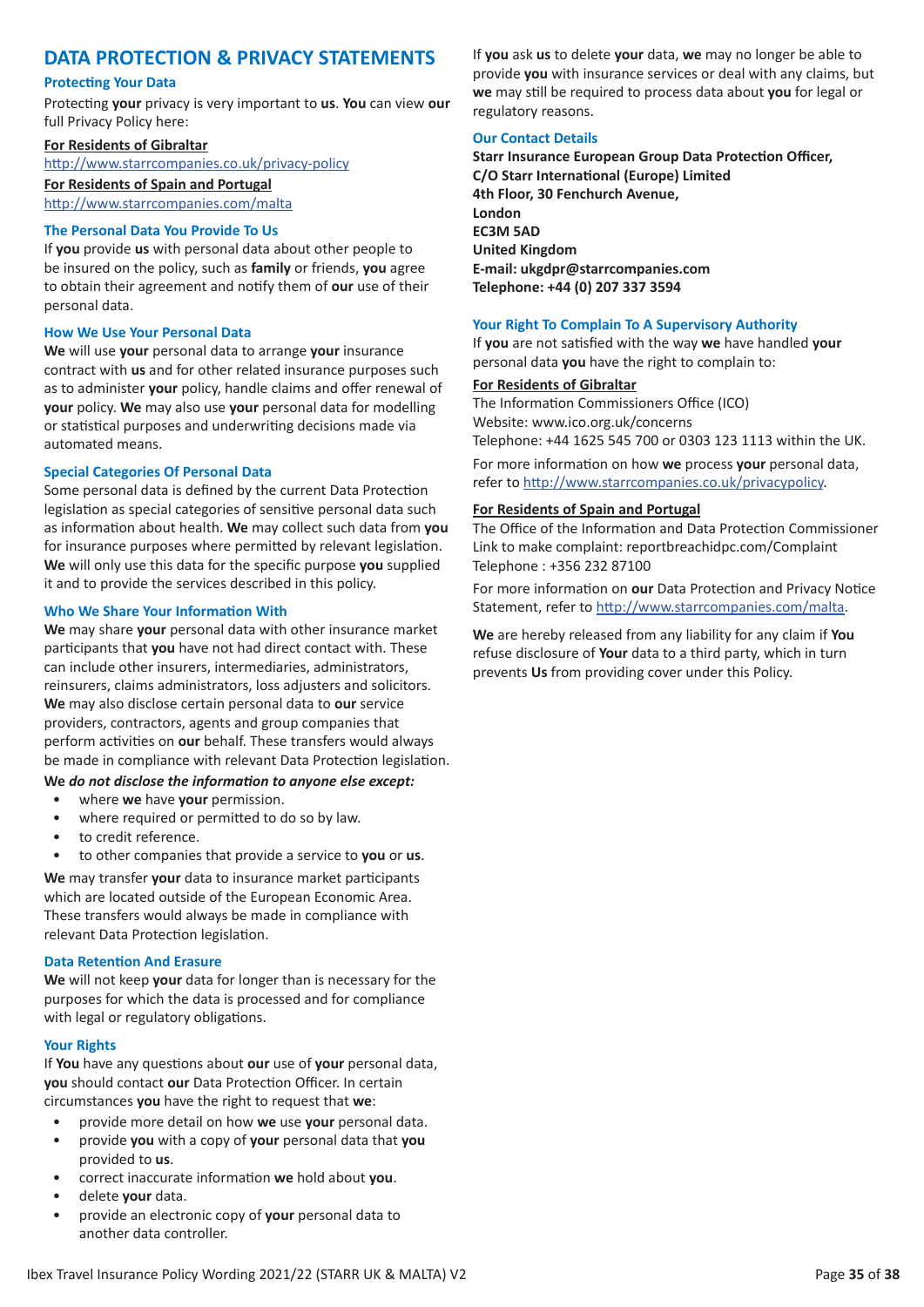# DATA PROTECTION & PRIVACY STATEMENTS

### Protecting Your Data

Protecting **your** privacy is very important to **us**. **You** can view **our** full Privacy Policy here:

**For Residents of Gibraltar**
http://www.starrcompanies.co.uk/privacy-policy

**For Residents of Spain and Portugal**
http://www.starrcompanies.com/malta

### The Personal Data You Provide To Us

If **you** provide **us** with personal data about other people to be insured on the policy, such as **family** or friends, **you** agree to obtain their agreement and notify them of **our** use of their personal data.

### How We Use Your Personal Data

**We** will use **your** personal data to arrange **your** insurance contract with **us** and for other related insurance purposes such as to administer **your** policy, handle claims and offer renewal of **your** policy. **We** may also use **your** personal data for modelling or statistical purposes and underwriting decisions made via automated means.

### Special Categories Of Personal Data

Some personal data is defined by the current Data Protection legislation as special categories of sensitive personal data such as information about health. **We** may collect such data from **you** for insurance purposes where permitted by relevant legislation. **We** will only use this data for the specific purpose **you** supplied it and to provide the services described in this policy.

### Who We Share Your Information With

**We** may share **your** personal data with other insurance market participants that **you** have not had direct contact with. These can include other insurers, intermediaries, administrators, reinsurers, claims administrators, loss adjusters and solicitors. **We** may also disclose certain personal data to **our** service providers, contractors, agents and group companies that perform activities on **our** behalf. These transfers would always be made in compliance with relevant Data Protection legislation.

**We** ***do not disclose the information to anyone else except:***

- where **we** have **your** permission.
- where required or permitted to do so by law.
- to credit reference.
- to other companies that provide a service to **you** or **us**.

**We** may transfer **your** data to insurance market participants which are located outside of the European Economic Area. These transfers would always be made in compliance with relevant Data Protection legislation.

### Data Retention And Erasure

**We** will not keep **your** data for longer than is necessary for the purposes for which the data is processed and for compliance with legal or regulatory obligations.

### Your Rights

If **You** have any questions about **our** use of **your** personal data, **you** should contact **our** Data Protection Officer. In certain circumstances **you** have the right to request that **we**:

- provide more detail on how **we** use **your** personal data.
- provide **you** with a copy of **your** personal data that **you** provided to **us**.
- correct inaccurate information **we** hold about **you**.
- delete **your** data.
- provide an electronic copy of **your** personal data to another data controller.

If **you** ask **us** to delete **your** data, **we** may no longer be able to provide **you** with insurance services or deal with any claims, but **we** may still be required to process data about **you** for legal or regulatory reasons.

### Our Contact Details

**Starr Insurance European Group Data Protection Officer,**
**C/O Starr International (Europe) Limited**
**4th Floor, 30 Fenchurch Avenue,**
**London**
**EC3M 5AD**
**United Kingdom**
**E-mail: ukgdpr@starrcompanies.com**
**Telephone: +44 (0) 207 337 3594**

### Your Right To Complain To A Supervisory Authority

If **you** are not satisfied with the way **we** have handled **your** personal data **you** have the right to complain to:

**For Residents of Gibraltar**

The Information Commissioners Office (ICO)
Website: www.ico.org.uk/concerns
Telephone: +44 1625 545 700 or 0303 123 1113 within the UK.

For more information on how **we** process **your** personal data, refer to http://www.starrcompanies.co.uk/privacypolicy.

**For Residents of Spain and Portugal**

The Office of the Information and Data Protection Commissioner
Link to make complaint: reportbreachidpc.com/Complaint
Telephone : +356 232 87100

For more information on **our** Data Protection and Privacy Notice Statement, refer to http://www.starrcompanies.com/malta.

**We** are hereby released from any liability for any claim if **You** refuse disclosure of **Your** data to a third party, which in turn prevents **Us** from providing cover under this Policy.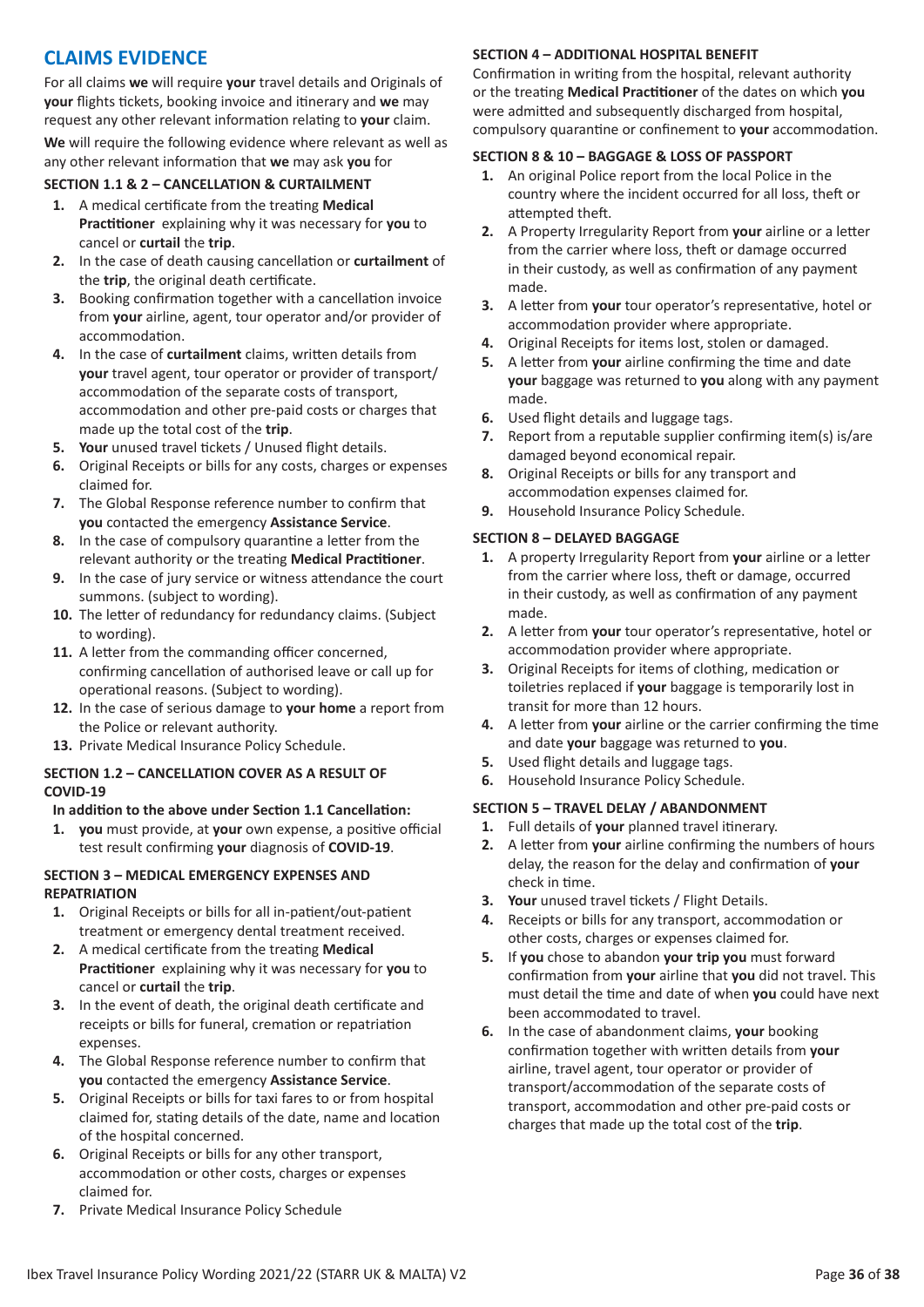## CLAIMS EVIDENCE

For all claims **we** will require **your** travel details and Originals of **your** flights tickets, booking invoice and itinerary and **we** may request any other relevant information relating to **your** claim.

**We** will require the following evidence where relevant as well as any other relevant information that **we** may ask **you** for

### SECTION 1.1 & 2 – CANCELLATION & CURTAILMENT

1. A medical certificate from the treating **Medical Practitioner** explaining why it was necessary for **you** to cancel or **curtail** the **trip**.
2. In the case of death causing cancellation or **curtailment** of the **trip**, the original death certificate.
3. Booking confirmation together with a cancellation invoice from **your** airline, agent, tour operator and/or provider of accommodation.
4. In the case of **curtailment** claims, written details from **your** travel agent, tour operator or provider of transport/accommodation of the separate costs of transport, accommodation and other pre-paid costs or charges that made up the total cost of the **trip**.
5. **Your** unused travel tickets / Unused flight details.
6. Original Receipts or bills for any costs, charges or expenses claimed for.
7. The Global Response reference number to confirm that **you** contacted the emergency **Assistance Service**.
8. In the case of compulsory quarantine a letter from the relevant authority or the treating **Medical Practitioner**.
9. In the case of jury service or witness attendance the court summons. (subject to wording).
10. The letter of redundancy for redundancy claims. (Subject to wording).
11. A letter from the commanding officer concerned, confirming cancellation of authorised leave or call up for operational reasons. (Subject to wording).
12. In the case of serious damage to **your home** a report from the Police or relevant authority.
13. Private Medical Insurance Policy Schedule.

### SECTION 1.2 – CANCELLATION COVER AS A RESULT OF COVID-19

**In addition to the above under Section 1.1 Cancellation:**

1. **you** must provide, at **your** own expense, a positive official test result confirming **your** diagnosis of **COVID-19**.

### SECTION 3 – MEDICAL EMERGENCY EXPENSES AND REPATRIATION

1. Original Receipts or bills for all in-patient/out-patient treatment or emergency dental treatment received.
2. A medical certificate from the treating **Medical Practitioner** explaining why it was necessary for **you** to cancel or **curtail** the **trip**.
3. In the event of death, the original death certificate and receipts or bills for funeral, cremation or repatriation expenses.
4. The Global Response reference number to confirm that **you** contacted the emergency **Assistance Service**.
5. Original Receipts or bills for taxi fares to or from hospital claimed for, stating details of the date, name and location of the hospital concerned.
6. Original Receipts or bills for any other transport, accommodation or other costs, charges or expenses claimed for.
7. Private Medical Insurance Policy Schedule

### SECTION 4 – ADDITIONAL HOSPITAL BENEFIT

Confirmation in writing from the hospital, relevant authority or the treating **Medical Practitioner** of the dates on which **you** were admitted and subsequently discharged from hospital, compulsory quarantine or confinement to **your** accommodation.

### SECTION 8 & 10 – BAGGAGE & LOSS OF PASSPORT

1. An original Police report from the local Police in the country where the incident occurred for all loss, theft or attempted theft.
2. A Property Irregularity Report from **your** airline or a letter from the carrier where loss, theft or damage occurred in their custody, as well as confirmation of any payment made.
3. A letter from **your** tour operator's representative, hotel or accommodation provider where appropriate.
4. Original Receipts for items lost, stolen or damaged.
5. A letter from **your** airline confirming the time and date **your** baggage was returned to **you** along with any payment made.
6. Used flight details and luggage tags.
7. Report from a reputable supplier confirming item(s) is/are damaged beyond economical repair.
8. Original Receipts or bills for any transport and accommodation expenses claimed for.
9. Household Insurance Policy Schedule.

### SECTION 8 – DELAYED BAGGAGE

1. A property Irregularity Report from **your** airline or a letter from the carrier where loss, theft or damage, occurred in their custody, as well as confirmation of any payment made.
2. A letter from **your** tour operator's representative, hotel or accommodation provider where appropriate.
3. Original Receipts for items of clothing, medication or toiletries replaced if **your** baggage is temporarily lost in transit for more than 12 hours.
4. A letter from **your** airline or the carrier confirming the time and date **your** baggage was returned to **you**.
5. Used flight details and luggage tags.
6. Household Insurance Policy Schedule.

### SECTION 5 – TRAVEL DELAY / ABANDONMENT

1. Full details of **your** planned travel itinerary.
2. A letter from **your** airline confirming the numbers of hours delay, the reason for the delay and confirmation of **your** check in time.
3. **Your** unused travel tickets / Flight Details.
4. Receipts or bills for any transport, accommodation or other costs, charges or expenses claimed for.
5. If **you** chose to abandon **your trip you** must forward confirmation from **your** airline that **you** did not travel. This must detail the time and date of when **you** could have next been accommodated to travel.
6. In the case of abandonment claims, **your** booking confirmation together with written details from **your** airline, travel agent, tour operator or provider of transport/accommodation of the separate costs of transport, accommodation and other pre-paid costs or charges that made up the total cost of the **trip**.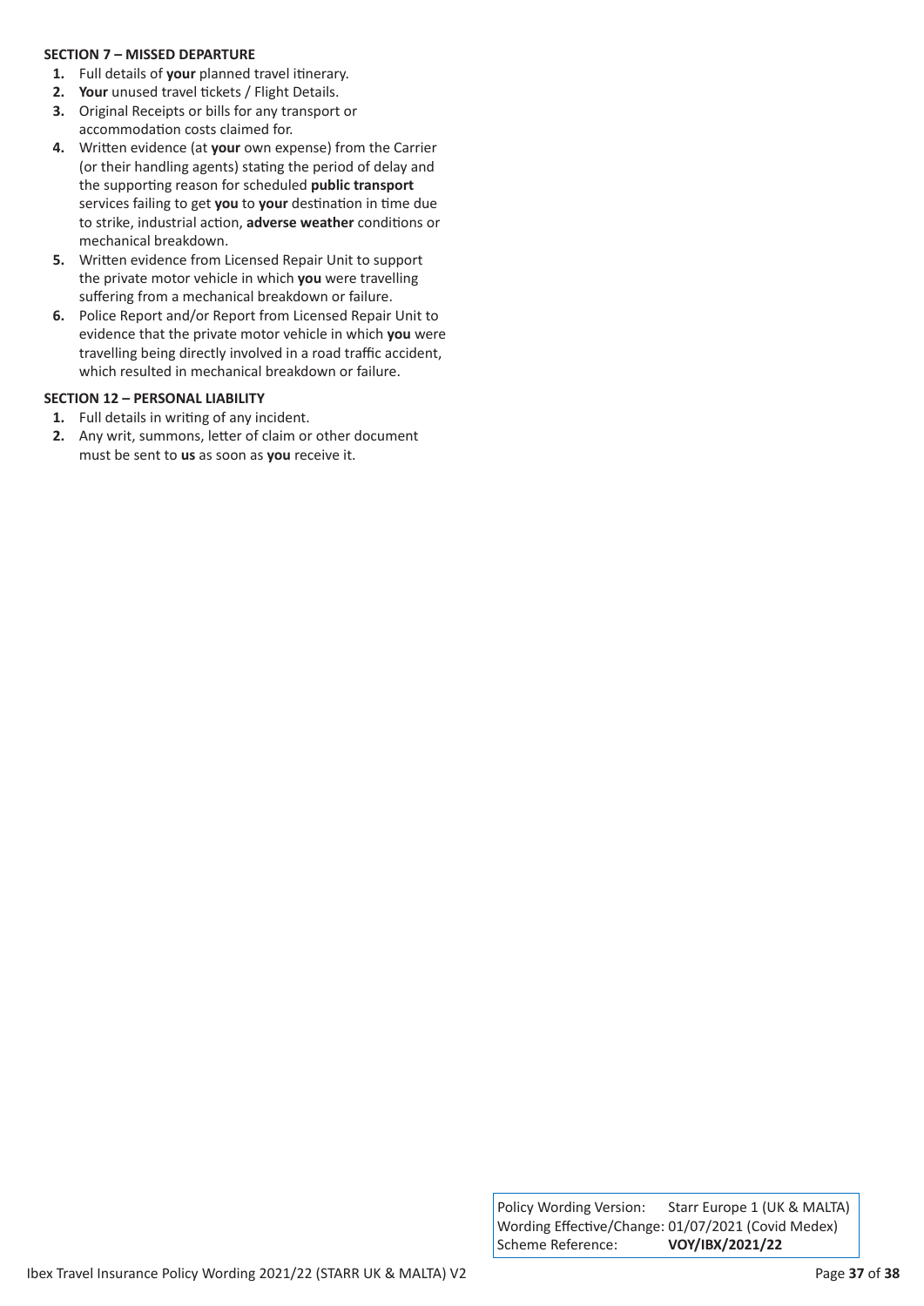**SECTION 7 – MISSED DEPARTURE**

1. Full details of **your** planned travel itinerary.
2. **Your** unused travel tickets / Flight Details.
3. Original Receipts or bills for any transport or accommodation costs claimed for.
4. Written evidence (at **your** own expense) from the Carrier (or their handling agents) stating the period of delay and the supporting reason for scheduled **public transport** services failing to get **you** to **your** destination in time due to strike, industrial action, **adverse weather** conditions or mechanical breakdown.
5. Written evidence from Licensed Repair Unit to support the private motor vehicle in which **you** were travelling suffering from a mechanical breakdown or failure.
6. Police Report and/or Report from Licensed Repair Unit to evidence that the private motor vehicle in which **you** were travelling being directly involved in a road traffic accident, which resulted in mechanical breakdown or failure.

**SECTION 12 – PERSONAL LIABILITY**

1. Full details in writing of any incident.
2. Any writ, summons, letter of claim or other document must be sent to **us** as soon as **you** receive it.

| | |
|---|---|
| Policy Wording Version: | Starr Europe 1 (UK & MALTA) |
| Wording Effective/Change: | 01/07/2021 (Covid Medex) |
| Scheme Reference: | **VOY/IBX/2021/22** |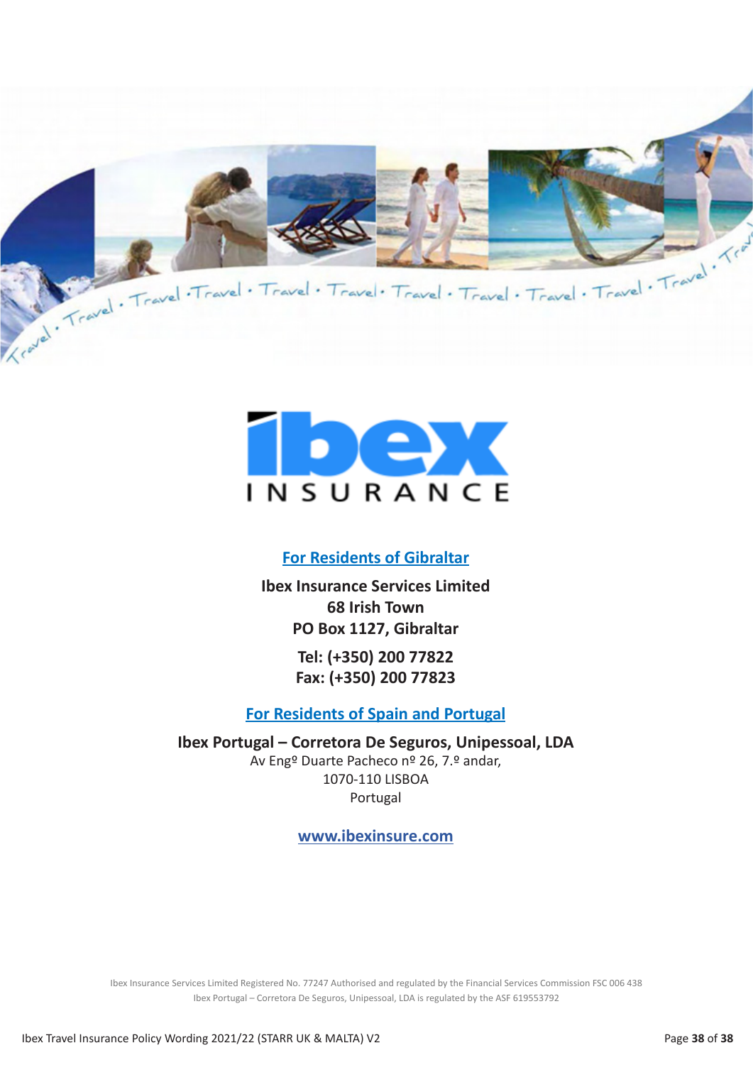**For Residents of Gibraltar**

**Ibex Insurance Services Limited**
**68 Irish Town**
**PO Box 1127, Gibraltar**

**Tel: (+350) 200 77822**
**Fax: (+350) 200 77823**

**For Residents of Spain and Portugal**

**Ibex Portugal – Corretora De Seguros, Unipessoal, LDA**
Av Engº Duarte Pacheco nº 26, 7.º andar,
1070-110 LISBOA
Portugal

**www.ibexinsure.com**

Ibex Insurance Services Limited Registered No. 77247 Authorised and regulated by the Financial Services Commission FSC 006 438
Ibex Portugal – Corretora De Seguros, Unipessoal, LDA is regulated by the ASF 619553792